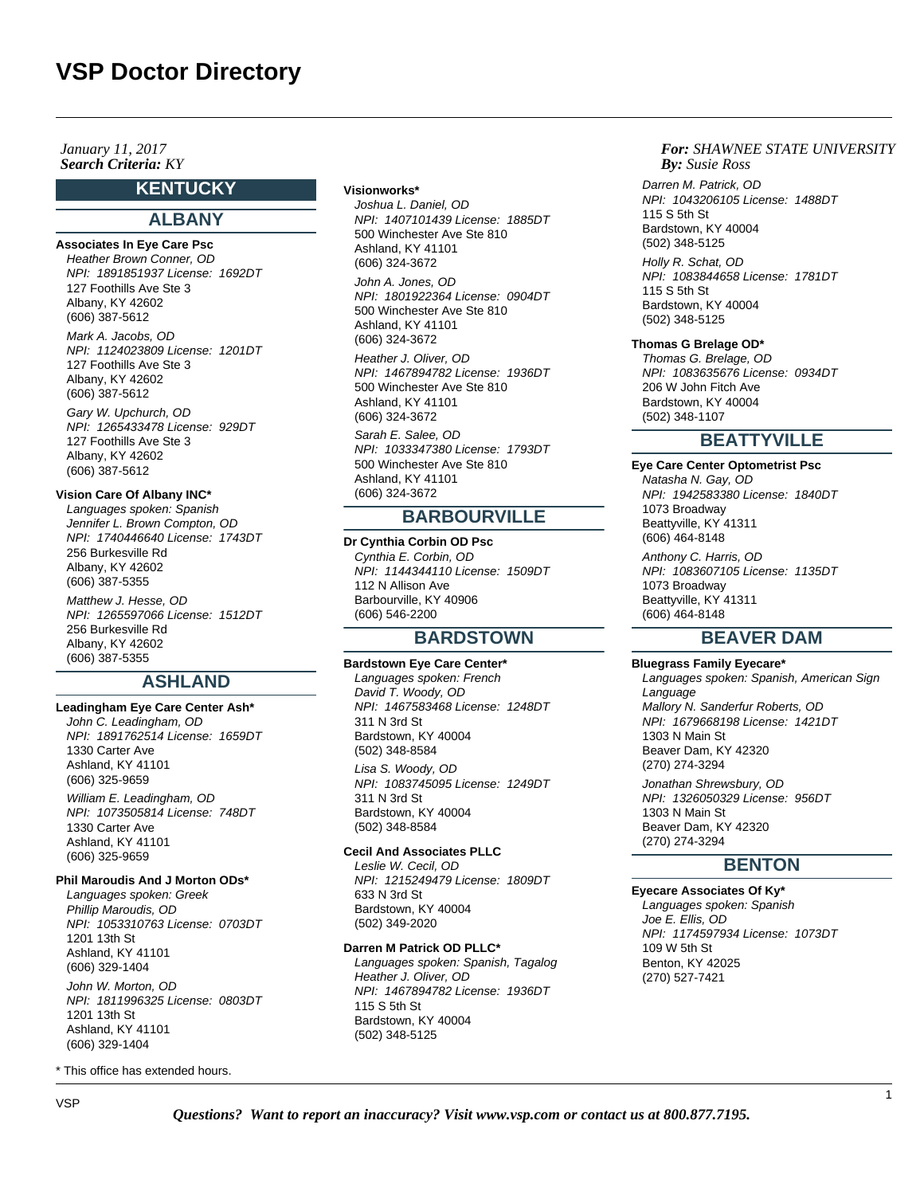# VSP Doctor Directory

*January 11, 2017*
***Search Criteria:*** *KY*

***For:*** *SHAWNEE STATE UNIVERSITY*
***By:*** *Susie Ross*

## KENTUCKY

### ALBANY

**Associates In Eye Care Psc**

*Heather Brown Conner, OD*
*NPI: 1891851937 License: 1692DT*
127 Foothills Ave Ste 3
Albany, KY 42602
(606) 387-5612

*Mark A. Jacobs, OD*
*NPI: 1124023809 License: 1201DT*
127 Foothills Ave Ste 3
Albany, KY 42602
(606) 387-5612

*Gary W. Upchurch, OD*
*NPI: 1265433478 License: 929DT*
127 Foothills Ave Ste 3
Albany, KY 42602
(606) 387-5612

**Vision Care Of Albany INC***

*Languages spoken: Spanish*
*Jennifer L. Brown Compton, OD*
*NPI: 1740446640 License: 1743DT*
256 Burkesville Rd
Albany, KY 42602
(606) 387-5355

*Matthew J. Hesse, OD*
*NPI: 1265597066 License: 1512DT*
256 Burkesville Rd
Albany, KY 42602
(606) 387-5355

### ASHLAND

**Leadingham Eye Care Center Ash***

*John C. Leadingham, OD*
*NPI: 1891762514 License: 1659DT*
1330 Carter Ave
Ashland, KY 41101
(606) 325-9659

*William E. Leadingham, OD*
*NPI: 1073505814 License: 748DT*
1330 Carter Ave
Ashland, KY 41101
(606) 325-9659

**Phil Maroudis And J Morton ODs***

*Languages spoken: Greek*
*Phillip Maroudis, OD*
*NPI: 1053310763 License: 0703DT*
1201 13th St
Ashland, KY 41101
(606) 329-1404

*John W. Morton, OD*
*NPI: 1811996325 License: 0803DT*
1201 13th St
Ashland, KY 41101
(606) 329-1404

**Visionworks***

*Joshua L. Daniel, OD*
*NPI: 1407101439 License: 1885DT*
500 Winchester Ave Ste 810
Ashland, KY 41101
(606) 324-3672

*John A. Jones, OD*
*NPI: 1801922364 License: 0904DT*
500 Winchester Ave Ste 810
Ashland, KY 41101
(606) 324-3672

*Heather J. Oliver, OD*
*NPI: 1467894782 License: 1936DT*
500 Winchester Ave Ste 810
Ashland, KY 41101
(606) 324-3672

*Sarah E. Salee, OD*
*NPI: 1033347380 License: 1793DT*
500 Winchester Ave Ste 810
Ashland, KY 41101
(606) 324-3672

### BARBOURVILLE

**Dr Cynthia Corbin OD Psc**

*Cynthia E. Corbin, OD*
*NPI: 1144344110 License: 1509DT*
112 N Allison Ave
Barbourville, KY 40906
(606) 546-2200

### BARDSTOWN

**Bardstown Eye Care Center***

*Languages spoken: French*
*David T. Woody, OD*
*NPI: 1467583468 License: 1248DT*
311 N 3rd St
Bardstown, KY 40004
(502) 348-8584

*Lisa S. Woody, OD*
*NPI: 1083745095 License: 1249DT*
311 N 3rd St
Bardstown, KY 40004
(502) 348-8584

**Cecil And Associates PLLC**

*Leslie W. Cecil, OD*
*NPI: 1215249479 License: 1809DT*
633 N 3rd St
Bardstown, KY 40004
(502) 349-2020

**Darren M Patrick OD PLLC***

*Languages spoken: Spanish, Tagalog*
*Heather J. Oliver, OD*
*NPI: 1467894782 License: 1936DT*
115 S 5th St
Bardstown, KY 40004
(502) 348-5125

*Darren M. Patrick, OD*
*NPI: 1043206105 License: 1488DT*
115 S 5th St
Bardstown, KY 40004
(502) 348-5125

*Holly R. Schat, OD*
*NPI: 1083844658 License: 1781DT*
115 S 5th St
Bardstown, KY 40004
(502) 348-5125

**Thomas G Brelage OD***

*Thomas G. Brelage, OD*
*NPI: 1083635676 License: 0934DT*
206 W John Fitch Ave
Bardstown, KY 40004
(502) 348-1107

### BEATTYVILLE

**Eye Care Center Optometrist Psc**

*Natasha N. Gay, OD*
*NPI: 1942583380 License: 1840DT*
1073 Broadway
Beattyville, KY 41311
(606) 464-8148

*Anthony C. Harris, OD*
*NPI: 1083607105 License: 1135DT*
1073 Broadway
Beattyville, KY 41311
(606) 464-8148

### BEAVER DAM

**Bluegrass Family Eyecare***

*Languages spoken: Spanish, American Sign Language*
*Mallory N. Sanderfur Roberts, OD*
*NPI: 1679668198 License: 1421DT*
1303 N Main St
Beaver Dam, KY 42320
(270) 274-3294

*Jonathan Shrewsbury, OD*
*NPI: 1326050329 License: 956DT*
1303 N Main St
Beaver Dam, KY 42320
(270) 274-3294

### BENTON

**Eyecare Associates Of Ky***

*Languages spoken: Spanish*
*Joe E. Ellis, OD*
*NPI: 1174597934 License: 1073DT*
109 W 5th St
Benton, KY 42025
(270) 527-7421

* This office has extended hours.

***Questions? Want to report an inaccuracy? Visit www.vsp.com or contact us at 800.877.7195.***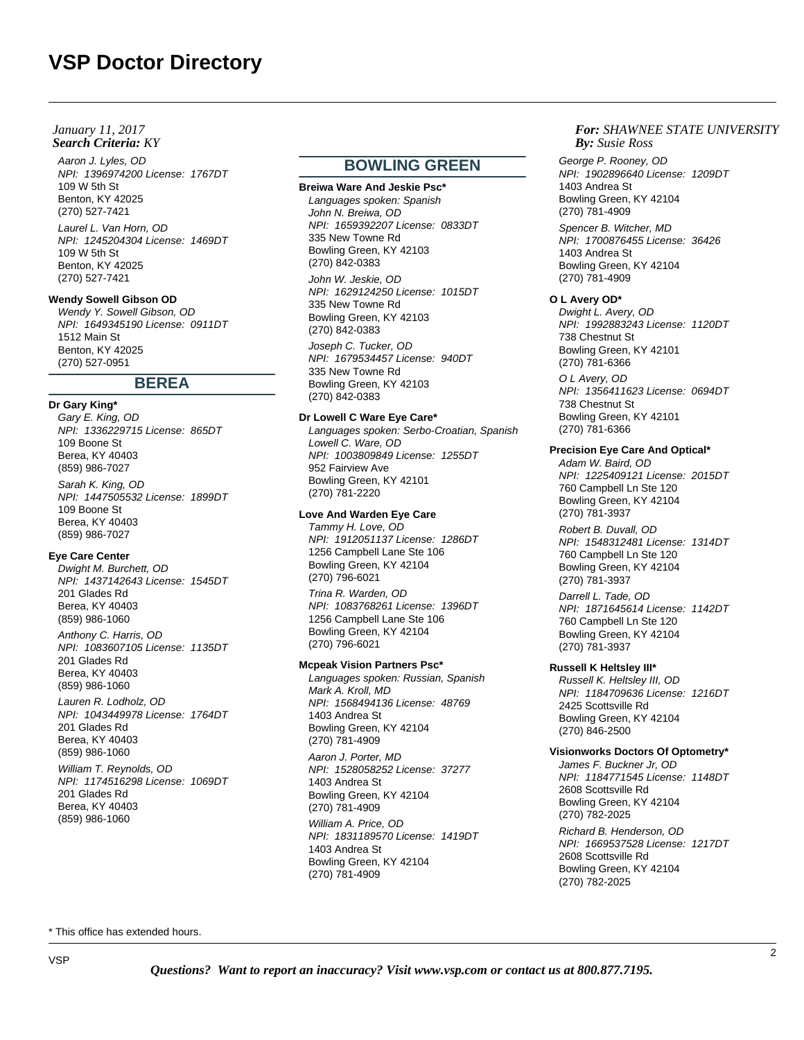*January 11, 2017*
***Search Criteria:** KY*

***For:** SHAWNEE STATE UNIVERSITY*
***By:** Susie Ross*

*Aaron J. Lyles, OD*
*NPI: 1396974200 License: 1767DT*
109 W 5th St
Benton, KY 42025
(270) 527-7421

*Laurel L. Van Horn, OD*
*NPI: 1245204304 License: 1469DT*
109 W 5th St
Benton, KY 42025
(270) 527-7421

**Wendy Sowell Gibson OD**

*Wendy Y. Sowell Gibson, OD*
*NPI: 1649345190 License: 0911DT*
1512 Main St
Benton, KY 42025
(270) 527-0951

## BEREA

**Dr Gary King***

*Gary E. King, OD*
*NPI: 1336229715 License: 865DT*
109 Boone St
Berea, KY 40403
(859) 986-7027

*Sarah K. King, OD*
*NPI: 1447505532 License: 1899DT*
109 Boone St
Berea, KY 40403
(859) 986-7027

**Eye Care Center**

*Dwight M. Burchett, OD*
*NPI: 1437142643 License: 1545DT*
201 Glades Rd
Berea, KY 40403
(859) 986-1060

*Anthony C. Harris, OD*
*NPI: 1083607105 License: 1135DT*
201 Glades Rd
Berea, KY 40403
(859) 986-1060

*Lauren R. Lodholz, OD*
*NPI: 1043449978 License: 1764DT*
201 Glades Rd
Berea, KY 40403
(859) 986-1060

*William T. Reynolds, OD*
*NPI: 1174516298 License: 1069DT*
201 Glades Rd
Berea, KY 40403
(859) 986-1060

## BOWLING GREEN

**Breiwa Ware And Jeskie Psc***

*Languages spoken: Spanish*

*John N. Breiwa, OD*
*NPI: 1659392207 License: 0833DT*
335 New Towne Rd
Bowling Green, KY 42103
(270) 842-0383

*John W. Jeskie, OD*
*NPI: 1629124250 License: 1015DT*
335 New Towne Rd
Bowling Green, KY 42103
(270) 842-0383

*Joseph C. Tucker, OD*
*NPI: 1679534457 License: 940DT*
335 New Towne Rd
Bowling Green, KY 42103
(270) 842-0383

**Dr Lowell C Ware Eye Care***

*Languages spoken: Serbo-Croatian, Spanish*

*Lowell C. Ware, OD*
*NPI: 1003809849 License: 1255DT*
952 Fairview Ave
Bowling Green, KY 42101
(270) 781-2220

**Love And Warden Eye Care**

*Tammy H. Love, OD*
*NPI: 1912051137 License: 1286DT*
1256 Campbell Lane Ste 106
Bowling Green, KY 42104
(270) 796-6021

*Trina R. Warden, OD*
*NPI: 1083768261 License: 1396DT*
1256 Campbell Lane Ste 106
Bowling Green, KY 42104
(270) 796-6021

**Mcpeak Vision Partners Psc***

*Languages spoken: Russian, Spanish*

*Mark A. Kroll, MD*
*NPI: 1568494136 License: 48769*
1403 Andrea St
Bowling Green, KY 42104
(270) 781-4909

*Aaron J. Porter, MD*
*NPI: 1528058252 License: 37277*
1403 Andrea St
Bowling Green, KY 42104
(270) 781-4909

*William A. Price, OD*
*NPI: 1831189570 License: 1419DT*
1403 Andrea St
Bowling Green, KY 42104
(270) 781-4909

*George P. Rooney, OD*
*NPI: 1902896640 License: 1209DT*
1403 Andrea St
Bowling Green, KY 42104
(270) 781-4909

*Spencer B. Witcher, MD*
*NPI: 1700876455 License: 36426*
1403 Andrea St
Bowling Green, KY 42104
(270) 781-4909

**O L Avery OD***

*Dwight L. Avery, OD*
*NPI: 1992883243 License: 1120DT*
738 Chestnut St
Bowling Green, KY 42101
(270) 781-6366

*O L Avery, OD*
*NPI: 1356411623 License: 0694DT*
738 Chestnut St
Bowling Green, KY 42101
(270) 781-6366

**Precision Eye Care And Optical***

*Adam W. Baird, OD*
*NPI: 1225409121 License: 2015DT*
760 Campbell Ln Ste 120
Bowling Green, KY 42104
(270) 781-3937

*Robert B. Duvall, OD*
*NPI: 1548312481 License: 1314DT*
760 Campbell Ln Ste 120
Bowling Green, KY 42104
(270) 781-3937

*Darrell L. Tade, OD*
*NPI: 1871645614 License: 1142DT*
760 Campbell Ln Ste 120
Bowling Green, KY 42104
(270) 781-3937

**Russell K Heltsley III***

*Russell K. Heltsley III, OD*
*NPI: 1184709636 License: 1216DT*
2425 Scottsville Rd
Bowling Green, KY 42104
(270) 846-2500

**Visionworks Doctors Of Optometry***

*James F. Buckner Jr, OD*
*NPI: 1184771545 License: 1148DT*
2608 Scottsville Rd
Bowling Green, KY 42104
(270) 782-2025

*Richard B. Henderson, OD*
*NPI: 1669537528 License: 1217DT*
2608 Scottsville Rd
Bowling Green, KY 42104
(270) 782-2025

* This office has extended hours.

***Questions? Want to report an inaccuracy? Visit www.vsp.com or contact us at 800.877.7195.***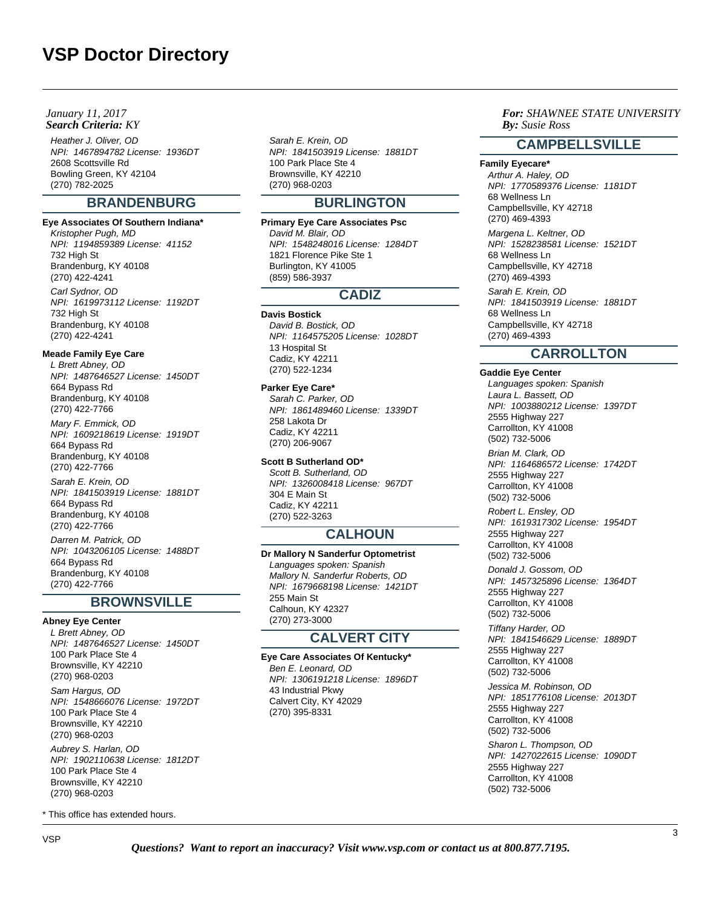# VSP Doctor Directory

*January 11, 2017*
***Search Criteria:*** *KY*

***For:*** *SHAWNEE STATE UNIVERSITY*
***By:*** *Susie Ross*

*Heather J. Oliver, OD*
*NPI: 1467894782 License: 1936DT*
2608 Scottsville Rd
Bowling Green, KY 42104
(270) 782-2025

## BRANDENBURG

**Eye Associates Of Southern Indiana***

*Kristopher Pugh, MD*
*NPI: 1194859389 License: 41152*
732 High St
Brandenburg, KY 40108
(270) 422-4241

*Carl Sydnor, OD*
*NPI: 1619973112 License: 1192DT*
732 High St
Brandenburg, KY 40108
(270) 422-4241

**Meade Family Eye Care**

*L Brett Abney, OD*
*NPI: 1487646527 License: 1450DT*
664 Bypass Rd
Brandenburg, KY 40108
(270) 422-7766

*Mary F. Emmick, OD*
*NPI: 1609218619 License: 1919DT*
664 Bypass Rd
Brandenburg, KY 40108
(270) 422-7766

*Sarah E. Krein, OD*
*NPI: 1841503919 License: 1881DT*
664 Bypass Rd
Brandenburg, KY 40108
(270) 422-7766

*Darren M. Patrick, OD*
*NPI: 1043206105 License: 1488DT*
664 Bypass Rd
Brandenburg, KY 40108
(270) 422-7766

## BROWNSVILLE

**Abney Eye Center**

*L Brett Abney, OD*
*NPI: 1487646527 License: 1450DT*
100 Park Place Ste 4
Brownsville, KY 42210
(270) 968-0203

*Sam Hargus, OD*
*NPI: 1548666076 License: 1972DT*
100 Park Place Ste 4
Brownsville, KY 42210
(270) 968-0203

*Aubrey S. Harlan, OD*
*NPI: 1902110638 License: 1812DT*
100 Park Place Ste 4
Brownsville, KY 42210
(270) 968-0203

*Sarah E. Krein, OD*
*NPI: 1841503919 License: 1881DT*
100 Park Place Ste 4
Brownsville, KY 42210
(270) 968-0203

## BURLINGTON

**Primary Eye Care Associates Psc**

*David M. Blair, OD*
*NPI: 1548248016 License: 1284DT*
1821 Florence Pike Ste 1
Burlington, KY 41005
(859) 586-3937

## CADIZ

**Davis Bostick**

*David B. Bostick, OD*
*NPI: 1164575205 License: 1028DT*
13 Hospital St
Cadiz, KY 42211
(270) 522-1234

**Parker Eye Care***

*Sarah C. Parker, OD*
*NPI: 1861489460 License: 1339DT*
258 Lakota Dr
Cadiz, KY 42211
(270) 206-9067

**Scott B Sutherland OD***

*Scott B. Sutherland, OD*
*NPI: 1326008418 License: 967DT*
304 E Main St
Cadiz, KY 42211
(270) 522-3263

## CALHOUN

**Dr Mallory N Sanderfur Optometrist**

*Languages spoken: Spanish*
*Mallory N. Sanderfur Roberts, OD*
*NPI: 1679668198 License: 1421DT*
255 Main St
Calhoun, KY 42327
(270) 273-3000

## CALVERT CITY

**Eye Care Associates Of Kentucky***

*Ben E. Leonard, OD*
*NPI: 1306191218 License: 1896DT*
43 Industrial Pkwy
Calvert City, KY 42029
(270) 395-8331

## CAMPBELLSVILLE

**Family Eyecare***

*Arthur A. Haley, OD*
*NPI: 1770589376 License: 1181DT*
68 Wellness Ln
Campbellsville, KY 42718
(270) 469-4393

*Margena L. Keltner, OD*
*NPI: 1528238581 License: 1521DT*
68 Wellness Ln
Campbellsville, KY 42718
(270) 469-4393

*Sarah E. Krein, OD*
*NPI: 1841503919 License: 1881DT*
68 Wellness Ln
Campbellsville, KY 42718
(270) 469-4393

## CARROLLTON

**Gaddie Eye Center**

*Languages spoken: Spanish*
*Laura L. Bassett, OD*
*NPI: 1003880212 License: 1397DT*
2555 Highway 227
Carrollton, KY 41008
(502) 732-5006

*Brian M. Clark, OD*
*NPI: 1164686572 License: 1742DT*
2555 Highway 227
Carrollton, KY 41008
(502) 732-5006

*Robert L. Ensley, OD*
*NPI: 1619317302 License: 1954DT*
2555 Highway 227
Carrollton, KY 41008
(502) 732-5006

*Donald J. Gossom, OD*
*NPI: 1457325896 License: 1364DT*
2555 Highway 227
Carrollton, KY 41008
(502) 732-5006

*Tiffany Harder, OD*
*NPI: 1841546629 License: 1889DT*
2555 Highway 227
Carrollton, KY 41008
(502) 732-5006

*Jessica M. Robinson, OD*
*NPI: 1851776108 License: 2013DT*
2555 Highway 227
Carrollton, KY 41008
(502) 732-5006

*Sharon L. Thompson, OD*
*NPI: 1427022615 License: 1090DT*
2555 Highway 227
Carrollton, KY 41008
(502) 732-5006

* This office has extended hours.

***Questions? Want to report an inaccuracy? Visit www.vsp.com or contact us at 800.877.7195.***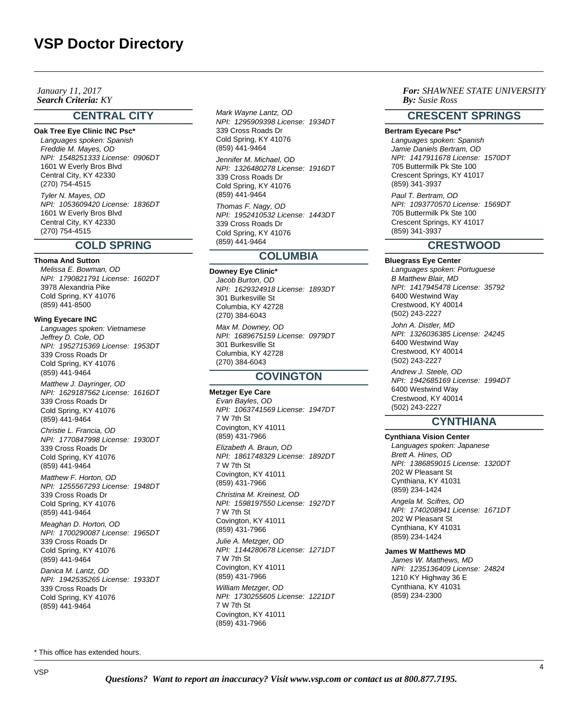# VSP Doctor Directory

*January 11, 2017*
***Search Criteria:** KY*

***For:** SHAWNEE STATE UNIVERSITY*
***By:** Susie Ross*

## CENTRAL CITY

**Oak Tree Eye Clinic INC Psc***

*Languages spoken: Spanish*
*Freddie M. Mayes, OD*
*NPI: 1548251333 License: 0906DT*
1601 W Everly Bros Blvd
Central City, KY 42330
(270) 754-4515

*Tyler N. Mayes, OD*
*NPI: 1053609420 License: 1836DT*
1601 W Everly Bros Blvd
Central City, KY 42330
(270) 754-4515

## COLD SPRING

**Thoma And Sutton**

*Melissa E. Bowman, OD*
*NPI: 1790821791 License: 1602DT*
3978 Alexandria Pike
Cold Spring, KY 41076
(859) 441-8500

**Wing Eyecare INC**

*Languages spoken: Vietnamese*
*Jeffrey D. Cole, OD*
*NPI: 1952715369 License: 1953DT*
339 Cross Roads Dr
Cold Spring, KY 41076
(859) 441-9464

*Matthew J. Dayringer, OD*
*NPI: 1629187562 License: 1616DT*
339 Cross Roads Dr
Cold Spring, KY 41076
(859) 441-9464

*Christie L. Francia, OD*
*NPI: 1770847998 License: 1930DT*
339 Cross Roads Dr
Cold Spring, KY 41076
(859) 441-9464

*Matthew F. Horton, OD*
*NPI: 1255567293 License: 1948DT*
339 Cross Roads Dr
Cold Spring, KY 41076
(859) 441-9464

*Meaghan D. Horton, OD*
*NPI: 1700290087 License: 1965DT*
339 Cross Roads Dr
Cold Spring, KY 41076
(859) 441-9464

*Danica M. Lantz, OD*
*NPI: 1942535265 License: 1933DT*
339 Cross Roads Dr
Cold Spring, KY 41076
(859) 441-9464

*Mark Wayne Lantz, OD*
*NPI: 1295909398 License: 1934DT*
339 Cross Roads Dr
Cold Spring, KY 41076
(859) 441-9464

*Jennifer M. Michael, OD*
*NPI: 1326480278 License: 1916DT*
339 Cross Roads Dr
Cold Spring, KY 41076
(859) 441-9464

*Thomas F. Nagy, OD*
*NPI: 1952410532 License: 1443DT*
339 Cross Roads Dr
Cold Spring, KY 41076
(859) 441-9464

## COLUMBIA

**Downey Eye Clinic***

*Jacob Burton, OD*
*NPI: 1629324918 License: 1893DT*
301 Burkesville St
Columbia, KY 42728
(270) 384-6043

*Max M. Downey, OD*
*NPI: 1689675159 License: 0979DT*
301 Burkesville St
Columbia, KY 42728
(270) 384-6043

## COVINGTON

**Metzger Eye Care**

*Evan Bayles, OD*
*NPI: 1063741569 License: 1947DT*
7 W 7th St
Covington, KY 41011
(859) 431-7966

*Elizabeth A. Braun, OD*
*NPI: 1861748329 License: 1892DT*
7 W 7th St
Covington, KY 41011
(859) 431-7966

*Christina M. Kreinest, OD*
*NPI: 1598197550 License: 1927DT*
7 W 7th St
Covington, KY 41011
(859) 431-7966

*Julie A. Metzger, OD*
*NPI: 1144280678 License: 1271DT*
7 W 7th St
Covington, KY 41011
(859) 431-7966

*William Metzger, OD*
*NPI: 1730255605 License: 1221DT*
7 W 7th St
Covington, KY 41011
(859) 431-7966

## CRESCENT SPRINGS

**Bertram Eyecare Psc***

*Languages spoken: Spanish*
*Jamie Daniels Bertram, OD*
*NPI: 1417911678 License: 1570DT*
705 Buttermilk Pk Ste 100
Crescent Springs, KY 41017
(859) 341-3937

*Paul T. Bertram, OD*
*NPI: 1093770570 License: 1569DT*
705 Buttermilk Pk Ste 100
Crescent Springs, KY 41017
(859) 341-3937

## CRESTWOOD

**Bluegrass Eye Center**

*Languages spoken: Portuguese*
*B Matthew Blair, MD*
*NPI: 1417945478 License: 35792*
6400 Westwind Way
Crestwood, KY 40014
(502) 243-2227

*John A. Distler, MD*
*NPI: 1326036385 License: 24245*
6400 Westwind Way
Crestwood, KY 40014
(502) 243-2227

*Andrew J. Steele, OD*
*NPI: 1942685169 License: 1994DT*
6400 Westwind Way
Crestwood, KY 40014
(502) 243-2227

## CYNTHIANA

**Cynthiana Vision Center**

*Languages spoken: Japanese*
*Brett A. Hines, OD*
*NPI: 1386859015 License: 1320DT*
202 W Pleasant St
Cynthiana, KY 41031
(859) 234-1424

*Angela M. Scifres, OD*
*NPI: 1740208941 License: 1671DT*
202 W Pleasant St
Cynthiana, KY 41031
(859) 234-1424

**James W Matthews MD**

*James W. Matthews, MD*
*NPI: 1235136409 License: 24824*
1210 KY Highway 36 E
Cynthiana, KY 41031
(859) 234-2300

\* This office has extended hours.

***Questions? Want to report an inaccuracy? Visit www.vsp.com or contact us at 800.877.7195.***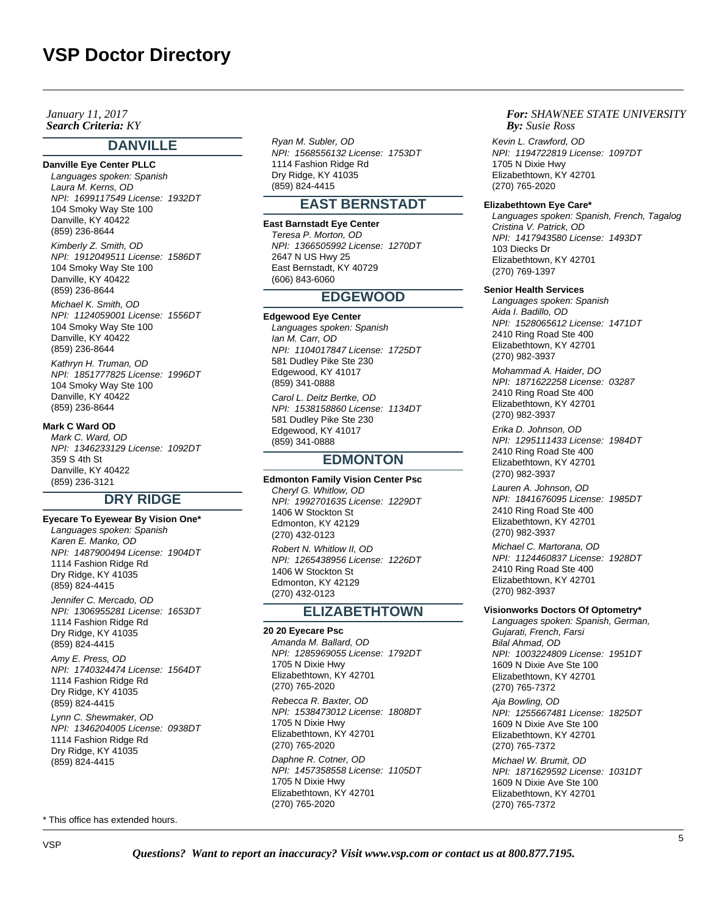# VSP Doctor Directory

*January 11, 2017*
***Search Criteria:** KY*

***For:** SHAWNEE STATE UNIVERSITY*
***By:** Susie Ross*

## DANVILLE

**Danville Eye Center PLLC**
*Languages spoken: Spanish*
*Laura M. Kerns, OD*
*NPI: 1699117549 License: 1932DT*
104 Smoky Way Ste 100
Danville, KY 40422
(859) 236-8644

*Kimberly Z. Smith, OD*
*NPI: 1912049511 License: 1586DT*
104 Smoky Way Ste 100
Danville, KY 40422
(859) 236-8644

*Michael K. Smith, OD*
*NPI: 1124059001 License: 1556DT*
104 Smoky Way Ste 100
Danville, KY 40422
(859) 236-8644

*Kathryn H. Truman, OD*
*NPI: 1851777825 License: 1996DT*
104 Smoky Way Ste 100
Danville, KY 40422
(859) 236-8644

**Mark C Ward OD**
*Mark C. Ward, OD*
*NPI: 1346233129 License: 1092DT*
359 S 4th St
Danville, KY 40422
(859) 236-3121

## DRY RIDGE

**Eyecare To Eyewear By Vision One***
*Languages spoken: Spanish*
*Karen E. Manko, OD*
*NPI: 1487900494 License: 1904DT*
1114 Fashion Ridge Rd
Dry Ridge, KY 41035
(859) 824-4415

*Jennifer C. Mercado, OD*
*NPI: 1306955281 License: 1653DT*
1114 Fashion Ridge Rd
Dry Ridge, KY 41035
(859) 824-4415

*Amy E. Press, OD*
*NPI: 1740324474 License: 1564DT*
1114 Fashion Ridge Rd
Dry Ridge, KY 41035
(859) 824-4415

*Lynn C. Shewmaker, OD*
*NPI: 1346204005 License: 0938DT*
1114 Fashion Ridge Rd
Dry Ridge, KY 41035
(859) 824-4415

*Ryan M. Subler, OD*
*NPI: 1568556132 License: 1753DT*
1114 Fashion Ridge Rd
Dry Ridge, KY 41035
(859) 824-4415

## EAST BERNSTADT

**East Barnstadt Eye Center**
*Teresa P. Morton, OD*
*NPI: 1366505992 License: 1270DT*
2647 N US Hwy 25
East Bernstadt, KY 40729
(606) 843-6060

## EDGEWOOD

**Edgewood Eye Center**
*Languages spoken: Spanish*
*Ian M. Carr, OD*
*NPI: 1104017847 License: 1725DT*
581 Dudley Pike Ste 230
Edgewood, KY 41017
(859) 341-0888

*Carol L. Deitz Bertke, OD*
*NPI: 1538158860 License: 1134DT*
581 Dudley Pike Ste 230
Edgewood, KY 41017
(859) 341-0888

## EDMONTON

**Edmonton Family Vision Center Psc**
*Cheryl G. Whitlow, OD*
*NPI: 1992701635 License: 1229DT*
1406 W Stockton St
Edmonton, KY 42129
(270) 432-0123

*Robert N. Whitlow II, OD*
*NPI: 1265438956 License: 1226DT*
1406 W Stockton St
Edmonton, KY 42129
(270) 432-0123

## ELIZABETHTOWN

**20 20 Eyecare Psc**
*Amanda M. Ballard, OD*
*NPI: 1285969055 License: 1792DT*
1705 N Dixie Hwy
Elizabethtown, KY 42701
(270) 765-2020

*Rebecca R. Baxter, OD*
*NPI: 1538473012 License: 1808DT*
1705 N Dixie Hwy
Elizabethtown, KY 42701
(270) 765-2020

*Daphne R. Cotner, OD*
*NPI: 1457358558 License: 1105DT*
1705 N Dixie Hwy
Elizabethtown, KY 42701
(270) 765-2020

*Kevin L. Crawford, OD*
*NPI: 1194722819 License: 1097DT*
1705 N Dixie Hwy
Elizabethtown, KY 42701
(270) 765-2020

**Elizabethtown Eye Care***
*Languages spoken: Spanish, French, Tagalog*
*Cristina V. Patrick, OD*
*NPI: 1417943580 License: 1493DT*
103 Diecks Dr
Elizabethtown, KY 42701
(270) 769-1397

**Senior Health Services**
*Languages spoken: Spanish*
*Aida I. Badillo, OD*
*NPI: 1528065612 License: 1471DT*
2410 Ring Road Ste 400
Elizabethtown, KY 42701
(270) 982-3937

*Mohammad A. Haider, DO*
*NPI: 1871622258 License: 03287*
2410 Ring Road Ste 400
Elizabethtown, KY 42701
(270) 982-3937

*Erika D. Johnson, OD*
*NPI: 1295111433 License: 1984DT*
2410 Ring Road Ste 400
Elizabethtown, KY 42701
(270) 982-3937

*Lauren A. Johnson, OD*
*NPI: 1841676095 License: 1985DT*
2410 Ring Road Ste 400
Elizabethtown, KY 42701
(270) 982-3937

*Michael C. Martorana, OD*
*NPI: 1124460837 License: 1928DT*
2410 Ring Road Ste 400
Elizabethtown, KY 42701
(270) 982-3937

**Visionworks Doctors Of Optometry***
*Languages spoken: Spanish, German, Gujarati, French, Farsi*
*Bilal Ahmad, OD*
*NPI: 1003224809 License: 1951DT*
1609 N Dixie Ave Ste 100
Elizabethtown, KY 42701
(270) 765-7372

*Aja Bowling, OD*
*NPI: 1255667481 License: 1825DT*
1609 N Dixie Ave Ste 100
Elizabethtown, KY 42701
(270) 765-7372

*Michael W. Brumit, OD*
*NPI: 1871629592 License: 1031DT*
1609 N Dixie Ave Ste 100
Elizabethtown, KY 42701
(270) 765-7372

\* This office has extended hours.

***Questions? Want to report an inaccuracy? Visit www.vsp.com or contact us at 800.877.7195.***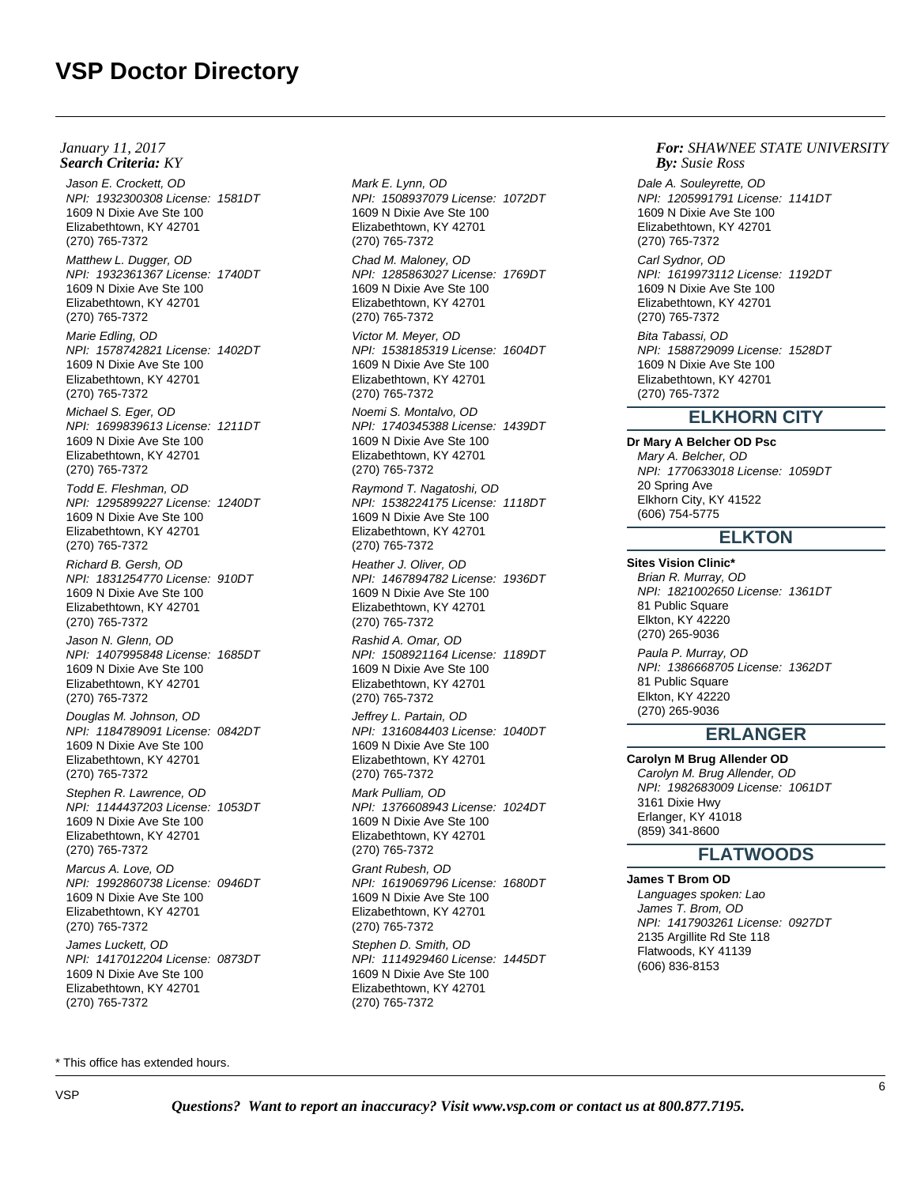*January 11, 2017*
***Search Criteria:** KY*

***For:** SHAWNEE STATE UNIVERSITY*
***By:** Susie Ross*

*Jason E. Crockett, OD*
*NPI: 1932300308 License: 1581DT*
1609 N Dixie Ave Ste 100
Elizabethtown, KY 42701
(270) 765-7372

*Matthew L. Dugger, OD*
*NPI: 1932361367 License: 1740DT*
1609 N Dixie Ave Ste 100
Elizabethtown, KY 42701
(270) 765-7372

*Marie Edling, OD*
*NPI: 1578742821 License: 1402DT*
1609 N Dixie Ave Ste 100
Elizabethtown, KY 42701
(270) 765-7372

*Michael S. Eger, OD*
*NPI: 1699839613 License: 1211DT*
1609 N Dixie Ave Ste 100
Elizabethtown, KY 42701
(270) 765-7372

*Todd E. Fleshman, OD*
*NPI: 1295899227 License: 1240DT*
1609 N Dixie Ave Ste 100
Elizabethtown, KY 42701
(270) 765-7372

*Richard B. Gersh, OD*
*NPI: 1831254770 License: 910DT*
1609 N Dixie Ave Ste 100
Elizabethtown, KY 42701
(270) 765-7372

*Jason N. Glenn, OD*
*NPI: 1407995848 License: 1685DT*
1609 N Dixie Ave Ste 100
Elizabethtown, KY 42701
(270) 765-7372

*Douglas M. Johnson, OD*
*NPI: 1184789091 License: 0842DT*
1609 N Dixie Ave Ste 100
Elizabethtown, KY 42701
(270) 765-7372

*Stephen R. Lawrence, OD*
*NPI: 1144437203 License: 1053DT*
1609 N Dixie Ave Ste 100
Elizabethtown, KY 42701
(270) 765-7372

*Marcus A. Love, OD*
*NPI: 1992860738 License: 0946DT*
1609 N Dixie Ave Ste 100
Elizabethtown, KY 42701
(270) 765-7372

*James Luckett, OD*
*NPI: 1417012204 License: 0873DT*
1609 N Dixie Ave Ste 100
Elizabethtown, KY 42701
(270) 765-7372

*Mark E. Lynn, OD*
*NPI: 1508937079 License: 1072DT*
1609 N Dixie Ave Ste 100
Elizabethtown, KY 42701
(270) 765-7372

*Chad M. Maloney, OD*
*NPI: 1285863027 License: 1769DT*
1609 N Dixie Ave Ste 100
Elizabethtown, KY 42701
(270) 765-7372

*Victor M. Meyer, OD*
*NPI: 1538185319 License: 1604DT*
1609 N Dixie Ave Ste 100
Elizabethtown, KY 42701
(270) 765-7372

*Noemi S. Montalvo, OD*
*NPI: 1740345388 License: 1439DT*
1609 N Dixie Ave Ste 100
Elizabethtown, KY 42701
(270) 765-7372

*Raymond T. Nagatoshi, OD*
*NPI: 1538224175 License: 1118DT*
1609 N Dixie Ave Ste 100
Elizabethtown, KY 42701
(270) 765-7372

*Heather J. Oliver, OD*
*NPI: 1467894782 License: 1936DT*
1609 N Dixie Ave Ste 100
Elizabethtown, KY 42701
(270) 765-7372

*Rashid A. Omar, OD*
*NPI: 1508921164 License: 1189DT*
1609 N Dixie Ave Ste 100
Elizabethtown, KY 42701
(270) 765-7372

*Jeffrey L. Partain, OD*
*NPI: 1316084403 License: 1040DT*
1609 N Dixie Ave Ste 100
Elizabethtown, KY 42701
(270) 765-7372

*Mark Pulliam, OD*
*NPI: 1376608943 License: 1024DT*
1609 N Dixie Ave Ste 100
Elizabethtown, KY 42701
(270) 765-7372

*Grant Rubesh, OD*
*NPI: 1619069796 License: 1680DT*
1609 N Dixie Ave Ste 100
Elizabethtown, KY 42701
(270) 765-7372

*Stephen D. Smith, OD*
*NPI: 1114929460 License: 1445DT*
1609 N Dixie Ave Ste 100
Elizabethtown, KY 42701
(270) 765-7372

*Dale A. Souleyrette, OD*
*NPI: 1205991791 License: 1141DT*
1609 N Dixie Ave Ste 100
Elizabethtown, KY 42701
(270) 765-7372

*Carl Sydnor, OD*
*NPI: 1619973112 License: 1192DT*
1609 N Dixie Ave Ste 100
Elizabethtown, KY 42701
(270) 765-7372

*Bita Tabassi, OD*
*NPI: 1588729099 License: 1528DT*
1609 N Dixie Ave Ste 100
Elizabethtown, KY 42701
(270) 765-7372

## ELKHORN CITY

**Dr Mary A Belcher OD Psc**
*Mary A. Belcher, OD*
*NPI: 1770633018 License: 1059DT*
20 Spring Ave
Elkhorn City, KY 41522
(606) 754-5775

## ELKTON

**Sites Vision Clinic***
*Brian R. Murray, OD*
*NPI: 1821002650 License: 1361DT*
81 Public Square
Elkton, KY 42220
(270) 265-9036

*Paula P. Murray, OD*
*NPI: 1386668705 License: 1362DT*
81 Public Square
Elkton, KY 42220
(270) 265-9036

## ERLANGER

**Carolyn M Brug Allender OD**
*Carolyn M. Brug Allender, OD*
*NPI: 1982683009 License: 1061DT*
3161 Dixie Hwy
Erlanger, KY 41018
(859) 341-8600

## FLATWOODS

**James T Brom OD**
*Languages spoken: Lao*
*James T. Brom, OD*
*NPI: 1417903261 License: 0927DT*
2135 Argillite Rd Ste 118
Flatwoods, KY 41139
(606) 836-8153

\* This office has extended hours.

***Questions? Want to report an inaccuracy? Visit www.vsp.com or contact us at 800.877.7195.***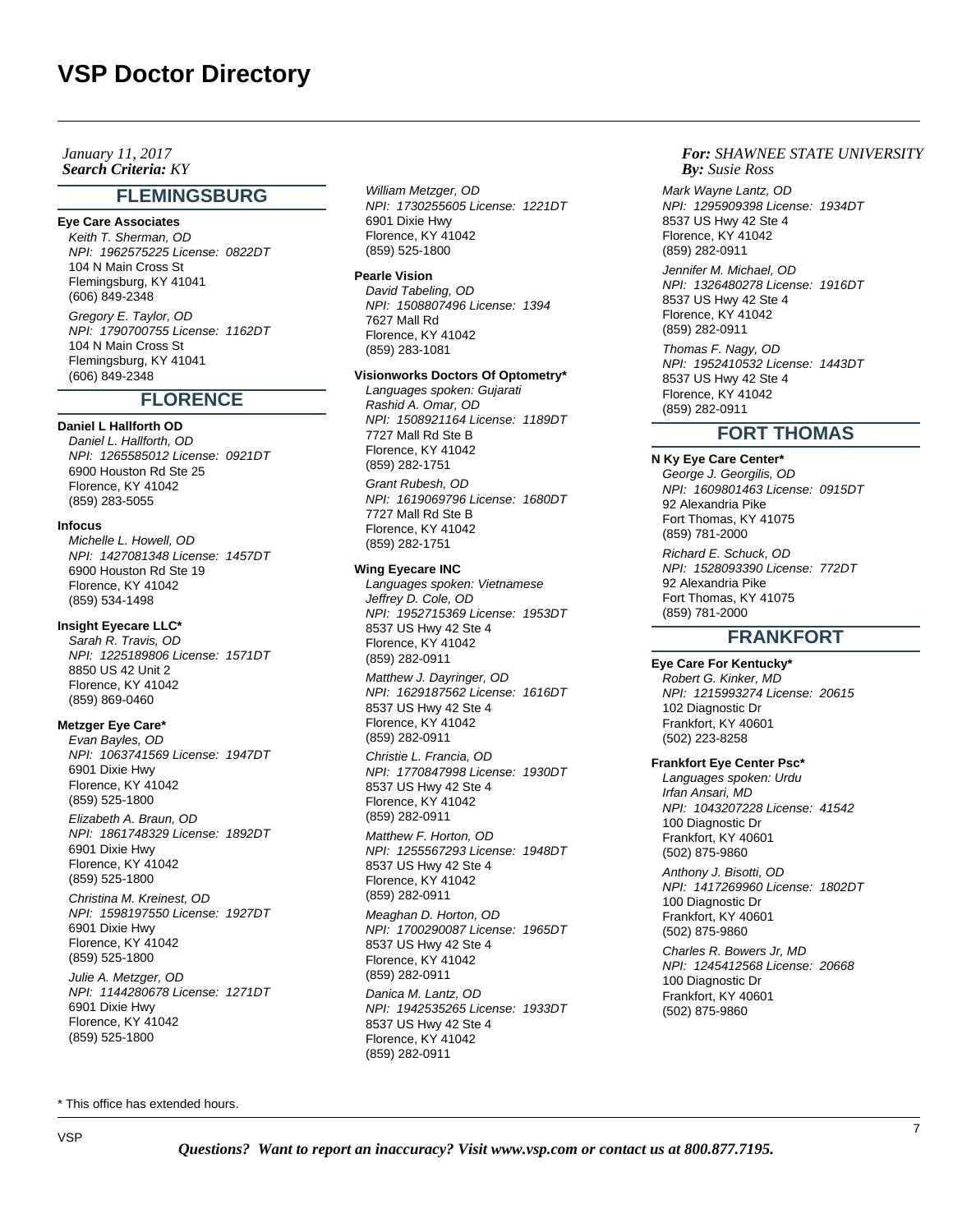# VSP Doctor Directory

*January 11, 2017*
***Search Criteria:** KY*

***For:** SHAWNEE STATE UNIVERSITY*
***By:** Susie Ross*

## FLEMINGSBURG

**Eye Care Associates**

*Keith T. Sherman, OD*
*NPI: 1962575225 License: 0822DT*
104 N Main Cross St
Flemingsburg, KY 41041
(606) 849-2348

*Gregory E. Taylor, OD*
*NPI: 1790700755 License: 1162DT*
104 N Main Cross St
Flemingsburg, KY 41041
(606) 849-2348

## FLORENCE

**Daniel L Hallforth OD**

*Daniel L. Hallforth, OD*
*NPI: 1265585012 License: 0921DT*
6900 Houston Rd Ste 25
Florence, KY 41042
(859) 283-5055

**Infocus**

*Michelle L. Howell, OD*
*NPI: 1427081348 License: 1457DT*
6900 Houston Rd Ste 19
Florence, KY 41042
(859) 534-1498

**Insight Eyecare LLC***

*Sarah R. Travis, OD*
*NPI: 1225189806 License: 1571DT*
8850 US 42 Unit 2
Florence, KY 41042
(859) 869-0460

**Metzger Eye Care***

*Evan Bayles, OD*
*NPI: 1063741569 License: 1947DT*
6901 Dixie Hwy
Florence, KY 41042
(859) 525-1800

*Elizabeth A. Braun, OD*
*NPI: 1861748329 License: 1892DT*
6901 Dixie Hwy
Florence, KY 41042
(859) 525-1800

*Christina M. Kreinest, OD*
*NPI: 1598197550 License: 1927DT*
6901 Dixie Hwy
Florence, KY 41042
(859) 525-1800

*Julie A. Metzger, OD*
*NPI: 1144280678 License: 1271DT*
6901 Dixie Hwy
Florence, KY 41042
(859) 525-1800

*William Metzger, OD*
*NPI: 1730255605 License: 1221DT*
6901 Dixie Hwy
Florence, KY 41042
(859) 525-1800

**Pearle Vision**

*David Tabeling, OD*
*NPI: 1508807496 License: 1394*
7627 Mall Rd
Florence, KY 41042
(859) 283-1081

**Visionworks Doctors Of Optometry***

*Languages spoken: Gujarati*
*Rashid A. Omar, OD*
*NPI: 1508921164 License: 1189DT*
7727 Mall Rd Ste B
Florence, KY 41042
(859) 282-1751

*Grant Rubesh, OD*
*NPI: 1619069796 License: 1680DT*
7727 Mall Rd Ste B
Florence, KY 41042
(859) 282-1751

**Wing Eyecare INC**

*Languages spoken: Vietnamese*
*Jeffrey D. Cole, OD*
*NPI: 1952715369 License: 1953DT*
8537 US Hwy 42 Ste 4
Florence, KY 41042
(859) 282-0911

*Matthew J. Dayringer, OD*
*NPI: 1629187562 License: 1616DT*
8537 US Hwy 42 Ste 4
Florence, KY 41042
(859) 282-0911

*Christie L. Francia, OD*
*NPI: 1770847998 License: 1930DT*
8537 US Hwy 42 Ste 4
Florence, KY 41042
(859) 282-0911

*Matthew F. Horton, OD*
*NPI: 1255567293 License: 1948DT*
8537 US Hwy 42 Ste 4
Florence, KY 41042
(859) 282-0911

*Meaghan D. Horton, OD*
*NPI: 1700290087 License: 1965DT*
8537 US Hwy 42 Ste 4
Florence, KY 41042
(859) 282-0911

*Danica M. Lantz, OD*
*NPI: 1942535265 License: 1933DT*
8537 US Hwy 42 Ste 4
Florence, KY 41042
(859) 282-0911

*Mark Wayne Lantz, OD*
*NPI: 1295909398 License: 1934DT*
8537 US Hwy 42 Ste 4
Florence, KY 41042
(859) 282-0911

*Jennifer M. Michael, OD*
*NPI: 1326480278 License: 1916DT*
8537 US Hwy 42 Ste 4
Florence, KY 41042
(859) 282-0911

*Thomas F. Nagy, OD*
*NPI: 1952410532 License: 1443DT*
8537 US Hwy 42 Ste 4
Florence, KY 41042
(859) 282-0911

## FORT THOMAS

**N Ky Eye Care Center***

*George J. Georgilis, OD*
*NPI: 1609801463 License: 0915DT*
92 Alexandria Pike
Fort Thomas, KY 41075
(859) 781-2000

*Richard E. Schuck, OD*
*NPI: 1528093390 License: 772DT*
92 Alexandria Pike
Fort Thomas, KY 41075
(859) 781-2000

## FRANKFORT

**Eye Care For Kentucky***

*Robert G. Kinker, MD*
*NPI: 1215993274 License: 20615*
102 Diagnostic Dr
Frankfort, KY 40601
(502) 223-8258

**Frankfort Eye Center Psc***

*Languages spoken: Urdu*
*Irfan Ansari, MD*
*NPI: 1043207228 License: 41542*
100 Diagnostic Dr
Frankfort, KY 40601
(502) 875-9860

*Anthony J. Bisotti, OD*
*NPI: 1417269960 License: 1802DT*
100 Diagnostic Dr
Frankfort, KY 40601
(502) 875-9860

*Charles R. Bowers Jr, MD*
*NPI: 1245412568 License: 20668*
100 Diagnostic Dr
Frankfort, KY 40601
(502) 875-9860

\* This office has extended hours.

***Questions? Want to report an inaccuracy? Visit www.vsp.com or contact us at 800.877.7195.***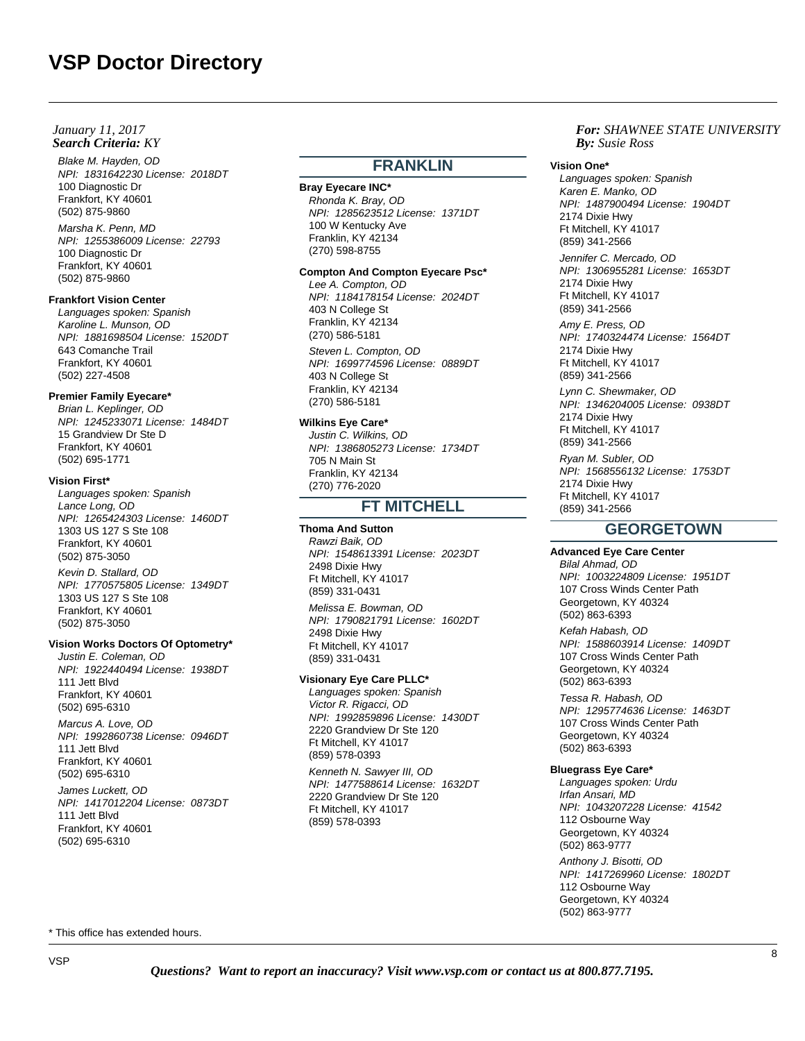# VSP Doctor Directory

*January 11, 2017*
***Search Criteria:*** *KY*

***For:*** *SHAWNEE STATE UNIVERSITY*
***By:*** *Susie Ross*

*Blake M. Hayden, OD*
*NPI: 1831642230 License: 2018DT*
100 Diagnostic Dr
Frankfort, KY 40601
(502) 875-9860

*Marsha K. Penn, MD*
*NPI: 1255386009 License: 22793*
100 Diagnostic Dr
Frankfort, KY 40601
(502) 875-9860

**Frankfort Vision Center**
*Languages spoken: Spanish*
*Karoline L. Munson, OD*
*NPI: 1881698504 License: 1520DT*
643 Comanche Trail
Frankfort, KY 40601
(502) 227-4508

**Premier Family Eyecare***
*Brian L. Keplinger, OD*
*NPI: 1245233071 License: 1484DT*
15 Grandview Dr Ste D
Frankfort, KY 40601
(502) 695-1771

**Vision First***
*Languages spoken: Spanish*
*Lance Long, OD*
*NPI: 1265424303 License: 1460DT*
1303 US 127 S Ste 108
Frankfort, KY 40601
(502) 875-3050

*Kevin D. Stallard, OD*
*NPI: 1770575805 License: 1349DT*
1303 US 127 S Ste 108
Frankfort, KY 40601
(502) 875-3050

**Vision Works Doctors Of Optometry***
*Justin E. Coleman, OD*
*NPI: 1922440494 License: 1938DT*
111 Jett Blvd
Frankfort, KY 40601
(502) 695-6310

*Marcus A. Love, OD*
*NPI: 1992860738 License: 0946DT*
111 Jett Blvd
Frankfort, KY 40601
(502) 695-6310

*James Luckett, OD*
*NPI: 1417012204 License: 0873DT*
111 Jett Blvd
Frankfort, KY 40601
(502) 695-6310

## FRANKLIN

**Bray Eyecare INC***
*Rhonda K. Bray, OD*
*NPI: 1285623512 License: 1371DT*
100 W Kentucky Ave
Franklin, KY 42134
(270) 598-8755

**Compton And Compton Eyecare Psc***
*Lee A. Compton, OD*
*NPI: 1184178154 License: 2024DT*
403 N College St
Franklin, KY 42134
(270) 586-5181

*Steven L. Compton, OD*
*NPI: 1699774596 License: 0889DT*
403 N College St
Franklin, KY 42134
(270) 586-5181

**Wilkins Eye Care***
*Justin C. Wilkins, OD*
*NPI: 1386805273 License: 1734DT*
705 N Main St
Franklin, KY 42134
(270) 776-2020

## FT MITCHELL

**Thoma And Sutton**
*Rawzi Baik, OD*
*NPI: 1548613391 License: 2023DT*
2498 Dixie Hwy
Ft Mitchell, KY 41017
(859) 331-0431

*Melissa E. Bowman, OD*
*NPI: 1790821791 License: 1602DT*
2498 Dixie Hwy
Ft Mitchell, KY 41017
(859) 331-0431

**Visionary Eye Care PLLC***
*Languages spoken: Spanish*
*Victor R. Rigacci, OD*
*NPI: 1992859896 License: 1430DT*
2220 Grandview Dr Ste 120
Ft Mitchell, KY 41017
(859) 578-0393

*Kenneth N. Sawyer III, OD*
*NPI: 1477588614 License: 1632DT*
2220 Grandview Dr Ste 120
Ft Mitchell, KY 41017
(859) 578-0393

**Vision One***
*Languages spoken: Spanish*
*Karen E. Manko, OD*
*NPI: 1487900494 License: 1904DT*
2174 Dixie Hwy
Ft Mitchell, KY 41017
(859) 341-2566

*Jennifer C. Mercado, OD*
*NPI: 1306955281 License: 1653DT*
2174 Dixie Hwy
Ft Mitchell, KY 41017
(859) 341-2566

*Amy E. Press, OD*
*NPI: 1740324474 License: 1564DT*
2174 Dixie Hwy
Ft Mitchell, KY 41017
(859) 341-2566

*Lynn C. Shewmaker, OD*
*NPI: 1346204005 License: 0938DT*
2174 Dixie Hwy
Ft Mitchell, KY 41017
(859) 341-2566

*Ryan M. Subler, OD*
*NPI: 1568556132 License: 1753DT*
2174 Dixie Hwy
Ft Mitchell, KY 41017
(859) 341-2566

## GEORGETOWN

**Advanced Eye Care Center**
*Bilal Ahmad, OD*
*NPI: 1003224809 License: 1951DT*
107 Cross Winds Center Path
Georgetown, KY 40324
(502) 863-6393

*Kefah Habash, OD*
*NPI: 1588603914 License: 1409DT*
107 Cross Winds Center Path
Georgetown, KY 40324
(502) 863-6393

*Tessa R. Habash, OD*
*NPI: 1295774636 License: 1463DT*
107 Cross Winds Center Path
Georgetown, KY 40324
(502) 863-6393

**Bluegrass Eye Care***
*Languages spoken: Urdu*
*Irfan Ansari, MD*
*NPI: 1043207228 License: 41542*
112 Osbourne Way
Georgetown, KY 40324
(502) 863-9777

*Anthony J. Bisotti, OD*
*NPI: 1417269960 License: 1802DT*
112 Osbourne Way
Georgetown, KY 40324
(502) 863-9777

* This office has extended hours.

***Questions? Want to report an inaccuracy? Visit www.vsp.com or contact us at 800.877.7195.***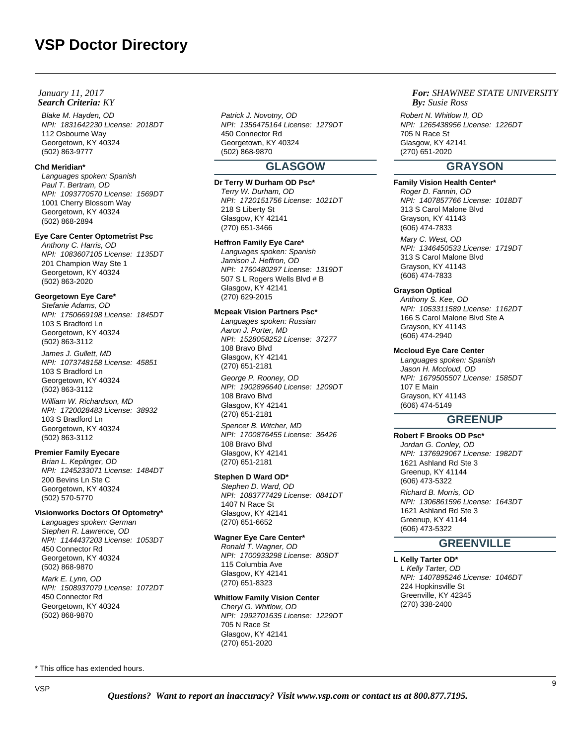# VSP Doctor Directory

*January 11, 2017*
***Search Criteria:*** *KY*

***For:*** *SHAWNEE STATE UNIVERSITY*
***By:*** *Susie Ross*

*Blake M. Hayden, OD*
*NPI: 1831642230 License: 2018DT*
112 Osbourne Way
Georgetown, KY 40324
(502) 863-9777

**Chd Meridian***
*Languages spoken: Spanish*
*Paul T. Bertram, OD*
*NPI: 1093770570 License: 1569DT*
1001 Cherry Blossom Way
Georgetown, KY 40324
(502) 868-2894

**Eye Care Center Optometrist Psc**
*Anthony C. Harris, OD*
*NPI: 1083607105 License: 1135DT*
201 Champion Way Ste 1
Georgetown, KY 40324
(502) 863-2020

**Georgetown Eye Care***
*Stefanie Adams, OD*
*NPI: 1750669198 License: 1845DT*
103 S Bradford Ln
Georgetown, KY 40324
(502) 863-3112

*James J. Gullett, MD*
*NPI: 1073748158 License: 45851*
103 S Bradford Ln
Georgetown, KY 40324
(502) 863-3112

*William W. Richardson, MD*
*NPI: 1720028483 License: 38932*
103 S Bradford Ln
Georgetown, KY 40324
(502) 863-3112

**Premier Family Eyecare**
*Brian L. Keplinger, OD*
*NPI: 1245233071 License: 1484DT*
200 Bevins Ln Ste C
Georgetown, KY 40324
(502) 570-5770

**Visionworks Doctors Of Optometry***
*Languages spoken: German*
*Stephen R. Lawrence, OD*
*NPI: 1144437203 License: 1053DT*
450 Connector Rd
Georgetown, KY 40324
(502) 868-9870

*Mark E. Lynn, OD*
*NPI: 1508937079 License: 1072DT*
450 Connector Rd
Georgetown, KY 40324
(502) 868-9870

*Patrick J. Novotny, OD*
*NPI: 1356475164 License: 1279DT*
450 Connector Rd
Georgetown, KY 40324
(502) 868-9870

## GLASGOW

**Dr Terry W Durham OD Psc***
*Terry W. Durham, OD*
*NPI: 1720151756 License: 1021DT*
218 S Liberty St
Glasgow, KY 42141
(270) 651-3466

**Heffron Family Eye Care***
*Languages spoken: Spanish*
*Jamison J. Heffron, OD*
*NPI: 1760480297 License: 1319DT*
507 S L Rogers Wells Blvd # B
Glasgow, KY 42141
(270) 629-2015

**Mcpeak Vision Partners Psc***
*Languages spoken: Russian*
*Aaron J. Porter, MD*
*NPI: 1528058252 License: 37277*
108 Bravo Blvd
Glasgow, KY 42141
(270) 651-2181

*George P. Rooney, OD*
*NPI: 1902896640 License: 1209DT*
108 Bravo Blvd
Glasgow, KY 42141
(270) 651-2181

*Spencer B. Witcher, MD*
*NPI: 1700876455 License: 36426*
108 Bravo Blvd
Glasgow, KY 42141
(270) 651-2181

**Stephen D Ward OD***
*Stephen D. Ward, OD*
*NPI: 1083777429 License: 0841DT*
1407 N Race St
Glasgow, KY 42141
(270) 651-6652

**Wagner Eye Care Center***
*Ronald T. Wagner, OD*
*NPI: 1700933298 License: 808DT*
115 Columbia Ave
Glasgow, KY 42141
(270) 651-8323

**Whitlow Family Vision Center**
*Cheryl G. Whitlow, OD*
*NPI: 1992701635 License: 1229DT*
705 N Race St
Glasgow, KY 42141
(270) 651-2020

*Robert N. Whitlow II, OD*
*NPI: 1265438956 License: 1226DT*
705 N Race St
Glasgow, KY 42141
(270) 651-2020

## GRAYSON

**Family Vision Health Center***
*Roger D. Fannin, OD*
*NPI: 1407857766 License: 1018DT*
313 S Carol Malone Blvd
Grayson, KY 41143
(606) 474-7833

*Mary C. West, OD*
*NPI: 1346450533 License: 1719DT*
313 S Carol Malone Blvd
Grayson, KY 41143
(606) 474-7833

**Grayson Optical**
*Anthony S. Kee, OD*
*NPI: 1053311589 License: 1162DT*
166 S Carol Malone Blvd Ste A
Grayson, KY 41143
(606) 474-2940

**Mccloud Eye Care Center**
*Languages spoken: Spanish*
*Jason H. Mccloud, OD*
*NPI: 1679505507 License: 1585DT*
107 E Main
Grayson, KY 41143
(606) 474-5149

## GREENUP

**Robert F Brooks OD Psc***
*Jordan G. Conley, OD*
*NPI: 1376929067 License: 1982DT*
1621 Ashland Rd Ste 3
Greenup, KY 41144
(606) 473-5322

*Richard B. Morris, OD*
*NPI: 1306861596 License: 1643DT*
1621 Ashland Rd Ste 3
Greenup, KY 41144
(606) 473-5322

## GREENVILLE

**L Kelly Tarter OD***
*L Kelly Tarter, OD*
*NPI: 1407895246 License: 1046DT*
224 Hopkinsville St
Greenville, KY 42345
(270) 338-2400

\* This office has extended hours.

***Questions? Want to report an inaccuracy? Visit www.vsp.com or contact us at 800.877.7195.***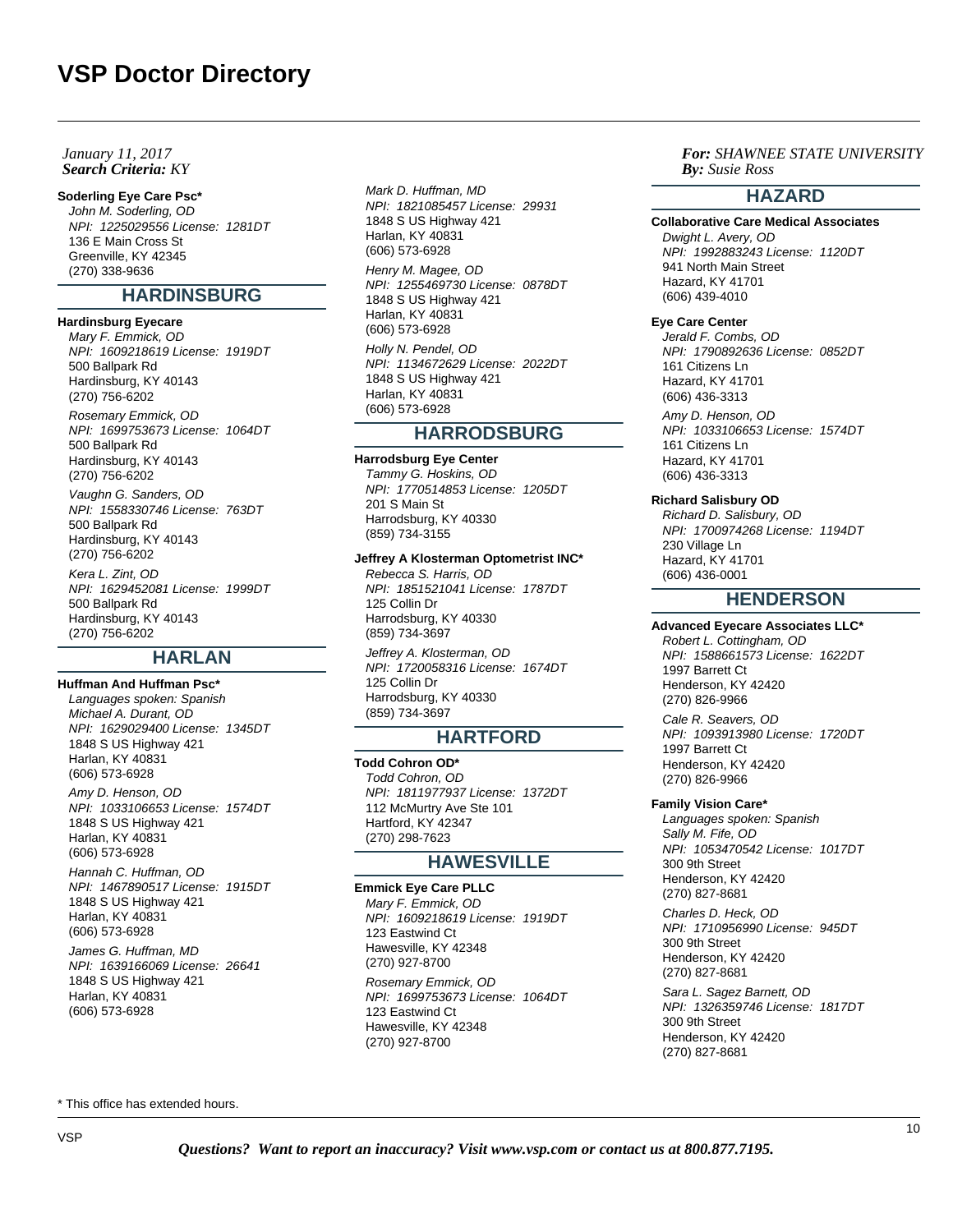# VSP Doctor Directory

*January 11, 2017*
***Search Criteria:** KY*

***For:** SHAWNEE STATE UNIVERSITY*
***By:** Susie Ross*

**Soderling Eye Care Psc***
*John M. Soderling, OD*
*NPI: 1225029556 License: 1281DT*
136 E Main Cross St
Greenville, KY 42345
(270) 338-9636

## HARDINSBURG

**Hardinsburg Eyecare**
*Mary F. Emmick, OD*
*NPI: 1609218619 License: 1919DT*
500 Ballpark Rd
Hardinsburg, KY 40143
(270) 756-6202

*Rosemary Emmick, OD*
*NPI: 1699753673 License: 1064DT*
500 Ballpark Rd
Hardinsburg, KY 40143
(270) 756-6202

*Vaughn G. Sanders, OD*
*NPI: 1558330746 License: 763DT*
500 Ballpark Rd
Hardinsburg, KY 40143
(270) 756-6202

*Kera L. Zint, OD*
*NPI: 1629452081 License: 1999DT*
500 Ballpark Rd
Hardinsburg, KY 40143
(270) 756-6202

## HARLAN

**Huffman And Huffman Psc***
*Languages spoken: Spanish*
*Michael A. Durant, OD*
*NPI: 1629029400 License: 1345DT*
1848 S US Highway 421
Harlan, KY 40831
(606) 573-6928

*Amy D. Henson, OD*
*NPI: 1033106653 License: 1574DT*
1848 S US Highway 421
Harlan, KY 40831
(606) 573-6928

*Hannah C. Huffman, OD*
*NPI: 1467890517 License: 1915DT*
1848 S US Highway 421
Harlan, KY 40831
(606) 573-6928

*James G. Huffman, MD*
*NPI: 1639166069 License: 26641*
1848 S US Highway 421
Harlan, KY 40831
(606) 573-6928

*Mark D. Huffman, MD*
*NPI: 1821085457 License: 29931*
1848 S US Highway 421
Harlan, KY 40831
(606) 573-6928

*Henry M. Magee, OD*
*NPI: 1255469730 License: 0878DT*
1848 S US Highway 421
Harlan, KY 40831
(606) 573-6928

*Holly N. Pendel, OD*
*NPI: 1134672629 License: 2022DT*
1848 S US Highway 421
Harlan, KY 40831
(606) 573-6928

## HARRODSBURG

**Harrodsburg Eye Center**
*Tammy G. Hoskins, OD*
*NPI: 1770514853 License: 1205DT*
201 S Main St
Harrodsburg, KY 40330
(859) 734-3155

**Jeffrey A Klosterman Optometrist INC***
*Rebecca S. Harris, OD*
*NPI: 1851521041 License: 1787DT*
125 Collin Dr
Harrodsburg, KY 40330
(859) 734-3697

*Jeffrey A. Klosterman, OD*
*NPI: 1720058316 License: 1674DT*
125 Collin Dr
Harrodsburg, KY 40330
(859) 734-3697

## HARTFORD

**Todd Cohron OD***
*Todd Cohron, OD*
*NPI: 1811977937 License: 1372DT*
112 McMurtry Ave Ste 101
Hartford, KY 42347
(270) 298-7623

## HAWESVILLE

**Emmick Eye Care PLLC**
*Mary F. Emmick, OD*
*NPI: 1609218619 License: 1919DT*
123 Eastwind Ct
Hawesville, KY 42348
(270) 927-8700

*Rosemary Emmick, OD*
*NPI: 1699753673 License: 1064DT*
123 Eastwind Ct
Hawesville, KY 42348
(270) 927-8700

## HAZARD

**Collaborative Care Medical Associates**
*Dwight L. Avery, OD*
*NPI: 1992883243 License: 1120DT*
941 North Main Street
Hazard, KY 41701
(606) 439-4010

**Eye Care Center**
*Jerald F. Combs, OD*
*NPI: 1790892636 License: 0852DT*
161 Citizens Ln
Hazard, KY 41701
(606) 436-3313

*Amy D. Henson, OD*
*NPI: 1033106653 License: 1574DT*
161 Citizens Ln
Hazard, KY 41701
(606) 436-3313

**Richard Salisbury OD**
*Richard D. Salisbury, OD*
*NPI: 1700974268 License: 1194DT*
230 Village Ln
Hazard, KY 41701
(606) 436-0001

## HENDERSON

**Advanced Eyecare Associates LLC***
*Robert L. Cottingham, OD*
*NPI: 1588661573 License: 1622DT*
1997 Barrett Ct
Henderson, KY 42420
(270) 826-9966

*Cale R. Seavers, OD*
*NPI: 1093913980 License: 1720DT*
1997 Barrett Ct
Henderson, KY 42420
(270) 826-9966

**Family Vision Care***
*Languages spoken: Spanish*
*Sally M. Fife, OD*
*NPI: 1053470542 License: 1017DT*
300 9th Street
Henderson, KY 42420
(270) 827-8681

*Charles D. Heck, OD*
*NPI: 1710956990 License: 945DT*
300 9th Street
Henderson, KY 42420
(270) 827-8681

*Sara L. Sagez Barnett, OD*
*NPI: 1326359746 License: 1817DT*
300 9th Street
Henderson, KY 42420
(270) 827-8681

* This office has extended hours.

***Questions? Want to report an inaccuracy? Visit www.vsp.com or contact us at 800.877.7195.***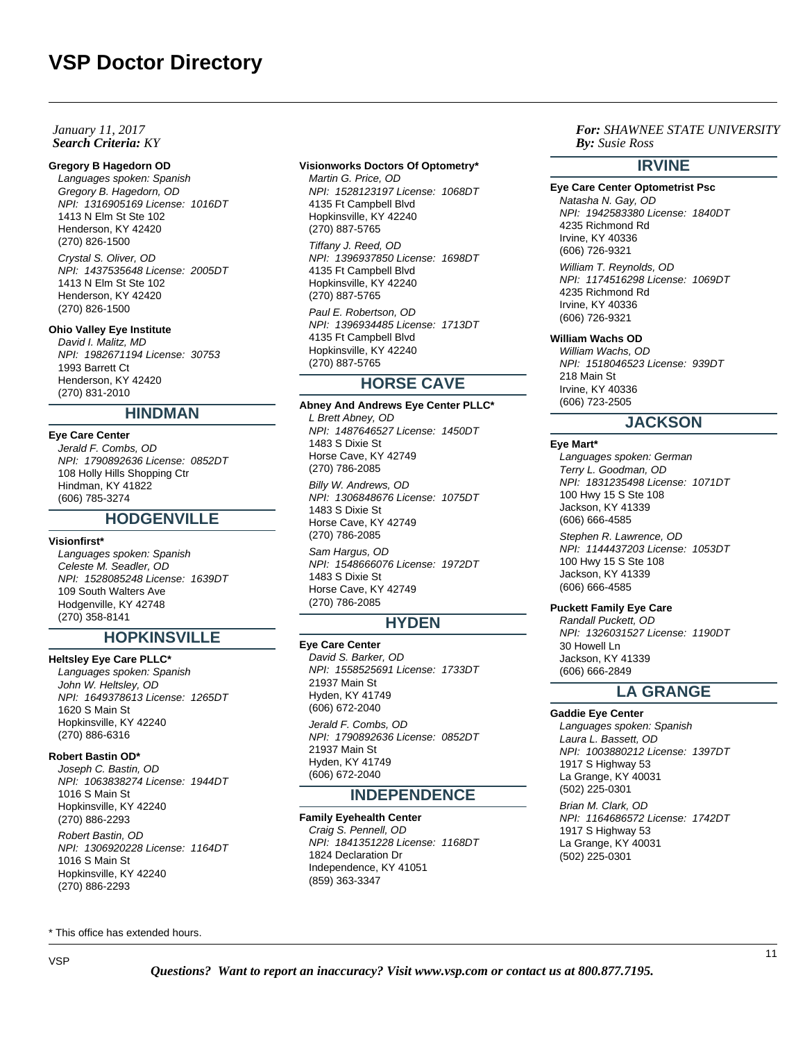# VSP Doctor Directory

*January 11, 2017*
***Search Criteria:*** *KY*

***For:*** *SHAWNEE STATE UNIVERSITY*
***By:*** *Susie Ross*

**Gregory B Hagedorn OD**
*Languages spoken: Spanish*
*Gregory B. Hagedorn, OD*
*NPI: 1316905169 License: 1016DT*
1413 N Elm St Ste 102
Henderson, KY 42420
(270) 826-1500

*Crystal S. Oliver, OD*
*NPI: 1437535648 License: 2005DT*
1413 N Elm St Ste 102
Henderson, KY 42420
(270) 826-1500

**Ohio Valley Eye Institute**
*David I. Malitz, MD*
*NPI: 1982671194 License: 30753*
1993 Barrett Ct
Henderson, KY 42420
(270) 831-2010

## HINDMAN

**Eye Care Center**
*Jerald F. Combs, OD*
*NPI: 1790892636 License: 0852DT*
108 Holly Hills Shopping Ctr
Hindman, KY 41822
(606) 785-3274

## HODGENVILLE

**Visionfirst***
*Languages spoken: Spanish*
*Celeste M. Seadler, OD*
*NPI: 1528085248 License: 1639DT*
109 South Walters Ave
Hodgenville, KY 42748
(270) 358-8141

## HOPKINSVILLE

**Heltsley Eye Care PLLC***
*Languages spoken: Spanish*
*John W. Heltsley, OD*
*NPI: 1649378613 License: 1265DT*
1620 S Main St
Hopkinsville, KY 42240
(270) 886-6316

**Robert Bastin OD***
*Joseph C. Bastin, OD*
*NPI: 1063838274 License: 1944DT*
1016 S Main St
Hopkinsville, KY 42240
(270) 886-2293

*Robert Bastin, OD*
*NPI: 1306920228 License: 1164DT*
1016 S Main St
Hopkinsville, KY 42240
(270) 886-2293

**Visionworks Doctors Of Optometry***
*Martin G. Price, OD*
*NPI: 1528123197 License: 1068DT*
4135 Ft Campbell Blvd
Hopkinsville, KY 42240
(270) 887-5765

*Tiffany J. Reed, OD*
*NPI: 1396937850 License: 1698DT*
4135 Ft Campbell Blvd
Hopkinsville, KY 42240
(270) 887-5765

*Paul E. Robertson, OD*
*NPI: 1396934485 License: 1713DT*
4135 Ft Campbell Blvd
Hopkinsville, KY 42240
(270) 887-5765

## HORSE CAVE

**Abney And Andrews Eye Center PLLC***
*L Brett Abney, OD*
*NPI: 1487646527 License: 1450DT*
1483 S Dixie St
Horse Cave, KY 42749
(270) 786-2085

*Billy W. Andrews, OD*
*NPI: 1306848676 License: 1075DT*
1483 S Dixie St
Horse Cave, KY 42749
(270) 786-2085

*Sam Hargus, OD*
*NPI: 1548666076 License: 1972DT*
1483 S Dixie St
Horse Cave, KY 42749
(270) 786-2085

## HYDEN

**Eye Care Center**
*David S. Barker, OD*
*NPI: 1558525691 License: 1733DT*
21937 Main St
Hyden, KY 41749
(606) 672-2040

*Jerald F. Combs, OD*
*NPI: 1790892636 License: 0852DT*
21937 Main St
Hyden, KY 41749
(606) 672-2040

## INDEPENDENCE

**Family Eyehealth Center**
*Craig S. Pennell, OD*
*NPI: 1841351228 License: 1168DT*
1824 Declaration Dr
Independence, KY 41051
(859) 363-3347

## IRVINE

**Eye Care Center Optometrist Psc**
*Natasha N. Gay, OD*
*NPI: 1942583380 License: 1840DT*
4235 Richmond Rd
Irvine, KY 40336
(606) 726-9321

*William T. Reynolds, OD*
*NPI: 1174516298 License: 1069DT*
4235 Richmond Rd
Irvine, KY 40336
(606) 726-9321

**William Wachs OD**
*William Wachs, OD*
*NPI: 1518046523 License: 939DT*
218 Main St
Irvine, KY 40336
(606) 723-2505

## JACKSON

**Eye Mart***
*Languages spoken: German*
*Terry L. Goodman, OD*
*NPI: 1831235498 License: 1071DT*
100 Hwy 15 S Ste 108
Jackson, KY 41339
(606) 666-4585

*Stephen R. Lawrence, OD*
*NPI: 1144437203 License: 1053DT*
100 Hwy 15 S Ste 108
Jackson, KY 41339
(606) 666-4585

**Puckett Family Eye Care**
*Randall Puckett, OD*
*NPI: 1326031527 License: 1190DT*
30 Howell Ln
Jackson, KY 41339
(606) 666-2849

## LA GRANGE

**Gaddie Eye Center**
*Languages spoken: Spanish*
*Laura L. Bassett, OD*
*NPI: 1003880212 License: 1397DT*
1917 S Highway 53
La Grange, KY 40031
(502) 225-0301

*Brian M. Clark, OD*
*NPI: 1164686572 License: 1742DT*
1917 S Highway 53
La Grange, KY 40031
(502) 225-0301

\* This office has extended hours.

***Questions? Want to report an inaccuracy? Visit www.vsp.com or contact us at 800.877.7195.***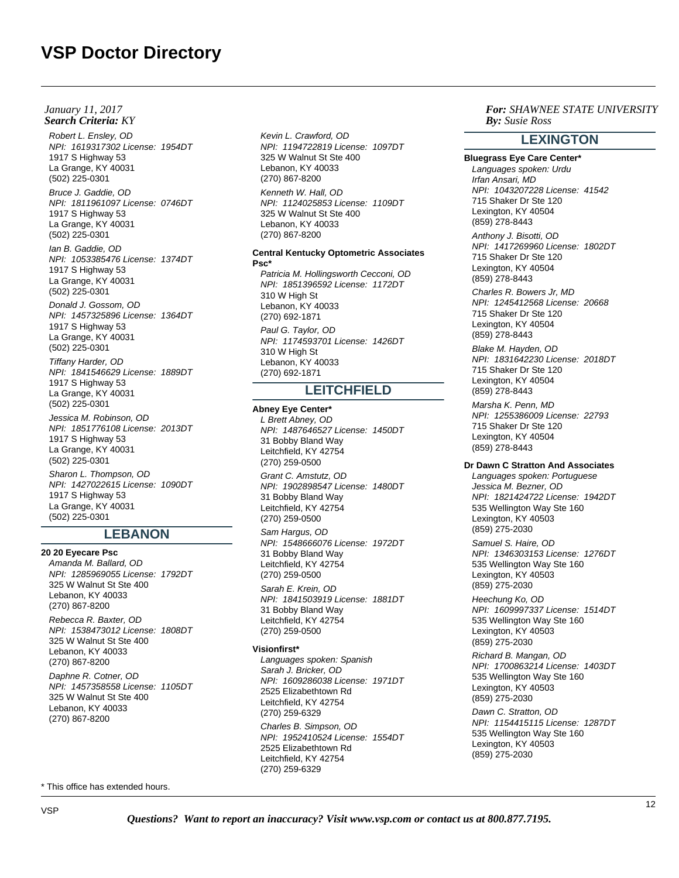*January 11, 2017*
***Search Criteria:*** *KY*

***For:*** *SHAWNEE STATE UNIVERSITY*
***By:*** *Susie Ross*

*Robert L. Ensley, OD*
*NPI: 1619317302 License: 1954DT*
1917 S Highway 53
La Grange, KY 40031
(502) 225-0301

*Bruce J. Gaddie, OD*
*NPI: 1811961097 License: 0746DT*
1917 S Highway 53
La Grange, KY 40031
(502) 225-0301

*Ian B. Gaddie, OD*
*NPI: 1053385476 License: 1374DT*
1917 S Highway 53
La Grange, KY 40031
(502) 225-0301

*Donald J. Gossom, OD*
*NPI: 1457325896 License: 1364DT*
1917 S Highway 53
La Grange, KY 40031
(502) 225-0301

*Tiffany Harder, OD*
*NPI: 1841546629 License: 1889DT*
1917 S Highway 53
La Grange, KY 40031
(502) 225-0301

*Jessica M. Robinson, OD*
*NPI: 1851776108 License: 2013DT*
1917 S Highway 53
La Grange, KY 40031
(502) 225-0301

*Sharon L. Thompson, OD*
*NPI: 1427022615 License: 1090DT*
1917 S Highway 53
La Grange, KY 40031
(502) 225-0301

## LEBANON

**20 20 Eyecare Psc**

*Amanda M. Ballard, OD*
*NPI: 1285969055 License: 1792DT*
325 W Walnut St Ste 400
Lebanon, KY 40033
(270) 867-8200

*Rebecca R. Baxter, OD*
*NPI: 1538473012 License: 1808DT*
325 W Walnut St Ste 400
Lebanon, KY 40033
(270) 867-8200

*Daphne R. Cotner, OD*
*NPI: 1457358558 License: 1105DT*
325 W Walnut St Ste 400
Lebanon, KY 40033
(270) 867-8200

*Kevin L. Crawford, OD*
*NPI: 1194722819 License: 1097DT*
325 W Walnut St Ste 400
Lebanon, KY 40033
(270) 867-8200

*Kenneth W. Hall, OD*
*NPI: 1124025853 License: 1109DT*
325 W Walnut St Ste 400
Lebanon, KY 40033
(270) 867-8200

**Central Kentucky Optometric Associates Psc***

*Patricia M. Hollingsworth Cecconi, OD*
*NPI: 1851396592 License: 1172DT*
310 W High St
Lebanon, KY 40033
(270) 692-1871

*Paul G. Taylor, OD*
*NPI: 1174593701 License: 1426DT*
310 W High St
Lebanon, KY 40033
(270) 692-1871

## LEITCHFIELD

**Abney Eye Center***

*L Brett Abney, OD*
*NPI: 1487646527 License: 1450DT*
31 Bobby Bland Way
Leitchfield, KY 42754
(270) 259-0500

*Grant C. Amstutz, OD*
*NPI: 1902898547 License: 1480DT*
31 Bobby Bland Way
Leitchfield, KY 42754
(270) 259-0500

*Sam Hargus, OD*
*NPI: 1548666076 License: 1972DT*
31 Bobby Bland Way
Leitchfield, KY 42754
(270) 259-0500

*Sarah E. Krein, OD*
*NPI: 1841503919 License: 1881DT*
31 Bobby Bland Way
Leitchfield, KY 42754
(270) 259-0500

**Visionfirst***

*Languages spoken: Spanish*
*Sarah J. Bricker, OD*
*NPI: 1609286038 License: 1971DT*
2525 Elizabethtown Rd
Leitchfield, KY 42754
(270) 259-6329

*Charles B. Simpson, OD*
*NPI: 1952410524 License: 1554DT*
2525 Elizabethtown Rd
Leitchfield, KY 42754
(270) 259-6329

## LEXINGTON

**Bluegrass Eye Care Center***

*Languages spoken: Urdu*
*Irfan Ansari, MD*
*NPI: 1043207228 License: 41542*
715 Shaker Dr Ste 120
Lexington, KY 40504
(859) 278-8443

*Anthony J. Bisotti, OD*
*NPI: 1417269960 License: 1802DT*
715 Shaker Dr Ste 120
Lexington, KY 40504
(859) 278-8443

*Charles R. Bowers Jr, MD*
*NPI: 1245412568 License: 20668*
715 Shaker Dr Ste 120
Lexington, KY 40504
(859) 278-8443

*Blake M. Hayden, OD*
*NPI: 1831642230 License: 2018DT*
715 Shaker Dr Ste 120
Lexington, KY 40504
(859) 278-8443

*Marsha K. Penn, MD*
*NPI: 1255386009 License: 22793*
715 Shaker Dr Ste 120
Lexington, KY 40504
(859) 278-8443

**Dr Dawn C Stratton And Associates**

*Languages spoken: Portuguese*
*Jessica M. Bezner, OD*
*NPI: 1821424722 License: 1942DT*
535 Wellington Way Ste 160
Lexington, KY 40503
(859) 275-2030

*Samuel S. Haire, OD*
*NPI: 1346303153 License: 1276DT*
535 Wellington Way Ste 160
Lexington, KY 40503
(859) 275-2030

*Heechung Ko, OD*
*NPI: 1609997337 License: 1514DT*
535 Wellington Way Ste 160
Lexington, KY 40503
(859) 275-2030

*Richard B. Mangan, OD*
*NPI: 1700863214 License: 1403DT*
535 Wellington Way Ste 160
Lexington, KY 40503
(859) 275-2030

*Dawn C. Stratton, OD*
*NPI: 1154415115 License: 1287DT*
535 Wellington Way Ste 160
Lexington, KY 40503
(859) 275-2030

\* This office has extended hours.

***Questions? Want to report an inaccuracy? Visit www.vsp.com or contact us at 800.877.7195.***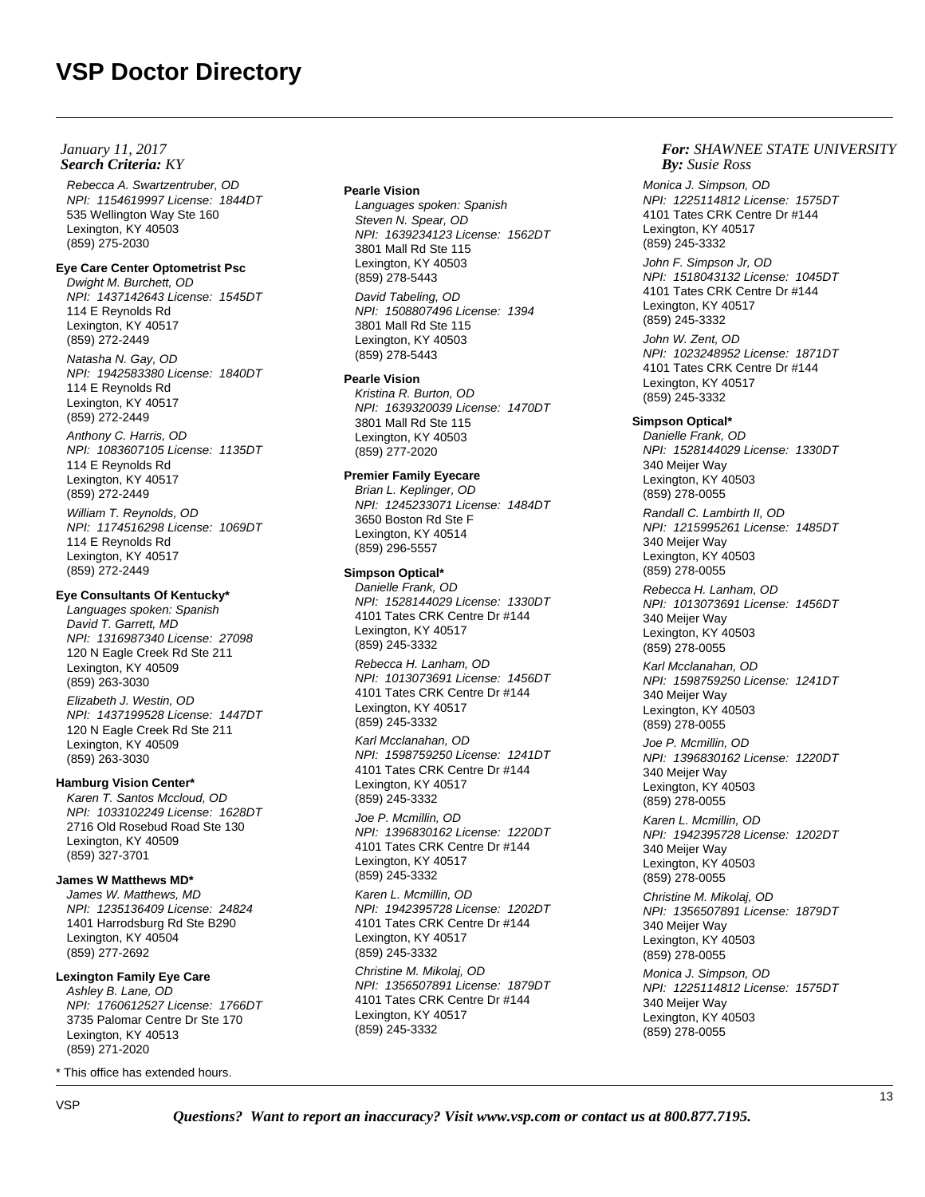# VSP Doctor Directory

*January 11, 2017*
***Search Criteria:** KY*

***For:** SHAWNEE STATE UNIVERSITY*
***By:** Susie Ross*

*Rebecca A. Swartzentruber, OD*
*NPI: 1154619997 License: 1844DT*
535 Wellington Way Ste 160
Lexington, KY 40503
(859) 275-2030

**Eye Care Center Optometrist Psc**

*Dwight M. Burchett, OD*
*NPI: 1437142643 License: 1545DT*
114 E Reynolds Rd
Lexington, KY 40517
(859) 272-2449

*Natasha N. Gay, OD*
*NPI: 1942583380 License: 1840DT*
114 E Reynolds Rd
Lexington, KY 40517
(859) 272-2449

*Anthony C. Harris, OD*
*NPI: 1083607105 License: 1135DT*
114 E Reynolds Rd
Lexington, KY 40517
(859) 272-2449

*William T. Reynolds, OD*
*NPI: 1174516298 License: 1069DT*
114 E Reynolds Rd
Lexington, KY 40517
(859) 272-2449

**Eye Consultants Of Kentucky***

*Languages spoken: Spanish*
*David T. Garrett, MD*
*NPI: 1316987340 License: 27098*
120 N Eagle Creek Rd Ste 211
Lexington, KY 40509
(859) 263-3030

*Elizabeth J. Westin, OD*
*NPI: 1437199528 License: 1447DT*
120 N Eagle Creek Rd Ste 211
Lexington, KY 40509
(859) 263-3030

**Hamburg Vision Center***

*Karen T. Santos Mccloud, OD*
*NPI: 1033102249 License: 1628DT*
2716 Old Rosebud Road Ste 130
Lexington, KY 40509
(859) 327-3701

**James W Matthews MD***

*James W. Matthews, MD*
*NPI: 1235136409 License: 24824*
1401 Harrodsburg Rd Ste B290
Lexington, KY 40504
(859) 277-2692

**Lexington Family Eye Care**

*Ashley B. Lane, OD*
*NPI: 1760612527 License: 1766DT*
3735 Palomar Centre Dr Ste 170
Lexington, KY 40513
(859) 271-2020

**Pearle Vision**

*Languages spoken: Spanish*
*Steven N. Spear, OD*
*NPI: 1639234123 License: 1562DT*
3801 Mall Rd Ste 115
Lexington, KY 40503
(859) 278-5443

*David Tabeling, OD*
*NPI: 1508807496 License: 1394*
3801 Mall Rd Ste 115
Lexington, KY 40503
(859) 278-5443

**Pearle Vision**

*Kristina R. Burton, OD*
*NPI: 1639320039 License: 1470DT*
3801 Mall Rd Ste 115
Lexington, KY 40503
(859) 277-2020

**Premier Family Eyecare**

*Brian L. Keplinger, OD*
*NPI: 1245233071 License: 1484DT*
3650 Boston Rd Ste F
Lexington, KY 40514
(859) 296-5557

**Simpson Optical***

*Danielle Frank, OD*
*NPI: 1528144029 License: 1330DT*
4101 Tates CRK Centre Dr #144
Lexington, KY 40517
(859) 245-3332

*Rebecca H. Lanham, OD*
*NPI: 1013073691 License: 1456DT*
4101 Tates CRK Centre Dr #144
Lexington, KY 40517
(859) 245-3332

*Karl Mcclanahan, OD*
*NPI: 1598759250 License: 1241DT*
4101 Tates CRK Centre Dr #144
Lexington, KY 40517
(859) 245-3332

*Joe P. Mcmillin, OD*
*NPI: 1396830162 License: 1220DT*
4101 Tates CRK Centre Dr #144
Lexington, KY 40517
(859) 245-3332

*Karen L. Mcmillin, OD*
*NPI: 1942395728 License: 1202DT*
4101 Tates CRK Centre Dr #144
Lexington, KY 40517
(859) 245-3332

*Christine M. Mikolaj, OD*
*NPI: 1356507891 License: 1879DT*
4101 Tates CRK Centre Dr #144
Lexington, KY 40517
(859) 245-3332

*Monica J. Simpson, OD*
*NPI: 1225114812 License: 1575DT*
4101 Tates CRK Centre Dr #144
Lexington, KY 40517
(859) 245-3332

*John F. Simpson Jr, OD*
*NPI: 1518043132 License: 1045DT*
4101 Tates CRK Centre Dr #144
Lexington, KY 40517
(859) 245-3332

*John W. Zent, OD*
*NPI: 1023248952 License: 1871DT*
4101 Tates CRK Centre Dr #144
Lexington, KY 40517
(859) 245-3332

**Simpson Optical***

*Danielle Frank, OD*
*NPI: 1528144029 License: 1330DT*
340 Meijer Way
Lexington, KY 40503
(859) 278-0055

*Randall C. Lambirth II, OD*
*NPI: 1215995261 License: 1485DT*
340 Meijer Way
Lexington, KY 40503
(859) 278-0055

*Rebecca H. Lanham, OD*
*NPI: 1013073691 License: 1456DT*
340 Meijer Way
Lexington, KY 40503
(859) 278-0055

*Karl Mcclanahan, OD*
*NPI: 1598759250 License: 1241DT*
340 Meijer Way
Lexington, KY 40503
(859) 278-0055

*Joe P. Mcmillin, OD*
*NPI: 1396830162 License: 1220DT*
340 Meijer Way
Lexington, KY 40503
(859) 278-0055

*Karen L. Mcmillin, OD*
*NPI: 1942395728 License: 1202DT*
340 Meijer Way
Lexington, KY 40503
(859) 278-0055

*Christine M. Mikolaj, OD*
*NPI: 1356507891 License: 1879DT*
340 Meijer Way
Lexington, KY 40503
(859) 278-0055

*Monica J. Simpson, OD*
*NPI: 1225114812 License: 1575DT*
340 Meijer Way
Lexington, KY 40503
(859) 278-0055

\* This office has extended hours.

***Questions? Want to report an inaccuracy? Visit www.vsp.com or contact us at 800.877.7195.***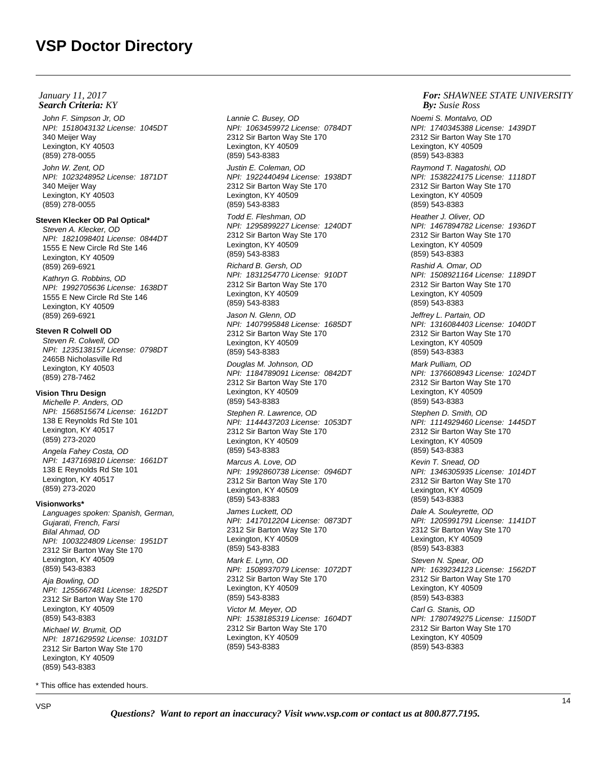*January 11, 2017*
***Search Criteria:** KY*

***For:** SHAWNEE STATE UNIVERSITY*
***By:** Susie Ross*

*John F. Simpson Jr, OD*
*NPI: 1518043132 License: 1045DT*
340 Meijer Way
Lexington, KY 40503
(859) 278-0055

*John W. Zent, OD*
*NPI: 1023248952 License: 1871DT*
340 Meijer Way
Lexington, KY 40503
(859) 278-0055

**Steven Klecker OD Pal Optical***

*Steven A. Klecker, OD*
*NPI: 1821098401 License: 0844DT*
1555 E New Circle Rd Ste 146
Lexington, KY 40509
(859) 269-6921

*Kathryn G. Robbins, OD*
*NPI: 1992705636 License: 1638DT*
1555 E New Circle Rd Ste 146
Lexington, KY 40509
(859) 269-6921

**Steven R Colwell OD**

*Steven R. Colwell, OD*
*NPI: 1235138157 License: 0798DT*
2465B Nicholasville Rd
Lexington, KY 40503
(859) 278-7462

**Vision Thru Design**

*Michelle P. Anders, OD*
*NPI: 1568515674 License: 1612DT*
138 E Reynolds Rd Ste 101
Lexington, KY 40517
(859) 273-2020

*Angela Fahey Costa, OD*
*NPI: 1437169810 License: 1661DT*
138 E Reynolds Rd Ste 101
Lexington, KY 40517
(859) 273-2020

**Visionworks***

*Languages spoken: Spanish, German, Gujarati, French, Farsi*

*Bilal Ahmad, OD*
*NPI: 1003224809 License: 1951DT*
2312 Sir Barton Way Ste 170
Lexington, KY 40509
(859) 543-8383

*Aja Bowling, OD*
*NPI: 1255667481 License: 1825DT*
2312 Sir Barton Way Ste 170
Lexington, KY 40509
(859) 543-8383

*Michael W. Brumit, OD*
*NPI: 1871629592 License: 1031DT*
2312 Sir Barton Way Ste 170
Lexington, KY 40509
(859) 543-8383

*Lannie C. Busey, OD*
*NPI: 1063459972 License: 0784DT*
2312 Sir Barton Way Ste 170
Lexington, KY 40509
(859) 543-8383

*Justin E. Coleman, OD*
*NPI: 1922440494 License: 1938DT*
2312 Sir Barton Way Ste 170
Lexington, KY 40509
(859) 543-8383

*Todd E. Fleshman, OD*
*NPI: 1295899227 License: 1240DT*
2312 Sir Barton Way Ste 170
Lexington, KY 40509
(859) 543-8383

*Richard B. Gersh, OD*
*NPI: 1831254770 License: 910DT*
2312 Sir Barton Way Ste 170
Lexington, KY 40509
(859) 543-8383

*Jason N. Glenn, OD*
*NPI: 1407995848 License: 1685DT*
2312 Sir Barton Way Ste 170
Lexington, KY 40509
(859) 543-8383

*Douglas M. Johnson, OD*
*NPI: 1184789091 License: 0842DT*
2312 Sir Barton Way Ste 170
Lexington, KY 40509
(859) 543-8383

*Stephen R. Lawrence, OD*
*NPI: 1144437203 License: 1053DT*
2312 Sir Barton Way Ste 170
Lexington, KY 40509
(859) 543-8383

*Marcus A. Love, OD*
*NPI: 1992860738 License: 0946DT*
2312 Sir Barton Way Ste 170
Lexington, KY 40509
(859) 543-8383

*James Luckett, OD*
*NPI: 1417012204 License: 0873DT*
2312 Sir Barton Way Ste 170
Lexington, KY 40509
(859) 543-8383

*Mark E. Lynn, OD*
*NPI: 1508937079 License: 1072DT*
2312 Sir Barton Way Ste 170
Lexington, KY 40509
(859) 543-8383

*Victor M. Meyer, OD*
*NPI: 1538185319 License: 1604DT*
2312 Sir Barton Way Ste 170
Lexington, KY 40509
(859) 543-8383

*Noemi S. Montalvo, OD*
*NPI: 1740345388 License: 1439DT*
2312 Sir Barton Way Ste 170
Lexington, KY 40509
(859) 543-8383

*Raymond T. Nagatoshi, OD*
*NPI: 1538224175 License: 1118DT*
2312 Sir Barton Way Ste 170
Lexington, KY 40509
(859) 543-8383

*Heather J. Oliver, OD*
*NPI: 1467894782 License: 1936DT*
2312 Sir Barton Way Ste 170
Lexington, KY 40509
(859) 543-8383

*Rashid A. Omar, OD*
*NPI: 1508921164 License: 1189DT*
2312 Sir Barton Way Ste 170
Lexington, KY 40509
(859) 543-8383

*Jeffrey L. Partain, OD*
*NPI: 1316084403 License: 1040DT*
2312 Sir Barton Way Ste 170
Lexington, KY 40509
(859) 543-8383

*Mark Pulliam, OD*
*NPI: 1376608943 License: 1024DT*
2312 Sir Barton Way Ste 170
Lexington, KY 40509
(859) 543-8383

*Stephen D. Smith, OD*
*NPI: 1114929460 License: 1445DT*
2312 Sir Barton Way Ste 170
Lexington, KY 40509
(859) 543-8383

*Kevin T. Snead, OD*
*NPI: 1346305935 License: 1014DT*
2312 Sir Barton Way Ste 170
Lexington, KY 40509
(859) 543-8383

*Dale A. Souleyrette, OD*
*NPI: 1205991791 License: 1141DT*
2312 Sir Barton Way Ste 170
Lexington, KY 40509
(859) 543-8383

*Steven N. Spear, OD*
*NPI: 1639234123 License: 1562DT*
2312 Sir Barton Way Ste 170
Lexington, KY 40509
(859) 543-8383

*Carl G. Stanis, OD*
*NPI: 1780749275 License: 1150DT*
2312 Sir Barton Way Ste 170
Lexington, KY 40509
(859) 543-8383

\* This office has extended hours.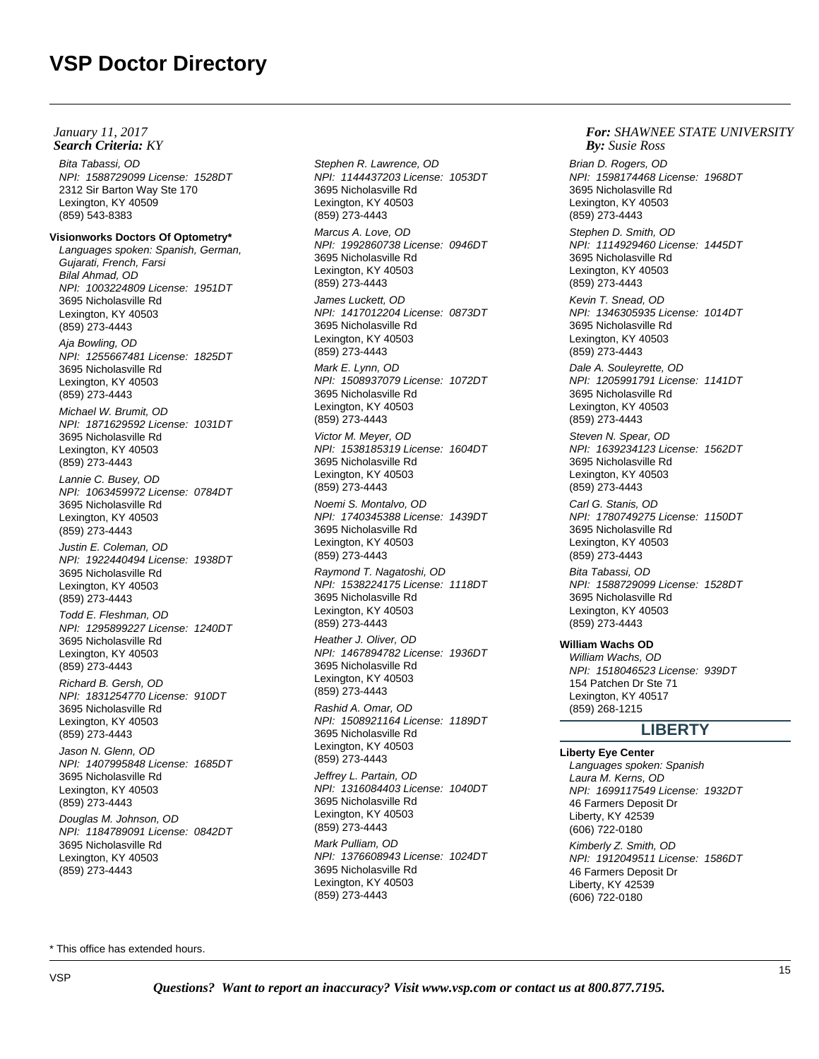Bita Tabassi, OD
NPI: 1588729099 License: 1528DT
2312 Sir Barton Way Ste 170
Lexington, KY 40509
(859) 543-8383

**Visionworks Doctors Of Optometry***
*Languages spoken: Spanish, German, Gujarati, French, Farsi*

Bilal Ahmad, OD
NPI: 1003224809 License: 1951DT
3695 Nicholasville Rd
Lexington, KY 40503
(859) 273-4443

Aja Bowling, OD
NPI: 1255667481 License: 1825DT
3695 Nicholasville Rd
Lexington, KY 40503
(859) 273-4443

Michael W. Brumit, OD
NPI: 1871629592 License: 1031DT
3695 Nicholasville Rd
Lexington, KY 40503
(859) 273-4443

Lannie C. Busey, OD
NPI: 1063459972 License: 0784DT
3695 Nicholasville Rd
Lexington, KY 40503
(859) 273-4443

Justin E. Coleman, OD
NPI: 1922440494 License: 1938DT
3695 Nicholasville Rd
Lexington, KY 40503
(859) 273-4443

Todd E. Fleshman, OD
NPI: 1295899227 License: 1240DT
3695 Nicholasville Rd
Lexington, KY 40503
(859) 273-4443

Richard B. Gersh, OD
NPI: 1831254770 License: 910DT
3695 Nicholasville Rd
Lexington, KY 40503
(859) 273-4443

Jason N. Glenn, OD
NPI: 1407995848 License: 1685DT
3695 Nicholasville Rd
Lexington, KY 40503
(859) 273-4443

Douglas M. Johnson, OD
NPI: 1184789091 License: 0842DT
3695 Nicholasville Rd
Lexington, KY 40503
(859) 273-4443

Stephen R. Lawrence, OD
NPI: 1144437203 License: 1053DT
3695 Nicholasville Rd
Lexington, KY 40503
(859) 273-4443

Marcus A. Love, OD
NPI: 1992860738 License: 0946DT
3695 Nicholasville Rd
Lexington, KY 40503
(859) 273-4443

James Luckett, OD
NPI: 1417012204 License: 0873DT
3695 Nicholasville Rd
Lexington, KY 40503
(859) 273-4443

Mark E. Lynn, OD
NPI: 1508937079 License: 1072DT
3695 Nicholasville Rd
Lexington, KY 40503
(859) 273-4443

Victor M. Meyer, OD
NPI: 1538185319 License: 1604DT
3695 Nicholasville Rd
Lexington, KY 40503
(859) 273-4443

Noemi S. Montalvo, OD
NPI: 1740345388 License: 1439DT
3695 Nicholasville Rd
Lexington, KY 40503
(859) 273-4443

Raymond T. Nagatoshi, OD
NPI: 1538224175 License: 1118DT
3695 Nicholasville Rd
Lexington, KY 40503
(859) 273-4443

Heather J. Oliver, OD
NPI: 1467894782 License: 1936DT
3695 Nicholasville Rd
Lexington, KY 40503
(859) 273-4443

Rashid A. Omar, OD
NPI: 1508921164 License: 1189DT
3695 Nicholasville Rd
Lexington, KY 40503
(859) 273-4443

Jeffrey L. Partain, OD
NPI: 1316084403 License: 1040DT
3695 Nicholasville Rd
Lexington, KY 40503
(859) 273-4443

Mark Pulliam, OD
NPI: 1376608943 License: 1024DT
3695 Nicholasville Rd
Lexington, KY 40503
(859) 273-4443

Brian D. Rogers, OD
NPI: 1598174468 License: 1968DT
3695 Nicholasville Rd
Lexington, KY 40503
(859) 273-4443

Stephen D. Smith, OD
NPI: 1114929460 License: 1445DT
3695 Nicholasville Rd
Lexington, KY 40503
(859) 273-4443

Kevin T. Snead, OD
NPI: 1346305935 License: 1014DT
3695 Nicholasville Rd
Lexington, KY 40503
(859) 273-4443

Dale A. Souleyrette, OD
NPI: 1205991791 License: 1141DT
3695 Nicholasville Rd
Lexington, KY 40503
(859) 273-4443

Steven N. Spear, OD
NPI: 1639234123 License: 1562DT
3695 Nicholasville Rd
Lexington, KY 40503
(859) 273-4443

Carl G. Stanis, OD
NPI: 1780749275 License: 1150DT
3695 Nicholasville Rd
Lexington, KY 40503
(859) 273-4443

Bita Tabassi, OD
NPI: 1588729099 License: 1528DT
3695 Nicholasville Rd
Lexington, KY 40503
(859) 273-4443

**William Wachs OD**

William Wachs, OD
NPI: 1518046523 License: 939DT
154 Patchen Dr Ste 71
Lexington, KY 40517
(859) 268-1215

## LIBERTY

**Liberty Eye Center**
*Languages spoken: Spanish*

Laura M. Kerns, OD
NPI: 1699117549 License: 1932DT
46 Farmers Deposit Dr
Liberty, KY 42539
(606) 722-0180

Kimberly Z. Smith, OD
NPI: 1912049511 License: 1586DT
46 Farmers Deposit Dr
Liberty, KY 42539
(606) 722-0180

\* This office has extended hours.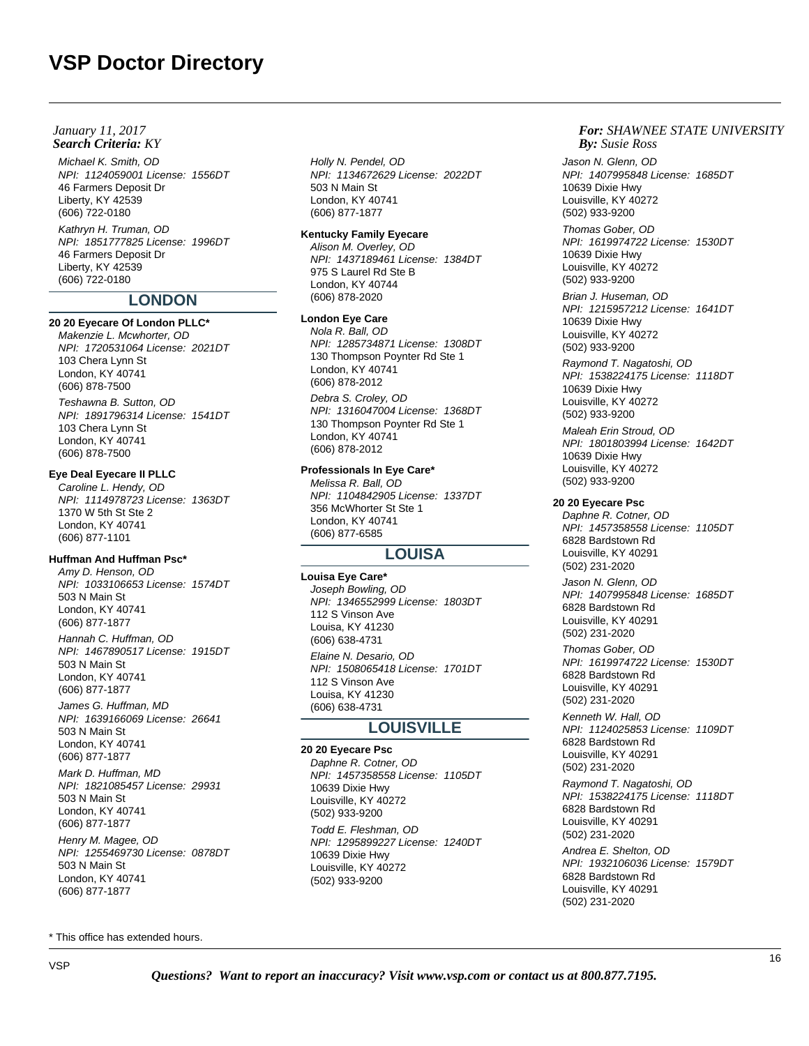# VSP Doctor Directory

*January 11, 2017*
***Search Criteria:*** *KY*

***For:*** *SHAWNEE STATE UNIVERSITY*
***By:*** *Susie Ross*

*Michael K. Smith, OD*
*NPI: 1124059001 License: 1556DT*
46 Farmers Deposit Dr
Liberty, KY 42539
(606) 722-0180

*Kathryn H. Truman, OD*
*NPI: 1851777825 License: 1996DT*
46 Farmers Deposit Dr
Liberty, KY 42539
(606) 722-0180

## LONDON

**20 20 Eyecare Of London PLLC***

*Makenzie L. Mcwhorter, OD*
*NPI: 1720531064 License: 2021DT*
103 Chera Lynn St
London, KY 40741
(606) 878-7500

*Teshawna B. Sutton, OD*
*NPI: 1891796314 License: 1541DT*
103 Chera Lynn St
London, KY 40741
(606) 878-7500

**Eye Deal Eyecare II PLLC**

*Caroline L. Hendy, OD*
*NPI: 1114978723 License: 1363DT*
1370 W 5th St Ste 2
London, KY 40741
(606) 877-1101

**Huffman And Huffman Psc***

*Amy D. Henson, OD*
*NPI: 1033106653 License: 1574DT*
503 N Main St
London, KY 40741
(606) 877-1877

*Hannah C. Huffman, OD*
*NPI: 1467890517 License: 1915DT*
503 N Main St
London, KY 40741
(606) 877-1877

*James G. Huffman, MD*
*NPI: 1639166069 License: 26641*
503 N Main St
London, KY 40741
(606) 877-1877

*Mark D. Huffman, MD*
*NPI: 1821085457 License: 29931*
503 N Main St
London, KY 40741
(606) 877-1877

*Henry M. Magee, OD*
*NPI: 1255469730 License: 0878DT*
503 N Main St
London, KY 40741
(606) 877-1877

*Holly N. Pendel, OD*
*NPI: 1134672629 License: 2022DT*
503 N Main St
London, KY 40741
(606) 877-1877

**Kentucky Family Eyecare**

*Alison M. Overley, OD*
*NPI: 1437189461 License: 1384DT*
975 S Laurel Rd Ste B
London, KY 40744
(606) 878-2020

**London Eye Care**

*Nola R. Ball, OD*
*NPI: 1285734871 License: 1308DT*
130 Thompson Poynter Rd Ste 1
London, KY 40741
(606) 878-2012

*Debra S. Croley, OD*
*NPI: 1316047004 License: 1368DT*
130 Thompson Poynter Rd Ste 1
London, KY 40741
(606) 878-2012

**Professionals In Eye Care***

*Melissa R. Ball, OD*
*NPI: 1104842905 License: 1337DT*
356 McWhorter St Ste 1
London, KY 40741
(606) 877-6585

## LOUISA

**Louisa Eye Care***

*Joseph Bowling, OD*
*NPI: 1346552999 License: 1803DT*
112 S Vinson Ave
Louisa, KY 41230
(606) 638-4731

*Elaine N. Desario, OD*
*NPI: 1508065418 License: 1701DT*
112 S Vinson Ave
Louisa, KY 41230
(606) 638-4731

## LOUISVILLE

**20 20 Eyecare Psc**

*Daphne R. Cotner, OD*
*NPI: 1457358558 License: 1105DT*
10639 Dixie Hwy
Louisville, KY 40272
(502) 933-9200

*Todd E. Fleshman, OD*
*NPI: 1295899227 License: 1240DT*
10639 Dixie Hwy
Louisville, KY 40272
(502) 933-9200

*Jason N. Glenn, OD*
*NPI: 1407995848 License: 1685DT*
10639 Dixie Hwy
Louisville, KY 40272
(502) 933-9200

*Thomas Gober, OD*
*NPI: 1619974722 License: 1530DT*
10639 Dixie Hwy
Louisville, KY 40272
(502) 933-9200

*Brian J. Huseman, OD*
*NPI: 1215957212 License: 1641DT*
10639 Dixie Hwy
Louisville, KY 40272
(502) 933-9200

*Raymond T. Nagatoshi, OD*
*NPI: 1538224175 License: 1118DT*
10639 Dixie Hwy
Louisville, KY 40272
(502) 933-9200

*Maleah Erin Stroud, OD*
*NPI: 1801803994 License: 1642DT*
10639 Dixie Hwy
Louisville, KY 40272
(502) 933-9200

**20 20 Eyecare Psc**

*Daphne R. Cotner, OD*
*NPI: 1457358558 License: 1105DT*
6828 Bardstown Rd
Louisville, KY 40291
(502) 231-2020

*Jason N. Glenn, OD*
*NPI: 1407995848 License: 1685DT*
6828 Bardstown Rd
Louisville, KY 40291
(502) 231-2020

*Thomas Gober, OD*
*NPI: 1619974722 License: 1530DT*
6828 Bardstown Rd
Louisville, KY 40291
(502) 231-2020

*Kenneth W. Hall, OD*
*NPI: 1124025853 License: 1109DT*
6828 Bardstown Rd
Louisville, KY 40291
(502) 231-2020

*Raymond T. Nagatoshi, OD*
*NPI: 1538224175 License: 1118DT*
6828 Bardstown Rd
Louisville, KY 40291
(502) 231-2020

*Andrea E. Shelton, OD*
*NPI: 1932106036 License: 1579DT*
6828 Bardstown Rd
Louisville, KY 40291
(502) 231-2020

\* This office has extended hours.

***Questions? Want to report an inaccuracy? Visit www.vsp.com or contact us at 800.877.7195.***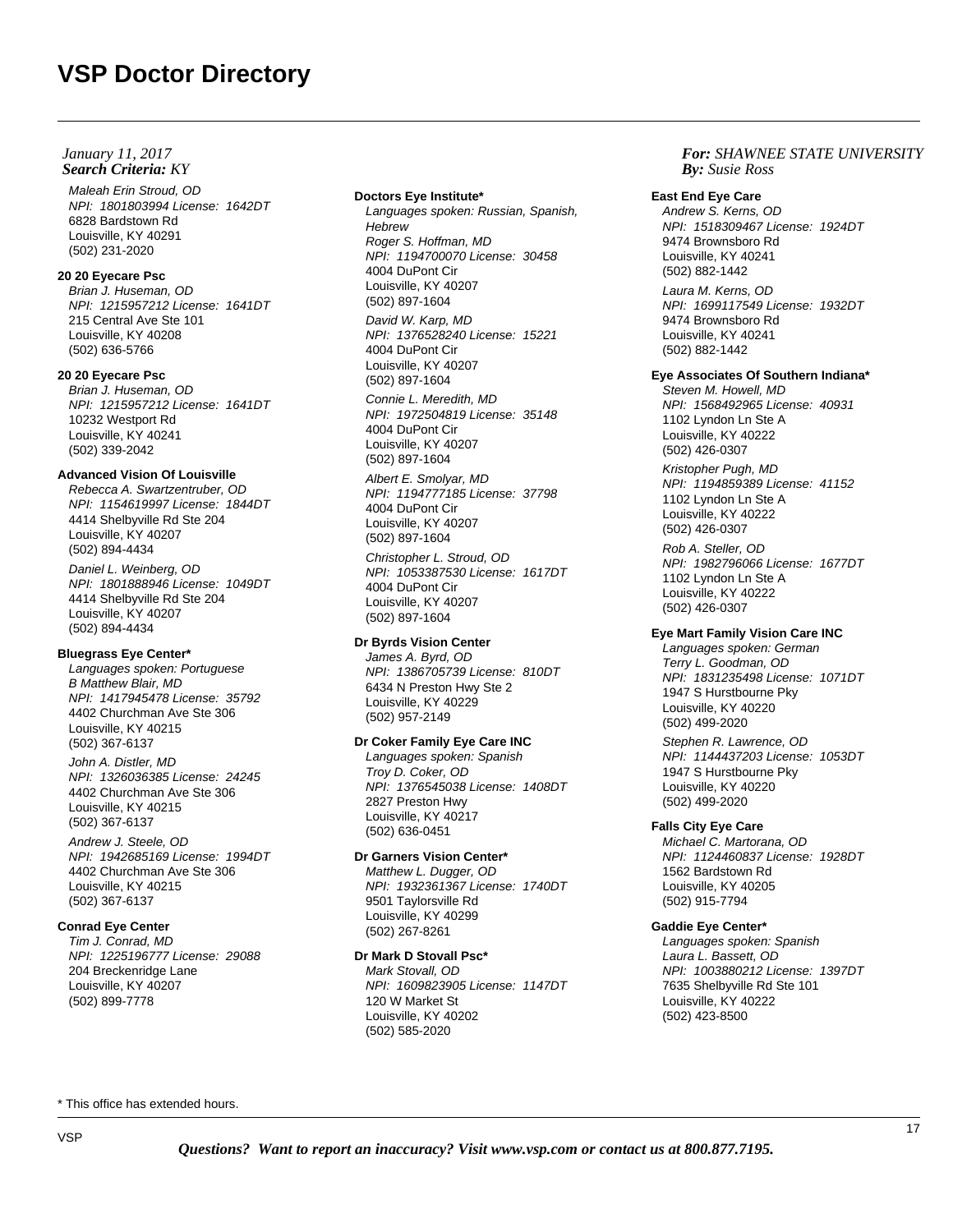*January 11, 2017*
***Search Criteria:** KY*

***For:** SHAWNEE STATE UNIVERSITY*
***By:** Susie Ross*

*Maleah Erin Stroud, OD*
*NPI: 1801803994 License: 1642DT*
6828 Bardstown Rd
Louisville, KY 40291
(502) 231-2020

**20 20 Eyecare Psc**
*Brian J. Huseman, OD*
*NPI: 1215957212 License: 1641DT*
215 Central Ave Ste 101
Louisville, KY 40208
(502) 636-5766

**20 20 Eyecare Psc**
*Brian J. Huseman, OD*
*NPI: 1215957212 License: 1641DT*
10232 Westport Rd
Louisville, KY 40241
(502) 339-2042

**Advanced Vision Of Louisville**
*Rebecca A. Swartzentruber, OD*
*NPI: 1154619997 License: 1844DT*
4414 Shelbyville Rd Ste 204
Louisville, KY 40207
(502) 894-4434

*Daniel L. Weinberg, OD*
*NPI: 1801888946 License: 1049DT*
4414 Shelbyville Rd Ste 204
Louisville, KY 40207
(502) 894-4434

**Bluegrass Eye Center***
*Languages spoken: Portuguese*
*B Matthew Blair, MD*
*NPI: 1417945478 License: 35792*
4402 Churchman Ave Ste 306
Louisville, KY 40215
(502) 367-6137

*John A. Distler, MD*
*NPI: 1326036385 License: 24245*
4402 Churchman Ave Ste 306
Louisville, KY 40215
(502) 367-6137

*Andrew J. Steele, OD*
*NPI: 1942685169 License: 1994DT*
4402 Churchman Ave Ste 306
Louisville, KY 40215
(502) 367-6137

**Conrad Eye Center**
*Tim J. Conrad, MD*
*NPI: 1225196777 License: 29088*
204 Breckenridge Lane
Louisville, KY 40207
(502) 899-7778

**Doctors Eye Institute***
*Languages spoken: Russian, Spanish, Hebrew*
*Roger S. Hoffman, MD*
*NPI: 1194700070 License: 30458*
4004 DuPont Cir
Louisville, KY 40207
(502) 897-1604

*David W. Karp, MD*
*NPI: 1376528240 License: 15221*
4004 DuPont Cir
Louisville, KY 40207
(502) 897-1604

*Connie L. Meredith, MD*
*NPI: 1972504819 License: 35148*
4004 DuPont Cir
Louisville, KY 40207
(502) 897-1604

*Albert E. Smolyar, MD*
*NPI: 1194777185 License: 37798*
4004 DuPont Cir
Louisville, KY 40207
(502) 897-1604

*Christopher L. Stroud, OD*
*NPI: 1053387530 License: 1617DT*
4004 DuPont Cir
Louisville, KY 40207
(502) 897-1604

**Dr Byrds Vision Center**
*James A. Byrd, OD*
*NPI: 1386705739 License: 810DT*
6434 N Preston Hwy Ste 2
Louisville, KY 40229
(502) 957-2149

**Dr Coker Family Eye Care INC**
*Languages spoken: Spanish*
*Troy D. Coker, OD*
*NPI: 1376545038 License: 1408DT*
2827 Preston Hwy
Louisville, KY 40217
(502) 636-0451

**Dr Garners Vision Center***
*Matthew L. Dugger, OD*
*NPI: 1932361367 License: 1740DT*
9501 Taylorsville Rd
Louisville, KY 40299
(502) 267-8261

**Dr Mark D Stovall Psc***
*Mark Stovall, OD*
*NPI: 1609823905 License: 1147DT*
120 W Market St
Louisville, KY 40202
(502) 585-2020

**East End Eye Care**
*Andrew S. Kerns, OD*
*NPI: 1518309467 License: 1924DT*
9474 Brownsboro Rd
Louisville, KY 40241
(502) 882-1442

*Laura M. Kerns, OD*
*NPI: 1699117549 License: 1932DT*
9474 Brownsboro Rd
Louisville, KY 40241
(502) 882-1442

**Eye Associates Of Southern Indiana***
*Steven M. Howell, MD*
*NPI: 1568492965 License: 40931*
1102 Lyndon Ln Ste A
Louisville, KY 40222
(502) 426-0307

*Kristopher Pugh, MD*
*NPI: 1194859389 License: 41152*
1102 Lyndon Ln Ste A
Louisville, KY 40222
(502) 426-0307

*Rob A. Steller, OD*
*NPI: 1982796066 License: 1677DT*
1102 Lyndon Ln Ste A
Louisville, KY 40222
(502) 426-0307

**Eye Mart Family Vision Care INC**
*Languages spoken: German*
*Terry L. Goodman, OD*
*NPI: 1831235498 License: 1071DT*
1947 S Hurstbourne Pky
Louisville, KY 40220
(502) 499-2020

*Stephen R. Lawrence, OD*
*NPI: 1144437203 License: 1053DT*
1947 S Hurstbourne Pky
Louisville, KY 40220
(502) 499-2020

**Falls City Eye Care**
*Michael C. Martorana, OD*
*NPI: 1124460837 License: 1928DT*
1562 Bardstown Rd
Louisville, KY 40205
(502) 915-7794

**Gaddie Eye Center***
*Languages spoken: Spanish*
*Laura L. Bassett, OD*
*NPI: 1003880212 License: 1397DT*
7635 Shelbyville Rd Ste 101
Louisville, KY 40222
(502) 423-8500

\* This office has extended hours.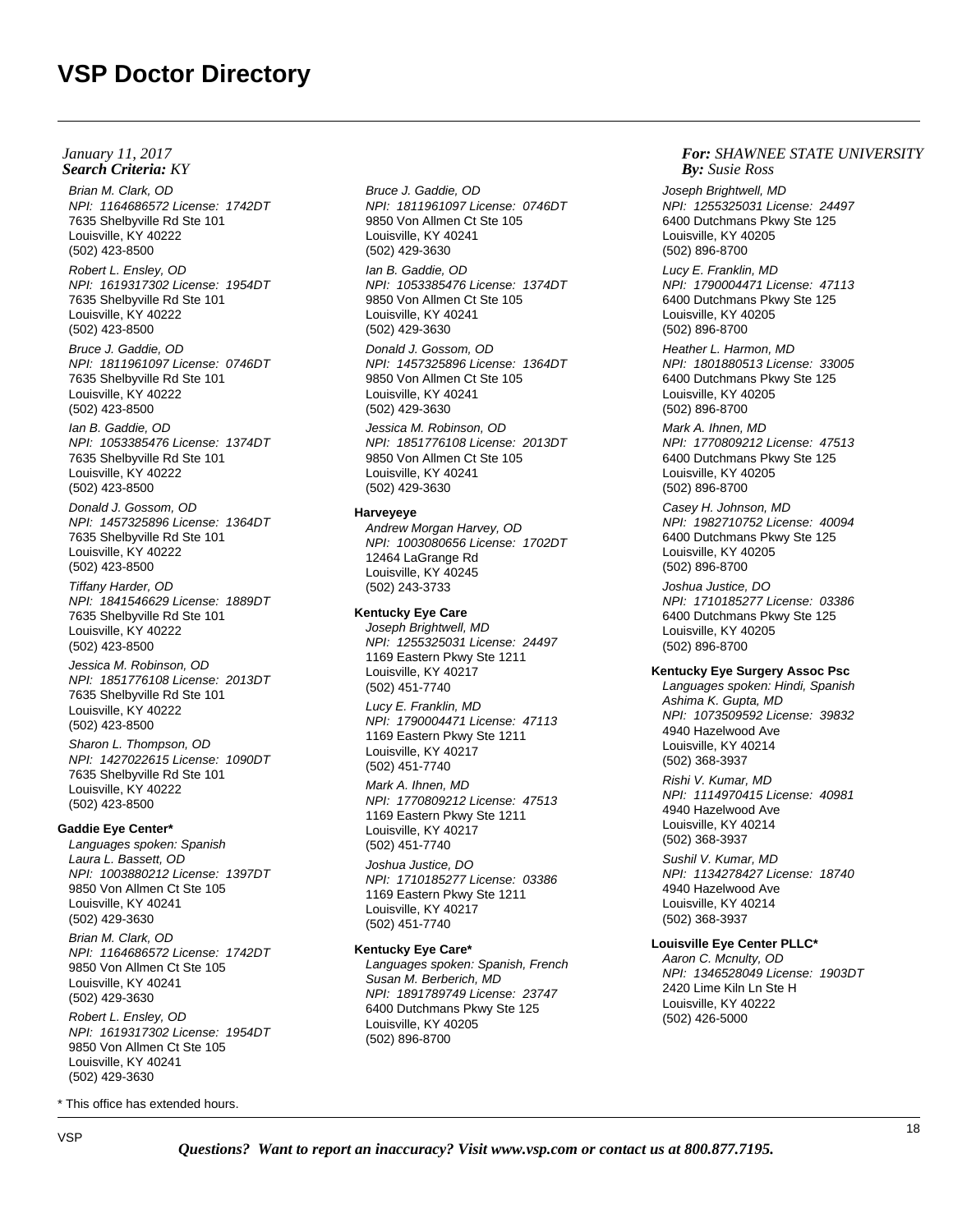# VSP Doctor Directory

*January 11, 2017*
***Search Criteria:** KY*

***For:** SHAWNEE STATE UNIVERSITY*
***By:** Susie Ross*

*Brian M. Clark, OD*
*NPI: 1164686572 License: 1742DT*
7635 Shelbyville Rd Ste 101
Louisville, KY 40222
(502) 423-8500

*Robert L. Ensley, OD*
*NPI: 1619317302 License: 1954DT*
7635 Shelbyville Rd Ste 101
Louisville, KY 40222
(502) 423-8500

*Bruce J. Gaddie, OD*
*NPI: 1811961097 License: 0746DT*
7635 Shelbyville Rd Ste 101
Louisville, KY 40222
(502) 423-8500

*Ian B. Gaddie, OD*
*NPI: 1053385476 License: 1374DT*
7635 Shelbyville Rd Ste 101
Louisville, KY 40222
(502) 423-8500

*Donald J. Gossom, OD*
*NPI: 1457325896 License: 1364DT*
7635 Shelbyville Rd Ste 101
Louisville, KY 40222
(502) 423-8500

*Tiffany Harder, OD*
*NPI: 1841546629 License: 1889DT*
7635 Shelbyville Rd Ste 101
Louisville, KY 40222
(502) 423-8500

*Jessica M. Robinson, OD*
*NPI: 1851776108 License: 2013DT*
7635 Shelbyville Rd Ste 101
Louisville, KY 40222
(502) 423-8500

*Sharon L. Thompson, OD*
*NPI: 1427022615 License: 1090DT*
7635 Shelbyville Rd Ste 101
Louisville, KY 40222
(502) 423-8500

**Gaddie Eye Center***

*Languages spoken: Spanish*

*Laura L. Bassett, OD*
*NPI: 1003880212 License: 1397DT*
9850 Von Allmen Ct Ste 105
Louisville, KY 40241
(502) 429-3630

*Brian M. Clark, OD*
*NPI: 1164686572 License: 1742DT*
9850 Von Allmen Ct Ste 105
Louisville, KY 40241
(502) 429-3630

*Robert L. Ensley, OD*
*NPI: 1619317302 License: 1954DT*
9850 Von Allmen Ct Ste 105
Louisville, KY 40241
(502) 429-3630

*Bruce J. Gaddie, OD*
*NPI: 1811961097 License: 0746DT*
9850 Von Allmen Ct Ste 105
Louisville, KY 40241
(502) 429-3630

*Ian B. Gaddie, OD*
*NPI: 1053385476 License: 1374DT*
9850 Von Allmen Ct Ste 105
Louisville, KY 40241
(502) 429-3630

*Donald J. Gossom, OD*
*NPI: 1457325896 License: 1364DT*
9850 Von Allmen Ct Ste 105
Louisville, KY 40241
(502) 429-3630

*Jessica M. Robinson, OD*
*NPI: 1851776108 License: 2013DT*
9850 Von Allmen Ct Ste 105
Louisville, KY 40241
(502) 429-3630

**Harveyeye**

*Andrew Morgan Harvey, OD*
*NPI: 1003080656 License: 1702DT*
12464 LaGrange Rd
Louisville, KY 40245
(502) 243-3733

**Kentucky Eye Care**

*Joseph Brightwell, MD*
*NPI: 1255325031 License: 24497*
1169 Eastern Pkwy Ste 1211
Louisville, KY 40217
(502) 451-7740

*Lucy E. Franklin, MD*
*NPI: 1790004471 License: 47113*
1169 Eastern Pkwy Ste 1211
Louisville, KY 40217
(502) 451-7740

*Mark A. Ihnen, MD*
*NPI: 1770809212 License: 47513*
1169 Eastern Pkwy Ste 1211
Louisville, KY 40217
(502) 451-7740

*Joshua Justice, DO*
*NPI: 1710185277 License: 03386*
1169 Eastern Pkwy Ste 1211
Louisville, KY 40217
(502) 451-7740

**Kentucky Eye Care***

*Languages spoken: Spanish, French*

*Susan M. Berberich, MD*
*NPI: 1891789749 License: 23747*
6400 Dutchmans Pkwy Ste 125
Louisville, KY 40205
(502) 896-8700

*Joseph Brightwell, MD*
*NPI: 1255325031 License: 24497*
6400 Dutchmans Pkwy Ste 125
Louisville, KY 40205
(502) 896-8700

*Lucy E. Franklin, MD*
*NPI: 1790004471 License: 47113*
6400 Dutchmans Pkwy Ste 125
Louisville, KY 40205
(502) 896-8700

*Heather L. Harmon, MD*
*NPI: 1801880513 License: 33005*
6400 Dutchmans Pkwy Ste 125
Louisville, KY 40205
(502) 896-8700

*Mark A. Ihnen, MD*
*NPI: 1770809212 License: 47513*
6400 Dutchmans Pkwy Ste 125
Louisville, KY 40205
(502) 896-8700

*Casey H. Johnson, MD*
*NPI: 1982710752 License: 40094*
6400 Dutchmans Pkwy Ste 125
Louisville, KY 40205
(502) 896-8700

*Joshua Justice, DO*
*NPI: 1710185277 License: 03386*
6400 Dutchmans Pkwy Ste 125
Louisville, KY 40205
(502) 896-8700

**Kentucky Eye Surgery Assoc Psc**

*Languages spoken: Hindi, Spanish*

*Ashima K. Gupta, MD*
*NPI: 1073509592 License: 39832*
4940 Hazelwood Ave
Louisville, KY 40214
(502) 368-3937

*Rishi V. Kumar, MD*
*NPI: 1114970415 License: 40981*
4940 Hazelwood Ave
Louisville, KY 40214
(502) 368-3937

*Sushil V. Kumar, MD*
*NPI: 1134278427 License: 18740*
4940 Hazelwood Ave
Louisville, KY 40214
(502) 368-3937

**Louisville Eye Center PLLC***

*Aaron C. Mcnulty, OD*
*NPI: 1346528049 License: 1903DT*
2420 Lime Kiln Ln Ste H
Louisville, KY 40222
(502) 426-5000

\* This office has extended hours.

***Questions? Want to report an inaccuracy? Visit www.vsp.com or contact us at 800.877.7195.***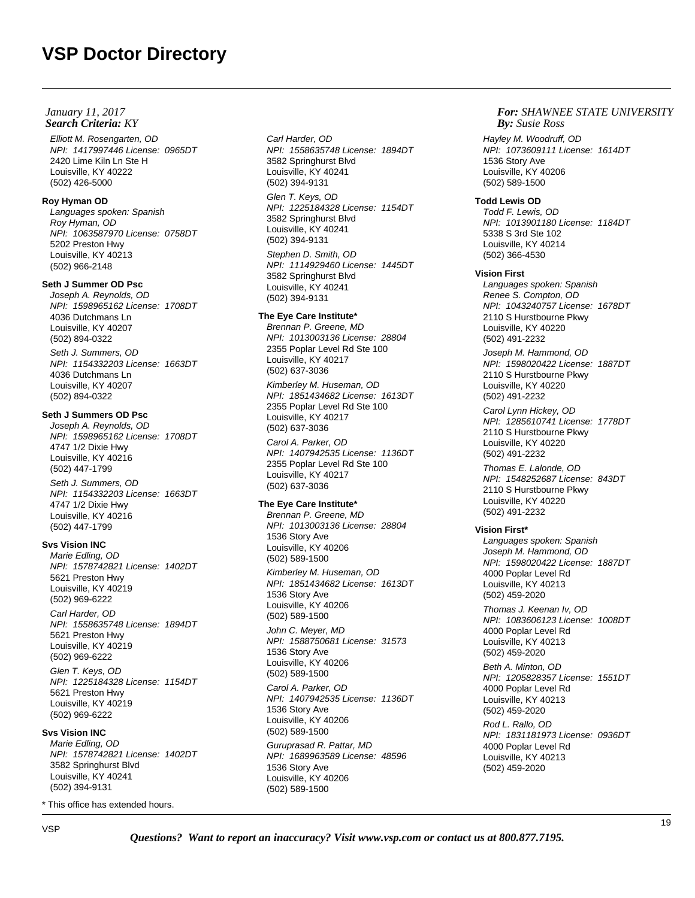# VSP Doctor Directory

*January 11, 2017*
***Search Criteria:** KY*

***For:** SHAWNEE STATE UNIVERSITY*
***By:** Susie Ross*

*Elliott M. Rosengarten, OD*
*NPI: 1417997446 License: 0965DT*
2420 Lime Kiln Ln Ste H
Louisville, KY 40222
(502) 426-5000

**Roy Hyman OD**
*Languages spoken: Spanish*
*Roy Hyman, OD*
*NPI: 1063587970 License: 0758DT*
5202 Preston Hwy
Louisville, KY 40213
(502) 966-2148

**Seth J Summer OD Psc**
*Joseph A. Reynolds, OD*
*NPI: 1598965162 License: 1708DT*
4036 Dutchmans Ln
Louisville, KY 40207
(502) 894-0322

*Seth J. Summers, OD*
*NPI: 1154332203 License: 1663DT*
4036 Dutchmans Ln
Louisville, KY 40207
(502) 894-0322

**Seth J Summers OD Psc**
*Joseph A. Reynolds, OD*
*NPI: 1598965162 License: 1708DT*
4747 1/2 Dixie Hwy
Louisville, KY 40216
(502) 447-1799

*Seth J. Summers, OD*
*NPI: 1154332203 License: 1663DT*
4747 1/2 Dixie Hwy
Louisville, KY 40216
(502) 447-1799

**Svs Vision INC**
*Marie Edling, OD*
*NPI: 1578742821 License: 1402DT*
5621 Preston Hwy
Louisville, KY 40219
(502) 969-6222

*Carl Harder, OD*
*NPI: 1558635748 License: 1894DT*
5621 Preston Hwy
Louisville, KY 40219
(502) 969-6222

*Glen T. Keys, OD*
*NPI: 1225184328 License: 1154DT*
5621 Preston Hwy
Louisville, KY 40219
(502) 969-6222

**Svs Vision INC**
*Marie Edling, OD*
*NPI: 1578742821 License: 1402DT*
3582 Springhurst Blvd
Louisville, KY 40241
(502) 394-9131

*Carl Harder, OD*
*NPI: 1558635748 License: 1894DT*
3582 Springhurst Blvd
Louisville, KY 40241
(502) 394-9131

*Glen T. Keys, OD*
*NPI: 1225184328 License: 1154DT*
3582 Springhurst Blvd
Louisville, KY 40241
(502) 394-9131

*Stephen D. Smith, OD*
*NPI: 1114929460 License: 1445DT*
3582 Springhurst Blvd
Louisville, KY 40241
(502) 394-9131

**The Eye Care Institute***
*Brennan P. Greene, MD*
*NPI: 1013003136 License: 28804*
2355 Poplar Level Rd Ste 100
Louisville, KY 40217
(502) 637-3036

*Kimberley M. Huseman, OD*
*NPI: 1851434682 License: 1613DT*
2355 Poplar Level Rd Ste 100
Louisville, KY 40217
(502) 637-3036

*Carol A. Parker, OD*
*NPI: 1407942535 License: 1136DT*
2355 Poplar Level Rd Ste 100
Louisville, KY 40217
(502) 637-3036

**The Eye Care Institute***
*Brennan P. Greene, MD*
*NPI: 1013003136 License: 28804*
1536 Story Ave
Louisville, KY 40206
(502) 589-1500

*Kimberley M. Huseman, OD*
*NPI: 1851434682 License: 1613DT*
1536 Story Ave
Louisville, KY 40206
(502) 589-1500

*John C. Meyer, MD*
*NPI: 1588750681 License: 31573*
1536 Story Ave
Louisville, KY 40206
(502) 589-1500

*Carol A. Parker, OD*
*NPI: 1407942535 License: 1136DT*
1536 Story Ave
Louisville, KY 40206
(502) 589-1500

*Guruprasad R. Pattar, MD*
*NPI: 1689963589 License: 48596*
1536 Story Ave
Louisville, KY 40206
(502) 589-1500

*Hayley M. Woodruff, OD*
*NPI: 1073609111 License: 1614DT*
1536 Story Ave
Louisville, KY 40206
(502) 589-1500

**Todd Lewis OD**
*Todd F. Lewis, OD*
*NPI: 1013901180 License: 1184DT*
5338 S 3rd Ste 102
Louisville, KY 40214
(502) 366-4530

**Vision First**
*Languages spoken: Spanish*
*Renee S. Compton, OD*
*NPI: 1043240757 License: 1678DT*
2110 S Hurstbourne Pkwy
Louisville, KY 40220
(502) 491-2232

*Joseph M. Hammond, OD*
*NPI: 1598020422 License: 1887DT*
2110 S Hurstbourne Pkwy
Louisville, KY 40220
(502) 491-2232

*Carol Lynn Hickey, OD*
*NPI: 1285610741 License: 1778DT*
2110 S Hurstbourne Pkwy
Louisville, KY 40220
(502) 491-2232

*Thomas E. Lalonde, OD*
*NPI: 1548252687 License: 843DT*
2110 S Hurstbourne Pkwy
Louisville, KY 40220
(502) 491-2232

**Vision First***
*Languages spoken: Spanish*
*Joseph M. Hammond, OD*
*NPI: 1598020422 License: 1887DT*
4000 Poplar Level Rd
Louisville, KY 40213
(502) 459-2020

*Thomas J. Keenan Iv, OD*
*NPI: 1083606123 License: 1008DT*
4000 Poplar Level Rd
Louisville, KY 40213
(502) 459-2020

*Beth A. Minton, OD*
*NPI: 1205828357 License: 1551DT*
4000 Poplar Level Rd
Louisville, KY 40213
(502) 459-2020

*Rod L. Rallo, OD*
*NPI: 1831181973 License: 0936DT*
4000 Poplar Level Rd
Louisville, KY 40213
(502) 459-2020

\* This office has extended hours.

***Questions? Want to report an inaccuracy? Visit www.vsp.com or contact us at 800.877.7195.***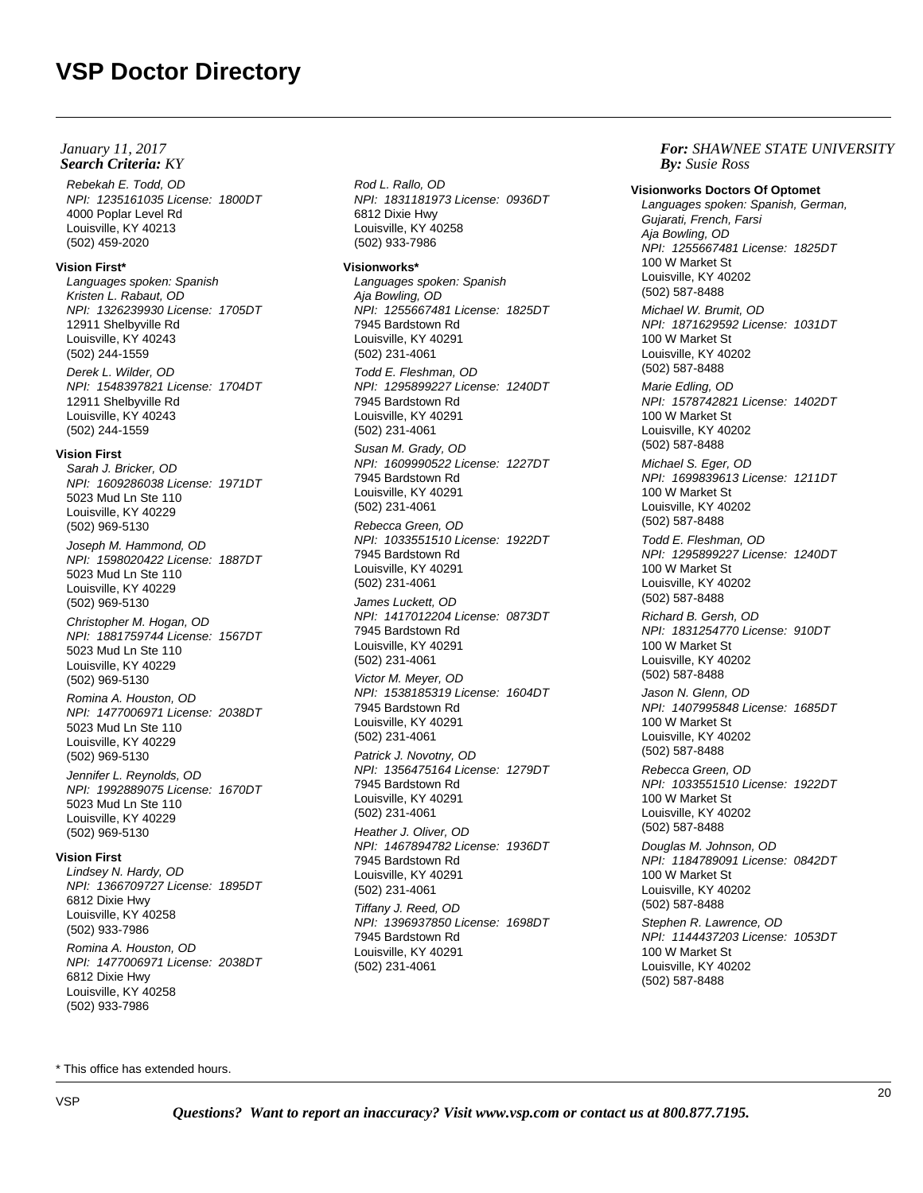# VSP Doctor Directory

*January 11, 2017*
***Search Criteria:*** *KY*

***For:*** *SHAWNEE STATE UNIVERSITY*
***By:*** *Susie Ross*

*Rebekah E. Todd, OD*
*NPI: 1235161035 License: 1800DT*
4000 Poplar Level Rd
Louisville, KY 40213
(502) 459-2020

**Vision First***
*Languages spoken: Spanish*
*Kristen L. Rabaut, OD*
*NPI: 1326239930 License: 1705DT*
12911 Shelbyville Rd
Louisville, KY 40243
(502) 244-1559

*Derek L. Wilder, OD*
*NPI: 1548397821 License: 1704DT*
12911 Shelbyville Rd
Louisville, KY 40243
(502) 244-1559

**Vision First**
*Sarah J. Bricker, OD*
*NPI: 1609286038 License: 1971DT*
5023 Mud Ln Ste 110
Louisville, KY 40229
(502) 969-5130

*Joseph M. Hammond, OD*
*NPI: 1598020422 License: 1887DT*
5023 Mud Ln Ste 110
Louisville, KY 40229
(502) 969-5130

*Christopher M. Hogan, OD*
*NPI: 1881759744 License: 1567DT*
5023 Mud Ln Ste 110
Louisville, KY 40229
(502) 969-5130

*Romina A. Houston, OD*
*NPI: 1477006971 License: 2038DT*
5023 Mud Ln Ste 110
Louisville, KY 40229
(502) 969-5130

*Jennifer L. Reynolds, OD*
*NPI: 1992889075 License: 1670DT*
5023 Mud Ln Ste 110
Louisville, KY 40229
(502) 969-5130

**Vision First**
*Lindsey N. Hardy, OD*
*NPI: 1366709727 License: 1895DT*
6812 Dixie Hwy
Louisville, KY 40258
(502) 933-7986

*Romina A. Houston, OD*
*NPI: 1477006971 License: 2038DT*
6812 Dixie Hwy
Louisville, KY 40258
(502) 933-7986

*Rod L. Rallo, OD*
*NPI: 1831181973 License: 0936DT*
6812 Dixie Hwy
Louisville, KY 40258
(502) 933-7986

**Visionworks***
*Languages spoken: Spanish*
*Aja Bowling, OD*
*NPI: 1255667481 License: 1825DT*
7945 Bardstown Rd
Louisville, KY 40291
(502) 231-4061

*Todd E. Fleshman, OD*
*NPI: 1295899227 License: 1240DT*
7945 Bardstown Rd
Louisville, KY 40291
(502) 231-4061

*Susan M. Grady, OD*
*NPI: 1609990522 License: 1227DT*
7945 Bardstown Rd
Louisville, KY 40291
(502) 231-4061

*Rebecca Green, OD*
*NPI: 1033551510 License: 1922DT*
7945 Bardstown Rd
Louisville, KY 40291
(502) 231-4061

*James Luckett, OD*
*NPI: 1417012204 License: 0873DT*
7945 Bardstown Rd
Louisville, KY 40291
(502) 231-4061

*Victor M. Meyer, OD*
*NPI: 1538185319 License: 1604DT*
7945 Bardstown Rd
Louisville, KY 40291
(502) 231-4061

*Patrick J. Novotny, OD*
*NPI: 1356475164 License: 1279DT*
7945 Bardstown Rd
Louisville, KY 40291
(502) 231-4061

*Heather J. Oliver, OD*
*NPI: 1467894782 License: 1936DT*
7945 Bardstown Rd
Louisville, KY 40291
(502) 231-4061

*Tiffany J. Reed, OD*
*NPI: 1396937850 License: 1698DT*
7945 Bardstown Rd
Louisville, KY 40291
(502) 231-4061

**Visionworks Doctors Of Optomet**
*Languages spoken: Spanish, German, Gujarati, French, Farsi*
*Aja Bowling, OD*
*NPI: 1255667481 License: 1825DT*
100 W Market St
Louisville, KY 40202
(502) 587-8488

*Michael W. Brumit, OD*
*NPI: 1871629592 License: 1031DT*
100 W Market St
Louisville, KY 40202
(502) 587-8488

*Marie Edling, OD*
*NPI: 1578742821 License: 1402DT*
100 W Market St
Louisville, KY 40202
(502) 587-8488

*Michael S. Eger, OD*
*NPI: 1699839613 License: 1211DT*
100 W Market St
Louisville, KY 40202
(502) 587-8488

*Todd E. Fleshman, OD*
*NPI: 1295899227 License: 1240DT*
100 W Market St
Louisville, KY 40202
(502) 587-8488

*Richard B. Gersh, OD*
*NPI: 1831254770 License: 910DT*
100 W Market St
Louisville, KY 40202
(502) 587-8488

*Jason N. Glenn, OD*
*NPI: 1407995848 License: 1685DT*
100 W Market St
Louisville, KY 40202
(502) 587-8488

*Rebecca Green, OD*
*NPI: 1033551510 License: 1922DT*
100 W Market St
Louisville, KY 40202
(502) 587-8488

*Douglas M. Johnson, OD*
*NPI: 1184789091 License: 0842DT*
100 W Market St
Louisville, KY 40202
(502) 587-8488

*Stephen R. Lawrence, OD*
*NPI: 1144437203 License: 1053DT*
100 W Market St
Louisville, KY 40202
(502) 587-8488

* This office has extended hours.

***Questions? Want to report an inaccuracy? Visit www.vsp.com or contact us at 800.877.7195.***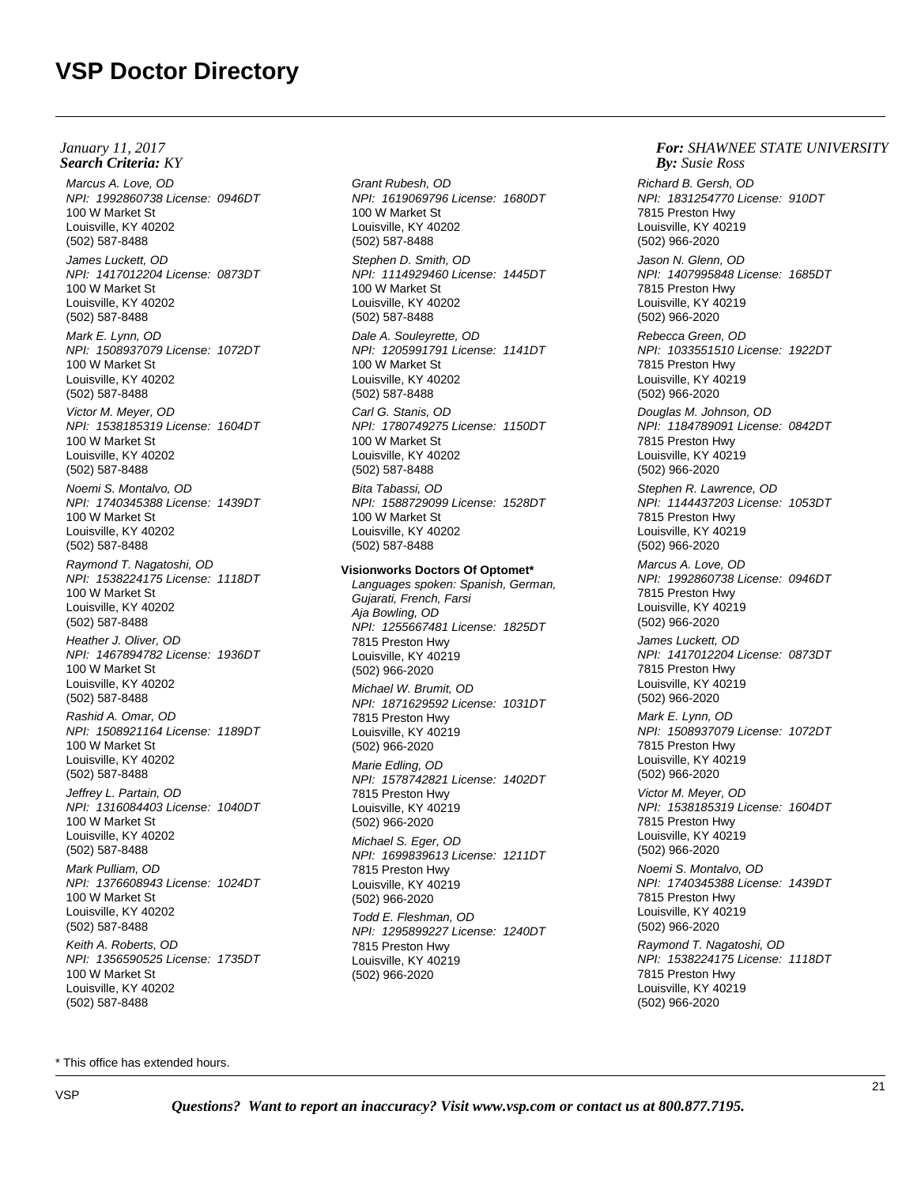# VSP Doctor Directory

*January 11, 2017*
***Search Criteria:*** *KY*

***For:*** *SHAWNEE STATE UNIVERSITY*
***By:*** *Susie Ross*

*Marcus A. Love, OD*
*NPI: 1992860738 License: 0946DT*
100 W Market St
Louisville, KY 40202
(502) 587-8488

*James Luckett, OD*
*NPI: 1417012204 License: 0873DT*
100 W Market St
Louisville, KY 40202
(502) 587-8488

*Mark E. Lynn, OD*
*NPI: 1508937079 License: 1072DT*
100 W Market St
Louisville, KY 40202
(502) 587-8488

*Victor M. Meyer, OD*
*NPI: 1538185319 License: 1604DT*
100 W Market St
Louisville, KY 40202
(502) 587-8488

*Noemi S. Montalvo, OD*
*NPI: 1740345388 License: 1439DT*
100 W Market St
Louisville, KY 40202
(502) 587-8488

*Raymond T. Nagatoshi, OD*
*NPI: 1538224175 License: 1118DT*
100 W Market St
Louisville, KY 40202
(502) 587-8488

*Heather J. Oliver, OD*
*NPI: 1467894782 License: 1936DT*
100 W Market St
Louisville, KY 40202
(502) 587-8488

*Rashid A. Omar, OD*
*NPI: 1508921164 License: 1189DT*
100 W Market St
Louisville, KY 40202
(502) 587-8488

*Jeffrey L. Partain, OD*
*NPI: 1316084403 License: 1040DT*
100 W Market St
Louisville, KY 40202
(502) 587-8488

*Mark Pulliam, OD*
*NPI: 1376608943 License: 1024DT*
100 W Market St
Louisville, KY 40202
(502) 587-8488

*Keith A. Roberts, OD*
*NPI: 1356590525 License: 1735DT*
100 W Market St
Louisville, KY 40202
(502) 587-8488

*Grant Rubesh, OD*
*NPI: 1619069796 License: 1680DT*
100 W Market St
Louisville, KY 40202
(502) 587-8488

*Stephen D. Smith, OD*
*NPI: 1114929460 License: 1445DT*
100 W Market St
Louisville, KY 40202
(502) 587-8488

*Dale A. Souleyrette, OD*
*NPI: 1205991791 License: 1141DT*
100 W Market St
Louisville, KY 40202
(502) 587-8488

*Carl G. Stanis, OD*
*NPI: 1780749275 License: 1150DT*
100 W Market St
Louisville, KY 40202
(502) 587-8488

*Bita Tabassi, OD*
*NPI: 1588729099 License: 1528DT*
100 W Market St
Louisville, KY 40202
(502) 587-8488

**Visionworks Doctors Of Optomet***

*Languages spoken: Spanish, German, Gujarati, French, Farsi*

*Aja Bowling, OD*
*NPI: 1255667481 License: 1825DT*
7815 Preston Hwy
Louisville, KY 40219
(502) 966-2020

*Michael W. Brumit, OD*
*NPI: 1871629592 License: 1031DT*
7815 Preston Hwy
Louisville, KY 40219
(502) 966-2020

*Marie Edling, OD*
*NPI: 1578742821 License: 1402DT*
7815 Preston Hwy
Louisville, KY 40219
(502) 966-2020

*Michael S. Eger, OD*
*NPI: 1699839613 License: 1211DT*
7815 Preston Hwy
Louisville, KY 40219
(502) 966-2020

*Todd E. Fleshman, OD*
*NPI: 1295899227 License: 1240DT*
7815 Preston Hwy
Louisville, KY 40219
(502) 966-2020

*Richard B. Gersh, OD*
*NPI: 1831254770 License: 910DT*
7815 Preston Hwy
Louisville, KY 40219
(502) 966-2020

*Jason N. Glenn, OD*
*NPI: 1407995848 License: 1685DT*
7815 Preston Hwy
Louisville, KY 40219
(502) 966-2020

*Rebecca Green, OD*
*NPI: 1033551510 License: 1922DT*
7815 Preston Hwy
Louisville, KY 40219
(502) 966-2020

*Douglas M. Johnson, OD*
*NPI: 1184789091 License: 0842DT*
7815 Preston Hwy
Louisville, KY 40219
(502) 966-2020

*Stephen R. Lawrence, OD*
*NPI: 1144437203 License: 1053DT*
7815 Preston Hwy
Louisville, KY 40219
(502) 966-2020

*Marcus A. Love, OD*
*NPI: 1992860738 License: 0946DT*
7815 Preston Hwy
Louisville, KY 40219
(502) 966-2020

*James Luckett, OD*
*NPI: 1417012204 License: 0873DT*
7815 Preston Hwy
Louisville, KY 40219
(502) 966-2020

*Mark E. Lynn, OD*
*NPI: 1508937079 License: 1072DT*
7815 Preston Hwy
Louisville, KY 40219
(502) 966-2020

*Victor M. Meyer, OD*
*NPI: 1538185319 License: 1604DT*
7815 Preston Hwy
Louisville, KY 40219
(502) 966-2020

*Noemi S. Montalvo, OD*
*NPI: 1740345388 License: 1439DT*
7815 Preston Hwy
Louisville, KY 40219
(502) 966-2020

*Raymond T. Nagatoshi, OD*
*NPI: 1538224175 License: 1118DT*
7815 Preston Hwy
Louisville, KY 40219
(502) 966-2020

\* This office has extended hours.

***Questions? Want to report an inaccuracy? Visit www.vsp.com or contact us at 800.877.7195.***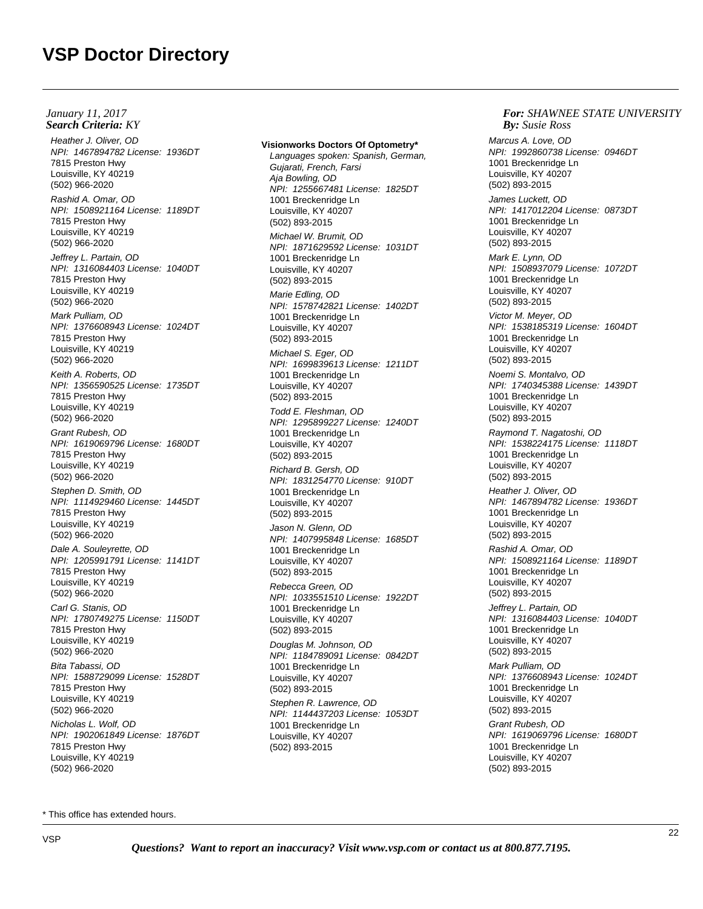# VSP Doctor Directory

*January 11, 2017*
***Search Criteria:** KY*

***For:** SHAWNEE STATE UNIVERSITY*
***By:** Susie Ross*

*Heather J. Oliver, OD*
*NPI: 1467894782 License: 1936DT*
7815 Preston Hwy
Louisville, KY 40219
(502) 966-2020

*Rashid A. Omar, OD*
*NPI: 1508921164 License: 1189DT*
7815 Preston Hwy
Louisville, KY 40219
(502) 966-2020

*Jeffrey L. Partain, OD*
*NPI: 1316084403 License: 1040DT*
7815 Preston Hwy
Louisville, KY 40219
(502) 966-2020

*Mark Pulliam, OD*
*NPI: 1376608943 License: 1024DT*
7815 Preston Hwy
Louisville, KY 40219
(502) 966-2020

*Keith A. Roberts, OD*
*NPI: 1356590525 License: 1735DT*
7815 Preston Hwy
Louisville, KY 40219
(502) 966-2020

*Grant Rubesh, OD*
*NPI: 1619069796 License: 1680DT*
7815 Preston Hwy
Louisville, KY 40219
(502) 966-2020

*Stephen D. Smith, OD*
*NPI: 1114929460 License: 1445DT*
7815 Preston Hwy
Louisville, KY 40219
(502) 966-2020

*Dale A. Souleyrette, OD*
*NPI: 1205991791 License: 1141DT*
7815 Preston Hwy
Louisville, KY 40219
(502) 966-2020

*Carl G. Stanis, OD*
*NPI: 1780749275 License: 1150DT*
7815 Preston Hwy
Louisville, KY 40219
(502) 966-2020

*Bita Tabassi, OD*
*NPI: 1588729099 License: 1528DT*
7815 Preston Hwy
Louisville, KY 40219
(502) 966-2020

*Nicholas L. Wolf, OD*
*NPI: 1902061849 License: 1876DT*
7815 Preston Hwy
Louisville, KY 40219
(502) 966-2020

**Visionworks Doctors Of Optometry***
*Languages spoken: Spanish, German, Gujarati, French, Farsi*

*Aja Bowling, OD*
*NPI: 1255667481 License: 1825DT*
1001 Breckenridge Ln
Louisville, KY 40207
(502) 893-2015

*Michael W. Brumit, OD*
*NPI: 1871629592 License: 1031DT*
1001 Breckenridge Ln
Louisville, KY 40207
(502) 893-2015

*Marie Edling, OD*
*NPI: 1578742821 License: 1402DT*
1001 Breckenridge Ln
Louisville, KY 40207
(502) 893-2015

*Michael S. Eger, OD*
*NPI: 1699839613 License: 1211DT*
1001 Breckenridge Ln
Louisville, KY 40207
(502) 893-2015

*Todd E. Fleshman, OD*
*NPI: 1295899227 License: 1240DT*
1001 Breckenridge Ln
Louisville, KY 40207
(502) 893-2015

*Richard B. Gersh, OD*
*NPI: 1831254770 License: 910DT*
1001 Breckenridge Ln
Louisville, KY 40207
(502) 893-2015

*Jason N. Glenn, OD*
*NPI: 1407995848 License: 1685DT*
1001 Breckenridge Ln
Louisville, KY 40207
(502) 893-2015

*Rebecca Green, OD*
*NPI: 1033551510 License: 1922DT*
1001 Breckenridge Ln
Louisville, KY 40207
(502) 893-2015

*Douglas M. Johnson, OD*
*NPI: 1184789091 License: 0842DT*
1001 Breckenridge Ln
Louisville, KY 40207
(502) 893-2015

*Stephen R. Lawrence, OD*
*NPI: 1144437203 License: 1053DT*
1001 Breckenridge Ln
Louisville, KY 40207
(502) 893-2015

*Marcus A. Love, OD*
*NPI: 1992860738 License: 0946DT*
1001 Breckenridge Ln
Louisville, KY 40207
(502) 893-2015

*James Luckett, OD*
*NPI: 1417012204 License: 0873DT*
1001 Breckenridge Ln
Louisville, KY 40207
(502) 893-2015

*Mark E. Lynn, OD*
*NPI: 1508937079 License: 1072DT*
1001 Breckenridge Ln
Louisville, KY 40207
(502) 893-2015

*Victor M. Meyer, OD*
*NPI: 1538185319 License: 1604DT*
1001 Breckenridge Ln
Louisville, KY 40207
(502) 893-2015

*Noemi S. Montalvo, OD*
*NPI: 1740345388 License: 1439DT*
1001 Breckenridge Ln
Louisville, KY 40207
(502) 893-2015

*Raymond T. Nagatoshi, OD*
*NPI: 1538224175 License: 1118DT*
1001 Breckenridge Ln
Louisville, KY 40207
(502) 893-2015

*Heather J. Oliver, OD*
*NPI: 1467894782 License: 1936DT*
1001 Breckenridge Ln
Louisville, KY 40207
(502) 893-2015

*Rashid A. Omar, OD*
*NPI: 1508921164 License: 1189DT*
1001 Breckenridge Ln
Louisville, KY 40207
(502) 893-2015

*Jeffrey L. Partain, OD*
*NPI: 1316084403 License: 1040DT*
1001 Breckenridge Ln
Louisville, KY 40207
(502) 893-2015

*Mark Pulliam, OD*
*NPI: 1376608943 License: 1024DT*
1001 Breckenridge Ln
Louisville, KY 40207
(502) 893-2015

*Grant Rubesh, OD*
*NPI: 1619069796 License: 1680DT*
1001 Breckenridge Ln
Louisville, KY 40207
(502) 893-2015

\* This office has extended hours.

***Questions? Want to report an inaccuracy? Visit www.vsp.com or contact us at 800.877.7195.***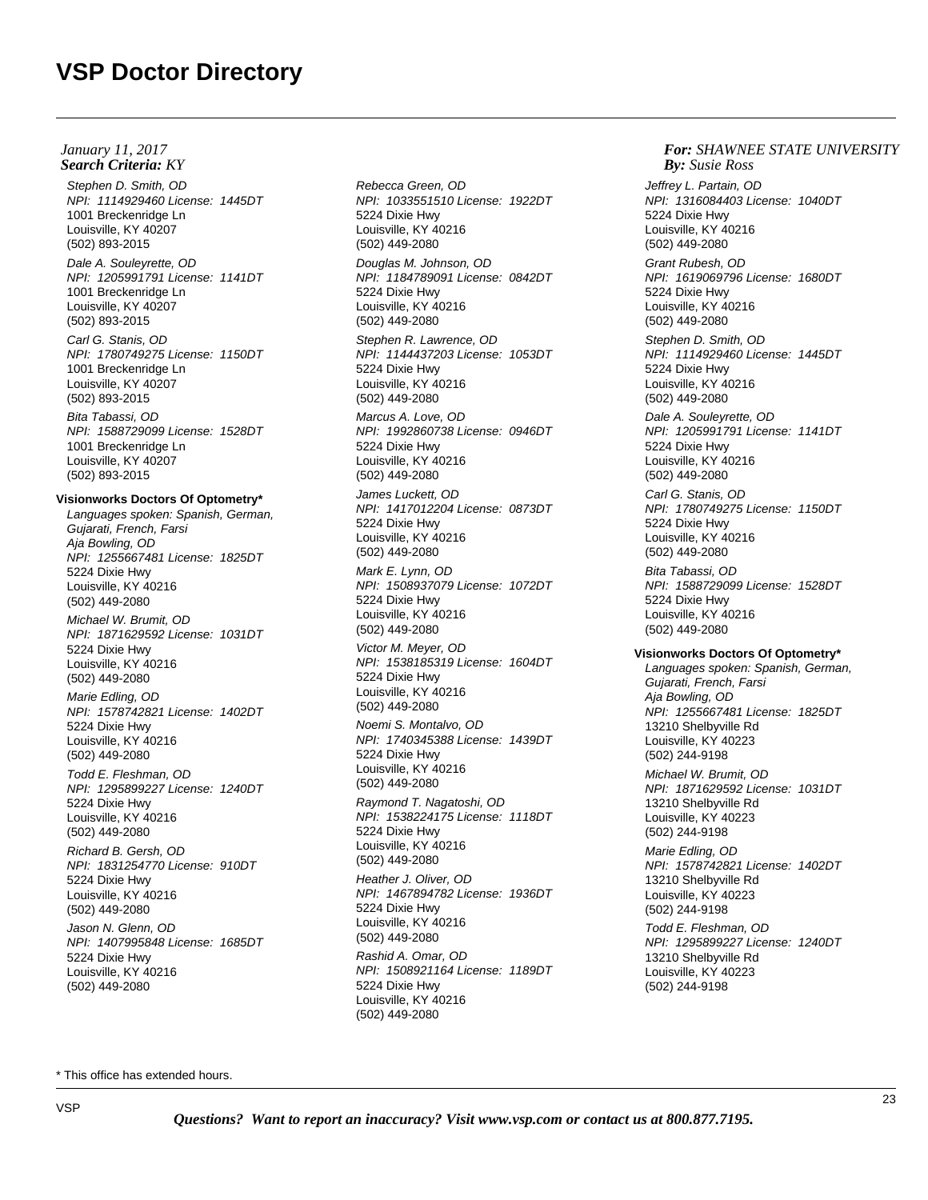*January 11, 2017*
***Search Criteria:** KY*

***For:** SHAWNEE STATE UNIVERSITY*
***By:** Susie Ross*

*Stephen D. Smith, OD*
*NPI: 1114929460 License: 1445DT*
1001 Breckenridge Ln
Louisville, KY 40207
(502) 893-2015

*Dale A. Souleyrette, OD*
*NPI: 1205991791 License: 1141DT*
1001 Breckenridge Ln
Louisville, KY 40207
(502) 893-2015

*Carl G. Stanis, OD*
*NPI: 1780749275 License: 1150DT*
1001 Breckenridge Ln
Louisville, KY 40207
(502) 893-2015

*Bita Tabassi, OD*
*NPI: 1588729099 License: 1528DT*
1001 Breckenridge Ln
Louisville, KY 40207
(502) 893-2015

**Visionworks Doctors Of Optometry***

*Languages spoken: Spanish, German, Gujarati, French, Farsi*

*Aja Bowling, OD*
*NPI: 1255667481 License: 1825DT*
5224 Dixie Hwy
Louisville, KY 40216
(502) 449-2080

*Michael W. Brumit, OD*
*NPI: 1871629592 License: 1031DT*
5224 Dixie Hwy
Louisville, KY 40216
(502) 449-2080

*Marie Edling, OD*
*NPI: 1578742821 License: 1402DT*
5224 Dixie Hwy
Louisville, KY 40216
(502) 449-2080

*Todd E. Fleshman, OD*
*NPI: 1295899227 License: 1240DT*
5224 Dixie Hwy
Louisville, KY 40216
(502) 449-2080

*Richard B. Gersh, OD*
*NPI: 1831254770 License: 910DT*
5224 Dixie Hwy
Louisville, KY 40216
(502) 449-2080

*Jason N. Glenn, OD*
*NPI: 1407995848 License: 1685DT*
5224 Dixie Hwy
Louisville, KY 40216
(502) 449-2080

*Rebecca Green, OD*
*NPI: 1033551510 License: 1922DT*
5224 Dixie Hwy
Louisville, KY 40216
(502) 449-2080

*Douglas M. Johnson, OD*
*NPI: 1184789091 License: 0842DT*
5224 Dixie Hwy
Louisville, KY 40216
(502) 449-2080

*Stephen R. Lawrence, OD*
*NPI: 1144437203 License: 1053DT*
5224 Dixie Hwy
Louisville, KY 40216
(502) 449-2080

*Marcus A. Love, OD*
*NPI: 1992860738 License: 0946DT*
5224 Dixie Hwy
Louisville, KY 40216
(502) 449-2080

*James Luckett, OD*
*NPI: 1417012204 License: 0873DT*
5224 Dixie Hwy
Louisville, KY 40216
(502) 449-2080

*Mark E. Lynn, OD*
*NPI: 1508937079 License: 1072DT*
5224 Dixie Hwy
Louisville, KY 40216
(502) 449-2080

*Victor M. Meyer, OD*
*NPI: 1538185319 License: 1604DT*
5224 Dixie Hwy
Louisville, KY 40216
(502) 449-2080

*Noemi S. Montalvo, OD*
*NPI: 1740345388 License: 1439DT*
5224 Dixie Hwy
Louisville, KY 40216
(502) 449-2080

*Raymond T. Nagatoshi, OD*
*NPI: 1538224175 License: 1118DT*
5224 Dixie Hwy
Louisville, KY 40216
(502) 449-2080

*Heather J. Oliver, OD*
*NPI: 1467894782 License: 1936DT*
5224 Dixie Hwy
Louisville, KY 40216
(502) 449-2080

*Rashid A. Omar, OD*
*NPI: 1508921164 License: 1189DT*
5224 Dixie Hwy
Louisville, KY 40216
(502) 449-2080

*Jeffrey L. Partain, OD*
*NPI: 1316084403 License: 1040DT*
5224 Dixie Hwy
Louisville, KY 40216
(502) 449-2080

*Grant Rubesh, OD*
*NPI: 1619069796 License: 1680DT*
5224 Dixie Hwy
Louisville, KY 40216
(502) 449-2080

*Stephen D. Smith, OD*
*NPI: 1114929460 License: 1445DT*
5224 Dixie Hwy
Louisville, KY 40216
(502) 449-2080

*Dale A. Souleyrette, OD*
*NPI: 1205991791 License: 1141DT*
5224 Dixie Hwy
Louisville, KY 40216
(502) 449-2080

*Carl G. Stanis, OD*
*NPI: 1780749275 License: 1150DT*
5224 Dixie Hwy
Louisville, KY 40216
(502) 449-2080

*Bita Tabassi, OD*
*NPI: 1588729099 License: 1528DT*
5224 Dixie Hwy
Louisville, KY 40216
(502) 449-2080

**Visionworks Doctors Of Optometry***

*Languages spoken: Spanish, German, Gujarati, French, Farsi*

*Aja Bowling, OD*
*NPI: 1255667481 License: 1825DT*
13210 Shelbyville Rd
Louisville, KY 40223
(502) 244-9198

*Michael W. Brumit, OD*
*NPI: 1871629592 License: 1031DT*
13210 Shelbyville Rd
Louisville, KY 40223
(502) 244-9198

*Marie Edling, OD*
*NPI: 1578742821 License: 1402DT*
13210 Shelbyville Rd
Louisville, KY 40223
(502) 244-9198

*Todd E. Fleshman, OD*
*NPI: 1295899227 License: 1240DT*
13210 Shelbyville Rd
Louisville, KY 40223
(502) 244-9198

\* This office has extended hours.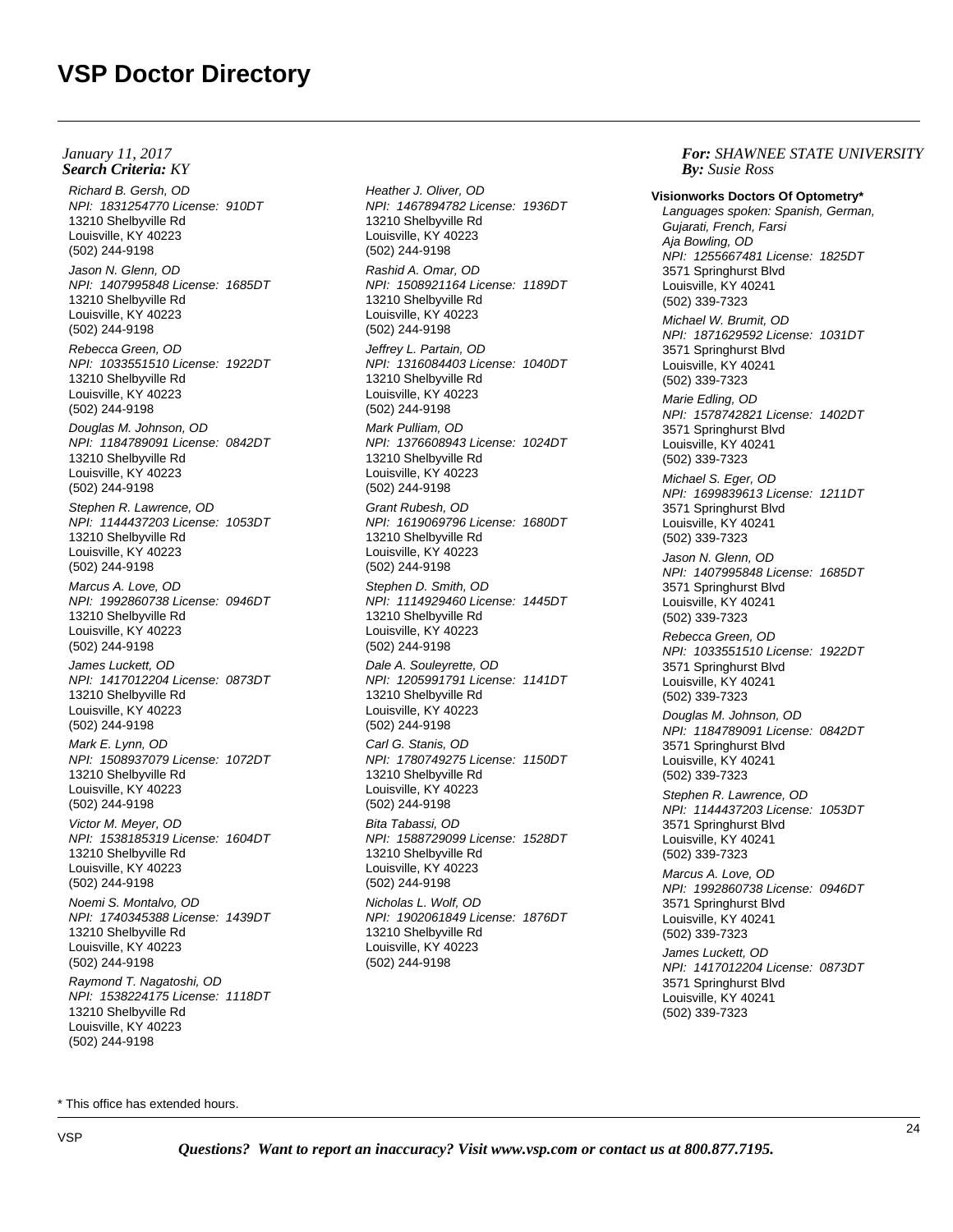# VSP Doctor Directory

*January 11, 2017*
***Search Criteria:** KY*

***For:** SHAWNEE STATE UNIVERSITY*
***By:** Susie Ross*

*Richard B. Gersh, OD*
*NPI: 1831254770 License: 910DT*
13210 Shelbyville Rd
Louisville, KY 40223
(502) 244-9198

*Jason N. Glenn, OD*
*NPI: 1407995848 License: 1685DT*
13210 Shelbyville Rd
Louisville, KY 40223
(502) 244-9198

*Rebecca Green, OD*
*NPI: 1033551510 License: 1922DT*
13210 Shelbyville Rd
Louisville, KY 40223
(502) 244-9198

*Douglas M. Johnson, OD*
*NPI: 1184789091 License: 0842DT*
13210 Shelbyville Rd
Louisville, KY 40223
(502) 244-9198

*Stephen R. Lawrence, OD*
*NPI: 1144437203 License: 1053DT*
13210 Shelbyville Rd
Louisville, KY 40223
(502) 244-9198

*Marcus A. Love, OD*
*NPI: 1992860738 License: 0946DT*
13210 Shelbyville Rd
Louisville, KY 40223
(502) 244-9198

*James Luckett, OD*
*NPI: 1417012204 License: 0873DT*
13210 Shelbyville Rd
Louisville, KY 40223
(502) 244-9198

*Mark E. Lynn, OD*
*NPI: 1508937079 License: 1072DT*
13210 Shelbyville Rd
Louisville, KY 40223
(502) 244-9198

*Victor M. Meyer, OD*
*NPI: 1538185319 License: 1604DT*
13210 Shelbyville Rd
Louisville, KY 40223
(502) 244-9198

*Noemi S. Montalvo, OD*
*NPI: 1740345388 License: 1439DT*
13210 Shelbyville Rd
Louisville, KY 40223
(502) 244-9198

*Raymond T. Nagatoshi, OD*
*NPI: 1538224175 License: 1118DT*
13210 Shelbyville Rd
Louisville, KY 40223
(502) 244-9198

*Heather J. Oliver, OD*
*NPI: 1467894782 License: 1936DT*
13210 Shelbyville Rd
Louisville, KY 40223
(502) 244-9198

*Rashid A. Omar, OD*
*NPI: 1508921164 License: 1189DT*
13210 Shelbyville Rd
Louisville, KY 40223
(502) 244-9198

*Jeffrey L. Partain, OD*
*NPI: 1316084403 License: 1040DT*
13210 Shelbyville Rd
Louisville, KY 40223
(502) 244-9198

*Mark Pulliam, OD*
*NPI: 1376608943 License: 1024DT*
13210 Shelbyville Rd
Louisville, KY 40223
(502) 244-9198

*Grant Rubesh, OD*
*NPI: 1619069796 License: 1680DT*
13210 Shelbyville Rd
Louisville, KY 40223
(502) 244-9198

*Stephen D. Smith, OD*
*NPI: 1114929460 License: 1445DT*
13210 Shelbyville Rd
Louisville, KY 40223
(502) 244-9198

*Dale A. Souleyrette, OD*
*NPI: 1205991791 License: 1141DT*
13210 Shelbyville Rd
Louisville, KY 40223
(502) 244-9198

*Carl G. Stanis, OD*
*NPI: 1780749275 License: 1150DT*
13210 Shelbyville Rd
Louisville, KY 40223
(502) 244-9198

*Bita Tabassi, OD*
*NPI: 1588729099 License: 1528DT*
13210 Shelbyville Rd
Louisville, KY 40223
(502) 244-9198

*Nicholas L. Wolf, OD*
*NPI: 1902061849 License: 1876DT*
13210 Shelbyville Rd
Louisville, KY 40223
(502) 244-9198

**Visionworks Doctors Of Optometry***
*Languages spoken: Spanish, German, Gujarati, French, Farsi*

*Aja Bowling, OD*
*NPI: 1255667481 License: 1825DT*
3571 Springhurst Blvd
Louisville, KY 40241
(502) 339-7323

*Michael W. Brumit, OD*
*NPI: 1871629592 License: 1031DT*
3571 Springhurst Blvd
Louisville, KY 40241
(502) 339-7323

*Marie Edling, OD*
*NPI: 1578742821 License: 1402DT*
3571 Springhurst Blvd
Louisville, KY 40241
(502) 339-7323

*Michael S. Eger, OD*
*NPI: 1699839613 License: 1211DT*
3571 Springhurst Blvd
Louisville, KY 40241
(502) 339-7323

*Jason N. Glenn, OD*
*NPI: 1407995848 License: 1685DT*
3571 Springhurst Blvd
Louisville, KY 40241
(502) 339-7323

*Rebecca Green, OD*
*NPI: 1033551510 License: 1922DT*
3571 Springhurst Blvd
Louisville, KY 40241
(502) 339-7323

*Douglas M. Johnson, OD*
*NPI: 1184789091 License: 0842DT*
3571 Springhurst Blvd
Louisville, KY 40241
(502) 339-7323

*Stephen R. Lawrence, OD*
*NPI: 1144437203 License: 1053DT*
3571 Springhurst Blvd
Louisville, KY 40241
(502) 339-7323

*Marcus A. Love, OD*
*NPI: 1992860738 License: 0946DT*
3571 Springhurst Blvd
Louisville, KY 40241
(502) 339-7323

*James Luckett, OD*
*NPI: 1417012204 License: 0873DT*
3571 Springhurst Blvd
Louisville, KY 40241
(502) 339-7323

* This office has extended hours.

***Questions? Want to report an inaccuracy? Visit www.vsp.com or contact us at 800.877.7195.***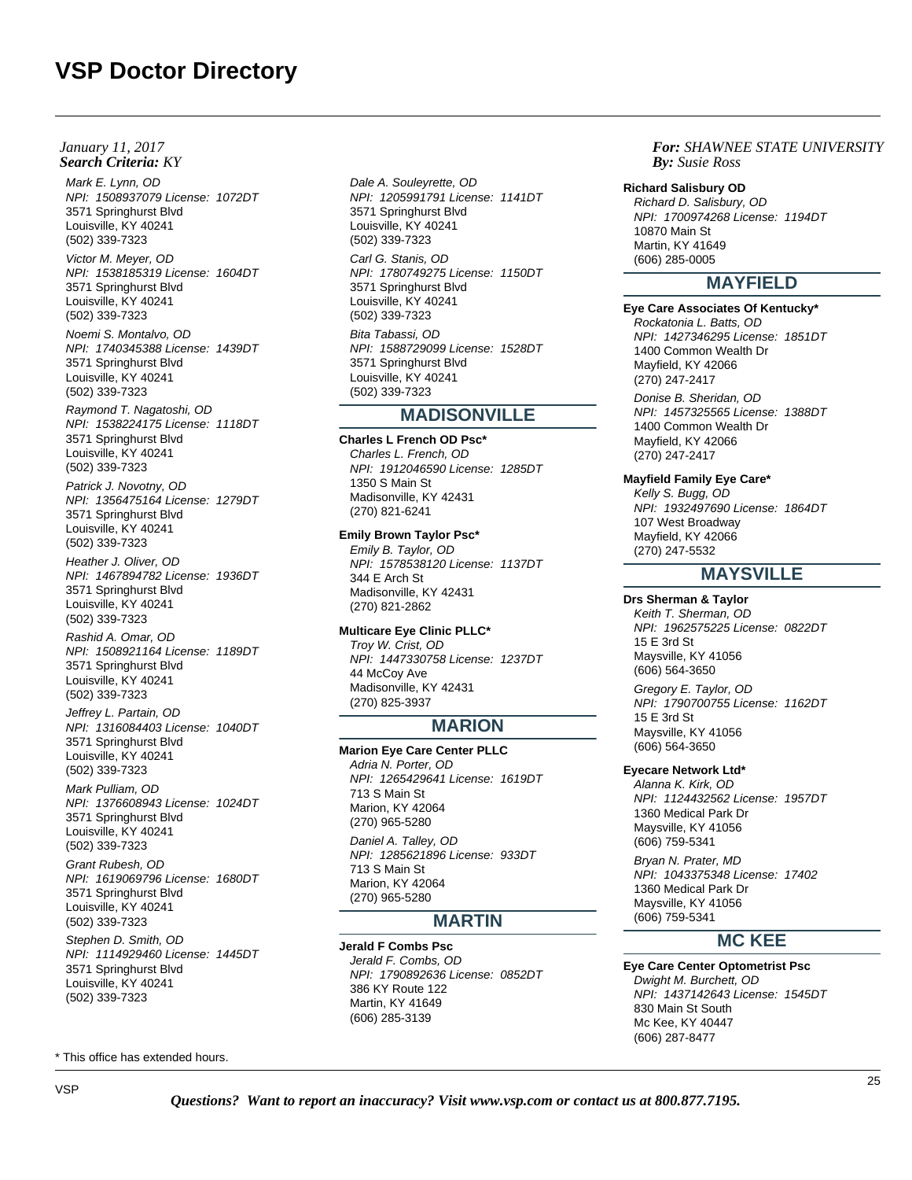# VSP Doctor Directory

*January 11, 2017*
***Search Criteria:*** *KY*

***For:*** *SHAWNEE STATE UNIVERSITY*
***By:*** *Susie Ross*

*Mark E. Lynn, OD*
*NPI: 1508937079 License: 1072DT*
3571 Springhurst Blvd
Louisville, KY 40241
(502) 339-7323

*Victor M. Meyer, OD*
*NPI: 1538185319 License: 1604DT*
3571 Springhurst Blvd
Louisville, KY 40241
(502) 339-7323

*Noemi S. Montalvo, OD*
*NPI: 1740345388 License: 1439DT*
3571 Springhurst Blvd
Louisville, KY 40241
(502) 339-7323

*Raymond T. Nagatoshi, OD*
*NPI: 1538224175 License: 1118DT*
3571 Springhurst Blvd
Louisville, KY 40241
(502) 339-7323

*Patrick J. Novotny, OD*
*NPI: 1356475164 License: 1279DT*
3571 Springhurst Blvd
Louisville, KY 40241
(502) 339-7323

*Heather J. Oliver, OD*
*NPI: 1467894782 License: 1936DT*
3571 Springhurst Blvd
Louisville, KY 40241
(502) 339-7323

*Rashid A. Omar, OD*
*NPI: 1508921164 License: 1189DT*
3571 Springhurst Blvd
Louisville, KY 40241
(502) 339-7323

*Jeffrey L. Partain, OD*
*NPI: 1316084403 License: 1040DT*
3571 Springhurst Blvd
Louisville, KY 40241
(502) 339-7323

*Mark Pulliam, OD*
*NPI: 1376608943 License: 1024DT*
3571 Springhurst Blvd
Louisville, KY 40241
(502) 339-7323

*Grant Rubesh, OD*
*NPI: 1619069796 License: 1680DT*
3571 Springhurst Blvd
Louisville, KY 40241
(502) 339-7323

*Stephen D. Smith, OD*
*NPI: 1114929460 License: 1445DT*
3571 Springhurst Blvd
Louisville, KY 40241
(502) 339-7323

*Dale A. Souleyrette, OD*
*NPI: 1205991791 License: 1141DT*
3571 Springhurst Blvd
Louisville, KY 40241
(502) 339-7323

*Carl G. Stanis, OD*
*NPI: 1780749275 License: 1150DT*
3571 Springhurst Blvd
Louisville, KY 40241
(502) 339-7323

*Bita Tabassi, OD*
*NPI: 1588729099 License: 1528DT*
3571 Springhurst Blvd
Louisville, KY 40241
(502) 339-7323

## MADISONVILLE

**Charles L French OD Psc***
*Charles L. French, OD*
*NPI: 1912046590 License: 1285DT*
1350 S Main St
Madisonville, KY 42431
(270) 821-6241

**Emily Brown Taylor Psc***
*Emily B. Taylor, OD*
*NPI: 1578538120 License: 1137DT*
344 E Arch St
Madisonville, KY 42431
(270) 821-2862

**Multicare Eye Clinic PLLC***
*Troy W. Crist, OD*
*NPI: 1447330758 License: 1237DT*
44 McCoy Ave
Madisonville, KY 42431
(270) 825-3937

## MARION

**Marion Eye Care Center PLLC**
*Adria N. Porter, OD*
*NPI: 1265429641 License: 1619DT*
713 S Main St
Marion, KY 42064
(270) 965-5280

*Daniel A. Talley, OD*
*NPI: 1285621896 License: 933DT*
713 S Main St
Marion, KY 42064
(270) 965-5280

## MARTIN

**Jerald F Combs Psc**
*Jerald F. Combs, OD*
*NPI: 1790892636 License: 0852DT*
386 KY Route 122
Martin, KY 41649
(606) 285-3139

**Richard Salisbury OD**
*Richard D. Salisbury, OD*
*NPI: 1700974268 License: 1194DT*
10870 Main St
Martin, KY 41649
(606) 285-0005

## MAYFIELD

**Eye Care Associates Of Kentucky***
*Rockatonia L. Batts, OD*
*NPI: 1427346295 License: 1851DT*
1400 Common Wealth Dr
Mayfield, KY 42066
(270) 247-2417

*Donise B. Sheridan, OD*
*NPI: 1457325565 License: 1388DT*
1400 Common Wealth Dr
Mayfield, KY 42066
(270) 247-2417

**Mayfield Family Eye Care***
*Kelly S. Bugg, OD*
*NPI: 1932497690 License: 1864DT*
107 West Broadway
Mayfield, KY 42066
(270) 247-5532

## MAYSVILLE

**Drs Sherman & Taylor**
*Keith T. Sherman, OD*
*NPI: 1962575225 License: 0822DT*
15 E 3rd St
Maysville, KY 41056
(606) 564-3650

*Gregory E. Taylor, OD*
*NPI: 1790700755 License: 1162DT*
15 E 3rd St
Maysville, KY 41056
(606) 564-3650

**Eyecare Network Ltd***
*Alanna K. Kirk, OD*
*NPI: 1124432562 License: 1957DT*
1360 Medical Park Dr
Maysville, KY 41056
(606) 759-5341

*Bryan N. Prater, MD*
*NPI: 1043375348 License: 17402*
1360 Medical Park Dr
Maysville, KY 41056
(606) 759-5341

## MC KEE

**Eye Care Center Optometrist Psc**
*Dwight M. Burchett, OD*
*NPI: 1437142643 License: 1545DT*
830 Main St South
Mc Kee, KY 40447
(606) 287-8477

\* This office has extended hours.

***Questions? Want to report an inaccuracy? Visit www.vsp.com or contact us at 800.877.7195.***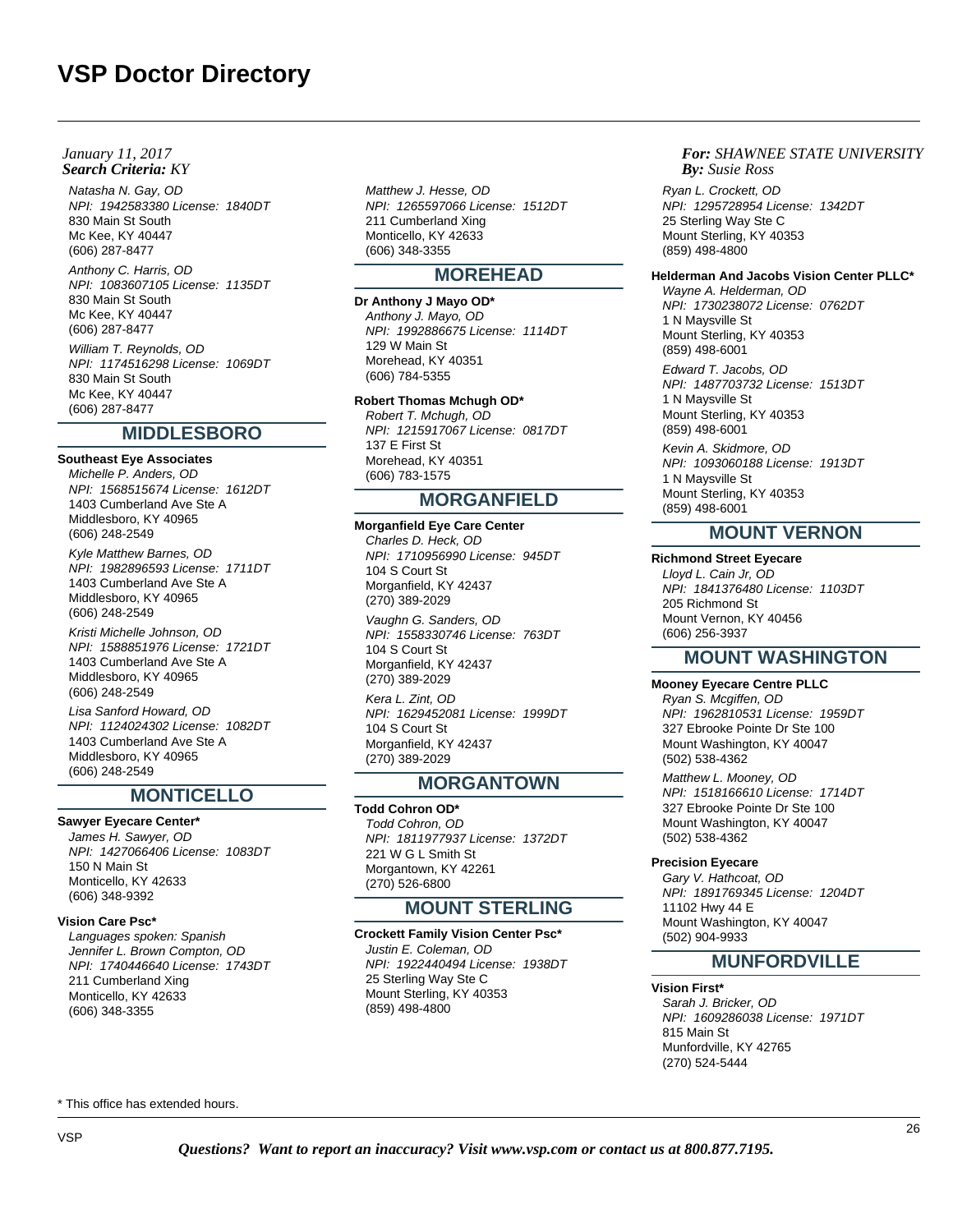# VSP Doctor Directory

*January 11, 2017*
***Search Criteria:*** *KY*

***For:*** *SHAWNEE STATE UNIVERSITY*
***By:*** *Susie Ross*

*Natasha N. Gay, OD*
*NPI: 1942583380 License: 1840DT*
830 Main St South
Mc Kee, KY 40447
(606) 287-8477

*Anthony C. Harris, OD*
*NPI: 1083607105 License: 1135DT*
830 Main St South
Mc Kee, KY 40447
(606) 287-8477

*William T. Reynolds, OD*
*NPI: 1174516298 License: 1069DT*
830 Main St South
Mc Kee, KY 40447
(606) 287-8477

## MIDDLESBORO

**Southeast Eye Associates**

*Michelle P. Anders, OD*
*NPI: 1568515674 License: 1612DT*
1403 Cumberland Ave Ste A
Middlesboro, KY 40965
(606) 248-2549

*Kyle Matthew Barnes, OD*
*NPI: 1982896593 License: 1711DT*
1403 Cumberland Ave Ste A
Middlesboro, KY 40965
(606) 248-2549

*Kristi Michelle Johnson, OD*
*NPI: 1588851976 License: 1721DT*
1403 Cumberland Ave Ste A
Middlesboro, KY 40965
(606) 248-2549

*Lisa Sanford Howard, OD*
*NPI: 1124024302 License: 1082DT*
1403 Cumberland Ave Ste A
Middlesboro, KY 40965
(606) 248-2549

## MONTICELLO

**Sawyer Eyecare Center***

*James H. Sawyer, OD*
*NPI: 1427066406 License: 1083DT*
150 N Main St
Monticello, KY 42633
(606) 348-9392

**Vision Care Psc***

*Languages spoken: Spanish*
*Jennifer L. Brown Compton, OD*
*NPI: 1740446640 License: 1743DT*
211 Cumberland Xing
Monticello, KY 42633
(606) 348-3355

*Matthew J. Hesse, OD*
*NPI: 1265597066 License: 1512DT*
211 Cumberland Xing
Monticello, KY 42633
(606) 348-3355

## MOREHEAD

**Dr Anthony J Mayo OD***

*Anthony J. Mayo, OD*
*NPI: 1992886675 License: 1114DT*
129 W Main St
Morehead, KY 40351
(606) 784-5355

**Robert Thomas Mchugh OD***

*Robert T. Mchugh, OD*
*NPI: 1215917067 License: 0817DT*
137 E First St
Morehead, KY 40351
(606) 783-1575

## MORGANFIELD

**Morganfield Eye Care Center**

*Charles D. Heck, OD*
*NPI: 1710956990 License: 945DT*
104 S Court St
Morganfield, KY 42437
(270) 389-2029

*Vaughn G. Sanders, OD*
*NPI: 1558330746 License: 763DT*
104 S Court St
Morganfield, KY 42437
(270) 389-2029

*Kera L. Zint, OD*
*NPI: 1629452081 License: 1999DT*
104 S Court St
Morganfield, KY 42437
(270) 389-2029

## MORGANTOWN

**Todd Cohron OD***

*Todd Cohron, OD*
*NPI: 1811977937 License: 1372DT*
221 W G L Smith St
Morgantown, KY 42261
(270) 526-6800

## MOUNT STERLING

**Crockett Family Vision Center Psc***

*Justin E. Coleman, OD*
*NPI: 1922440494 License: 1938DT*
25 Sterling Way Ste C
Mount Sterling, KY 40353
(859) 498-4800

*Ryan L. Crockett, OD*
*NPI: 1295728954 License: 1342DT*
25 Sterling Way Ste C
Mount Sterling, KY 40353
(859) 498-4800

**Helderman And Jacobs Vision Center PLLC***

*Wayne A. Helderman, OD*
*NPI: 1730238072 License: 0762DT*
1 N Maysville St
Mount Sterling, KY 40353
(859) 498-6001

*Edward T. Jacobs, OD*
*NPI: 1487703732 License: 1513DT*
1 N Maysville St
Mount Sterling, KY 40353
(859) 498-6001

*Kevin A. Skidmore, OD*
*NPI: 1093060188 License: 1913DT*
1 N Maysville St
Mount Sterling, KY 40353
(859) 498-6001

## MOUNT VERNON

**Richmond Street Eyecare**

*Lloyd L. Cain Jr, OD*
*NPI: 1841376480 License: 1103DT*
205 Richmond St
Mount Vernon, KY 40456
(606) 256-3937

## MOUNT WASHINGTON

**Mooney Eyecare Centre PLLC**

*Ryan S. Mcgiffen, OD*
*NPI: 1962810531 License: 1959DT*
327 Ebrooke Pointe Dr Ste 100
Mount Washington, KY 40047
(502) 538-4362

*Matthew L. Mooney, OD*
*NPI: 1518166610 License: 1714DT*
327 Ebrooke Pointe Dr Ste 100
Mount Washington, KY 40047
(502) 538-4362

**Precision Eyecare**

*Gary V. Hathcoat, OD*
*NPI: 1891769345 License: 1204DT*
11102 Hwy 44 E
Mount Washington, KY 40047
(502) 904-9933

## MUNFORDVILLE

**Vision First***

*Sarah J. Bricker, OD*
*NPI: 1609286038 License: 1971DT*
815 Main St
Munfordville, KY 42765
(270) 524-5444

\* This office has extended hours.

***Questions? Want to report an inaccuracy? Visit www.vsp.com or contact us at 800.877.7195.***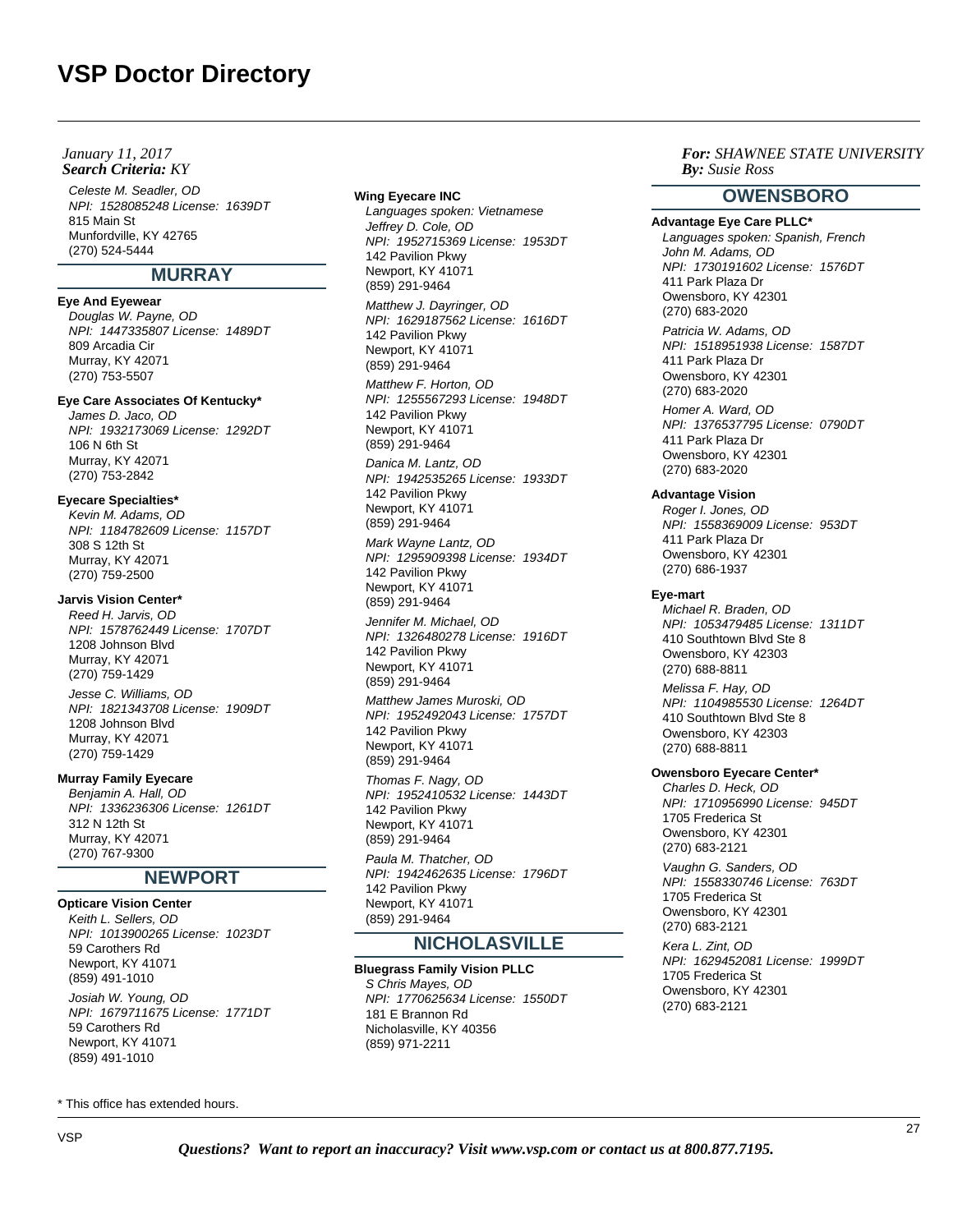# VSP Doctor Directory

*January 11, 2017*
***Search Criteria:*** *KY*

***For:*** *SHAWNEE STATE UNIVERSITY*
***By:*** *Susie Ross*

*Celeste M. Seadler, OD*
*NPI: 1528085248 License: 1639DT*
815 Main St
Munfordville, KY 42765
(270) 524-5444

## MURRAY

**Eye And Eyewear**

*Douglas W. Payne, OD*
*NPI: 1447335807 License: 1489DT*
809 Arcadia Cir
Murray, KY 42071
(270) 753-5507

**Eye Care Associates Of Kentucky***

*James D. Jaco, OD*
*NPI: 1932173069 License: 1292DT*
106 N 6th St
Murray, KY 42071
(270) 753-2842

**Eyecare Specialties***

*Kevin M. Adams, OD*
*NPI: 1184782609 License: 1157DT*
308 S 12th St
Murray, KY 42071
(270) 759-2500

**Jarvis Vision Center***

*Reed H. Jarvis, OD*
*NPI: 1578762449 License: 1707DT*
1208 Johnson Blvd
Murray, KY 42071
(270) 759-1429

*Jesse C. Williams, OD*
*NPI: 1821343708 License: 1909DT*
1208 Johnson Blvd
Murray, KY 42071
(270) 759-1429

**Murray Family Eyecare**

*Benjamin A. Hall, OD*
*NPI: 1336236306 License: 1261DT*
312 N 12th St
Murray, KY 42071
(270) 767-9300

## NEWPORT

**Opticare Vision Center**

*Keith L. Sellers, OD*
*NPI: 1013900265 License: 1023DT*
59 Carothers Rd
Newport, KY 41071
(859) 491-1010

*Josiah W. Young, OD*
*NPI: 1679711675 License: 1771DT*
59 Carothers Rd
Newport, KY 41071
(859) 491-1010

**Wing Eyecare INC**

*Languages spoken: Vietnamese*
*Jeffrey D. Cole, OD*
*NPI: 1952715369 License: 1953DT*
142 Pavilion Pkwy
Newport, KY 41071
(859) 291-9464

*Matthew J. Dayringer, OD*
*NPI: 1629187562 License: 1616DT*
142 Pavilion Pkwy
Newport, KY 41071
(859) 291-9464

*Matthew F. Horton, OD*
*NPI: 1255567293 License: 1948DT*
142 Pavilion Pkwy
Newport, KY 41071
(859) 291-9464

*Danica M. Lantz, OD*
*NPI: 1942535265 License: 1933DT*
142 Pavilion Pkwy
Newport, KY 41071
(859) 291-9464

*Mark Wayne Lantz, OD*
*NPI: 1295909398 License: 1934DT*
142 Pavilion Pkwy
Newport, KY 41071
(859) 291-9464

*Jennifer M. Michael, OD*
*NPI: 1326480278 License: 1916DT*
142 Pavilion Pkwy
Newport, KY 41071
(859) 291-9464

*Matthew James Muroski, OD*
*NPI: 1952492043 License: 1757DT*
142 Pavilion Pkwy
Newport, KY 41071
(859) 291-9464

*Thomas F. Nagy, OD*
*NPI: 1952410532 License: 1443DT*
142 Pavilion Pkwy
Newport, KY 41071
(859) 291-9464

*Paula M. Thatcher, OD*
*NPI: 1942462635 License: 1796DT*
142 Pavilion Pkwy
Newport, KY 41071
(859) 291-9464

## NICHOLASVILLE

**Bluegrass Family Vision PLLC**

*S Chris Mayes, OD*
*NPI: 1770625634 License: 1550DT*
181 E Brannon Rd
Nicholasville, KY 40356
(859) 971-2211

## OWENSBORO

**Advantage Eye Care PLLC***

*Languages spoken: Spanish, French*
*John M. Adams, OD*
*NPI: 1730191602 License: 1576DT*
411 Park Plaza Dr
Owensboro, KY 42301
(270) 683-2020

*Patricia W. Adams, OD*
*NPI: 1518951938 License: 1587DT*
411 Park Plaza Dr
Owensboro, KY 42301
(270) 683-2020

*Homer A. Ward, OD*
*NPI: 1376537795 License: 0790DT*
411 Park Plaza Dr
Owensboro, KY 42301
(270) 683-2020

**Advantage Vision**

*Roger I. Jones, OD*
*NPI: 1558369009 License: 953DT*
411 Park Plaza Dr
Owensboro, KY 42301
(270) 686-1937

**Eye-mart**

*Michael R. Braden, OD*
*NPI: 1053479485 License: 1311DT*
410 Southtown Blvd Ste 8
Owensboro, KY 42303
(270) 688-8811

*Melissa F. Hay, OD*
*NPI: 1104985530 License: 1264DT*
410 Southtown Blvd Ste 8
Owensboro, KY 42303
(270) 688-8811

**Owensboro Eyecare Center***

*Charles D. Heck, OD*
*NPI: 1710956990 License: 945DT*
1705 Frederica St
Owensboro, KY 42301
(270) 683-2121

*Vaughn G. Sanders, OD*
*NPI: 1558330746 License: 763DT*
1705 Frederica St
Owensboro, KY 42301
(270) 683-2121

*Kera L. Zint, OD*
*NPI: 1629452081 License: 1999DT*
1705 Frederica St
Owensboro, KY 42301
(270) 683-2121

\* This office has extended hours.

***Questions? Want to report an inaccuracy? Visit www.vsp.com or contact us at 800.877.7195.***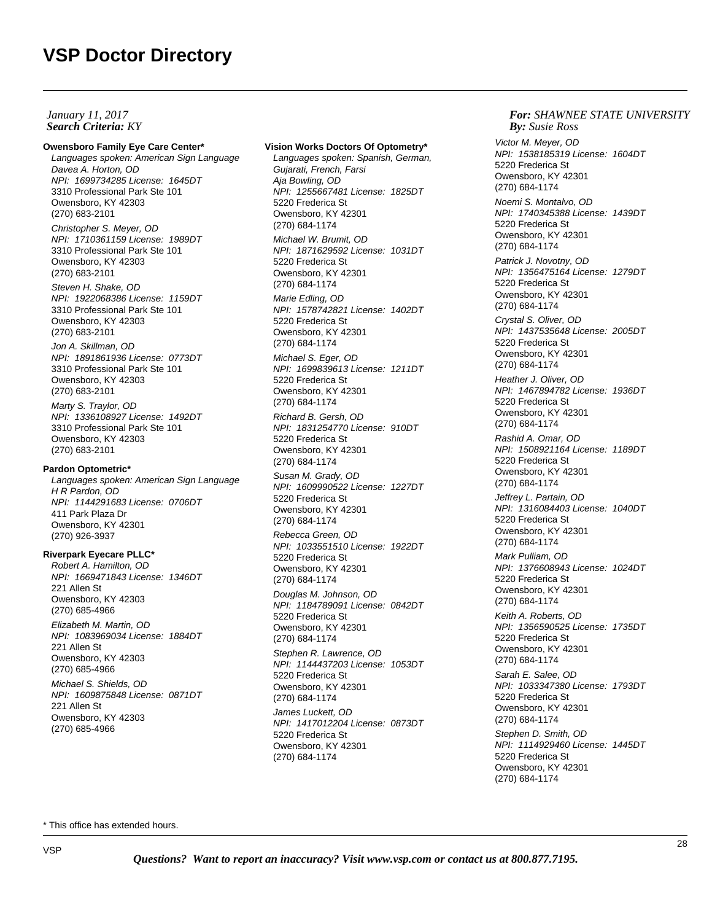# VSP Doctor Directory

*January 11, 2017*
***Search Criteria:*** *KY*

***For:*** *SHAWNEE STATE UNIVERSITY*
***By:*** *Susie Ross*

**Owensboro Family Eye Care Center***

*Languages spoken: American Sign Language*

*Davea A. Horton, OD*
*NPI: 1699734285 License: 1645DT*
3310 Professional Park Ste 101
Owensboro, KY 42303
(270) 683-2101

*Christopher S. Meyer, OD*
*NPI: 1710361159 License: 1989DT*
3310 Professional Park Ste 101
Owensboro, KY 42303
(270) 683-2101

*Steven H. Shake, OD*
*NPI: 1922068386 License: 1159DT*
3310 Professional Park Ste 101
Owensboro, KY 42303
(270) 683-2101

*Jon A. Skillman, OD*
*NPI: 1891861936 License: 0773DT*
3310 Professional Park Ste 101
Owensboro, KY 42303
(270) 683-2101

*Marty S. Traylor, OD*
*NPI: 1336108927 License: 1492DT*
3310 Professional Park Ste 101
Owensboro, KY 42303
(270) 683-2101

**Pardon Optometric***

*Languages spoken: American Sign Language*

*H R Pardon, OD*
*NPI: 1144291683 License: 0706DT*
411 Park Plaza Dr
Owensboro, KY 42301
(270) 926-3937

**Riverpark Eyecare PLLC***

*Robert A. Hamilton, OD*
*NPI: 1669471843 License: 1346DT*
221 Allen St
Owensboro, KY 42303
(270) 685-4966

*Elizabeth M. Martin, OD*
*NPI: 1083969034 License: 1884DT*
221 Allen St
Owensboro, KY 42303
(270) 685-4966

*Michael S. Shields, OD*
*NPI: 1609875848 License: 0871DT*
221 Allen St
Owensboro, KY 42303
(270) 685-4966

**Vision Works Doctors Of Optometry***

*Languages spoken: Spanish, German, Gujarati, French, Farsi*

*Aja Bowling, OD*
*NPI: 1255667481 License: 1825DT*
5220 Frederica St
Owensboro, KY 42301
(270) 684-1174

*Michael W. Brumit, OD*
*NPI: 1871629592 License: 1031DT*
5220 Frederica St
Owensboro, KY 42301
(270) 684-1174

*Marie Edling, OD*
*NPI: 1578742821 License: 1402DT*
5220 Frederica St
Owensboro, KY 42301
(270) 684-1174

*Michael S. Eger, OD*
*NPI: 1699839613 License: 1211DT*
5220 Frederica St
Owensboro, KY 42301
(270) 684-1174

*Richard B. Gersh, OD*
*NPI: 1831254770 License: 910DT*
5220 Frederica St
Owensboro, KY 42301
(270) 684-1174

*Susan M. Grady, OD*
*NPI: 1609990522 License: 1227DT*
5220 Frederica St
Owensboro, KY 42301
(270) 684-1174

*Rebecca Green, OD*
*NPI: 1033551510 License: 1922DT*
5220 Frederica St
Owensboro, KY 42301
(270) 684-1174

*Douglas M. Johnson, OD*
*NPI: 1184789091 License: 0842DT*
5220 Frederica St
Owensboro, KY 42301
(270) 684-1174

*Stephen R. Lawrence, OD*
*NPI: 1144437203 License: 1053DT*
5220 Frederica St
Owensboro, KY 42301
(270) 684-1174

*James Luckett, OD*
*NPI: 1417012204 License: 0873DT*
5220 Frederica St
Owensboro, KY 42301
(270) 684-1174

*Victor M. Meyer, OD*
*NPI: 1538185319 License: 1604DT*
5220 Frederica St
Owensboro, KY 42301
(270) 684-1174

*Noemi S. Montalvo, OD*
*NPI: 1740345388 License: 1439DT*
5220 Frederica St
Owensboro, KY 42301
(270) 684-1174

*Patrick J. Novotny, OD*
*NPI: 1356475164 License: 1279DT*
5220 Frederica St
Owensboro, KY 42301
(270) 684-1174

*Crystal S. Oliver, OD*
*NPI: 1437535648 License: 2005DT*
5220 Frederica St
Owensboro, KY 42301
(270) 684-1174

*Heather J. Oliver, OD*
*NPI: 1467894782 License: 1936DT*
5220 Frederica St
Owensboro, KY 42301
(270) 684-1174

*Rashid A. Omar, OD*
*NPI: 1508921164 License: 1189DT*
5220 Frederica St
Owensboro, KY 42301
(270) 684-1174

*Jeffrey L. Partain, OD*
*NPI: 1316084403 License: 1040DT*
5220 Frederica St
Owensboro, KY 42301
(270) 684-1174

*Mark Pulliam, OD*
*NPI: 1376608943 License: 1024DT*
5220 Frederica St
Owensboro, KY 42301
(270) 684-1174

*Keith A. Roberts, OD*
*NPI: 1356590525 License: 1735DT*
5220 Frederica St
Owensboro, KY 42301
(270) 684-1174

*Sarah E. Salee, OD*
*NPI: 1033347380 License: 1793DT*
5220 Frederica St
Owensboro, KY 42301
(270) 684-1174

*Stephen D. Smith, OD*
*NPI: 1114929460 License: 1445DT*
5220 Frederica St
Owensboro, KY 42301
(270) 684-1174

\* This office has extended hours.

***Questions? Want to report an inaccuracy? Visit www.vsp.com or contact us at 800.877.7195.***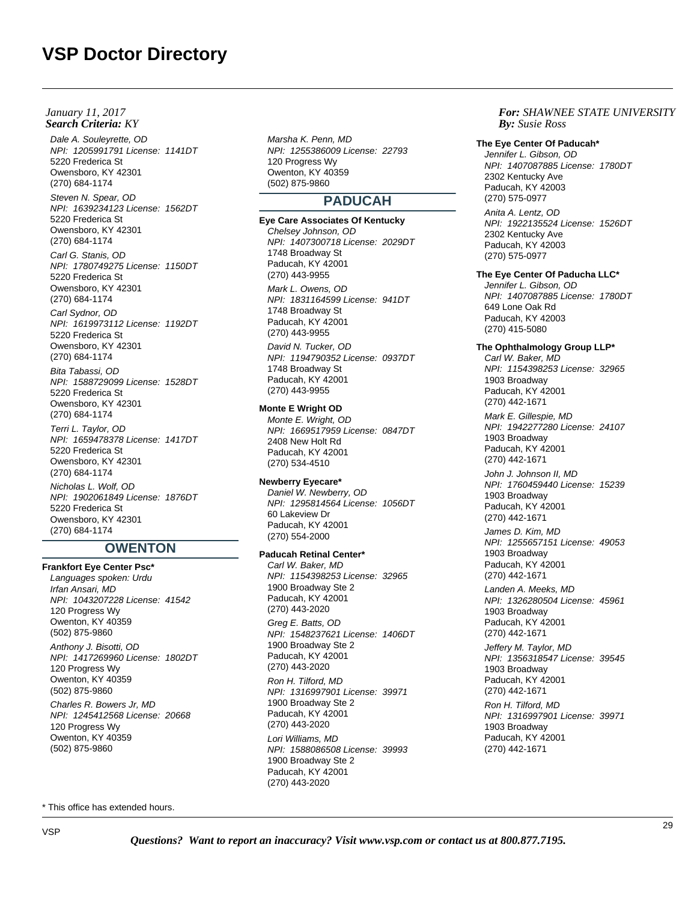# VSP Doctor Directory

*January 11, 2017*
***Search Criteria:*** *KY*

***For:*** *SHAWNEE STATE UNIVERSITY*
***By:*** *Susie Ross*

*Dale A. Souleyrette, OD*
*NPI: 1205991791 License: 1141DT*
5220 Frederica St
Owensboro, KY 42301
(270) 684-1174

*Steven N. Spear, OD*
*NPI: 1639234123 License: 1562DT*
5220 Frederica St
Owensboro, KY 42301
(270) 684-1174

*Carl G. Stanis, OD*
*NPI: 1780749275 License: 1150DT*
5220 Frederica St
Owensboro, KY 42301
(270) 684-1174

*Carl Sydnor, OD*
*NPI: 1619973112 License: 1192DT*
5220 Frederica St
Owensboro, KY 42301
(270) 684-1174

*Bita Tabassi, OD*
*NPI: 1588729099 License: 1528DT*
5220 Frederica St
Owensboro, KY 42301
(270) 684-1174

*Terri L. Taylor, OD*
*NPI: 1659478378 License: 1417DT*
5220 Frederica St
Owensboro, KY 42301
(270) 684-1174

*Nicholas L. Wolf, OD*
*NPI: 1902061849 License: 1876DT*
5220 Frederica St
Owensboro, KY 42301
(270) 684-1174

## OWENTON

**Frankfort Eye Center Psc***

*Languages spoken: Urdu*

*Irfan Ansari, MD*
*NPI: 1043207228 License: 41542*
120 Progress Wy
Owenton, KY 40359
(502) 875-9860

*Anthony J. Bisotti, OD*
*NPI: 1417269960 License: 1802DT*
120 Progress Wy
Owenton, KY 40359
(502) 875-9860

*Charles R. Bowers Jr, MD*
*NPI: 1245412568 License: 20668*
120 Progress Wy
Owenton, KY 40359
(502) 875-9860

*Marsha K. Penn, MD*
*NPI: 1255386009 License: 22793*
120 Progress Wy
Owenton, KY 40359
(502) 875-9860

## PADUCAH

**Eye Care Associates Of Kentucky**

*Chelsey Johnson, OD*
*NPI: 1407300718 License: 2029DT*
1748 Broadway St
Paducah, KY 42001
(270) 443-9955

*Mark L. Owens, OD*
*NPI: 1831164599 License: 941DT*
1748 Broadway St
Paducah, KY 42001
(270) 443-9955

*David N. Tucker, OD*
*NPI: 1194790352 License: 0937DT*
1748 Broadway St
Paducah, KY 42001
(270) 443-9955

**Monte E Wright OD**

*Monte E. Wright, OD*
*NPI: 1669517959 License: 0847DT*
2408 New Holt Rd
Paducah, KY 42001
(270) 534-4510

**Newberry Eyecare***

*Daniel W. Newberry, OD*
*NPI: 1295814564 License: 1056DT*
60 Lakeview Dr
Paducah, KY 42001
(270) 554-2000

**Paducah Retinal Center***

*Carl W. Baker, MD*
*NPI: 1154398253 License: 32965*
1900 Broadway Ste 2
Paducah, KY 42001
(270) 443-2020

*Greg E. Batts, OD*
*NPI: 1548237621 License: 1406DT*
1900 Broadway Ste 2
Paducah, KY 42001
(270) 443-2020

*Ron H. Tilford, MD*
*NPI: 1316997901 License: 39971*
1900 Broadway Ste 2
Paducah, KY 42001
(270) 443-2020

*Lori Williams, MD*
*NPI: 1588086508 License: 39993*
1900 Broadway Ste 2
Paducah, KY 42001
(270) 443-2020

**The Eye Center Of Paducah***

*Jennifer L. Gibson, OD*
*NPI: 1407087885 License: 1780DT*
2302 Kentucky Ave
Paducah, KY 42003
(270) 575-0977

*Anita A. Lentz, OD*
*NPI: 1922135524 License: 1526DT*
2302 Kentucky Ave
Paducah, KY 42003
(270) 575-0977

**The Eye Center Of Paducha LLC***

*Jennifer L. Gibson, OD*
*NPI: 1407087885 License: 1780DT*
649 Lone Oak Rd
Paducah, KY 42003
(270) 415-5080

**The Ophthalmology Group LLP***

*Carl W. Baker, MD*
*NPI: 1154398253 License: 32965*
1903 Broadway
Paducah, KY 42001
(270) 442-1671

*Mark E. Gillespie, MD*
*NPI: 1942277280 License: 24107*
1903 Broadway
Paducah, KY 42001
(270) 442-1671

*John J. Johnson II, MD*
*NPI: 1760459440 License: 15239*
1903 Broadway
Paducah, KY 42001
(270) 442-1671

*James D. Kim, MD*
*NPI: 1255657151 License: 49053*
1903 Broadway
Paducah, KY 42001
(270) 442-1671

*Landen A. Meeks, MD*
*NPI: 1326280504 License: 45961*
1903 Broadway
Paducah, KY 42001
(270) 442-1671

*Jeffery M. Taylor, MD*
*NPI: 1356318547 License: 39545*
1903 Broadway
Paducah, KY 42001
(270) 442-1671

*Ron H. Tilford, MD*
*NPI: 1316997901 License: 39971*
1903 Broadway
Paducah, KY 42001
(270) 442-1671

\* This office has extended hours.

***Questions? Want to report an inaccuracy? Visit www.vsp.com or contact us at 800.877.7195.***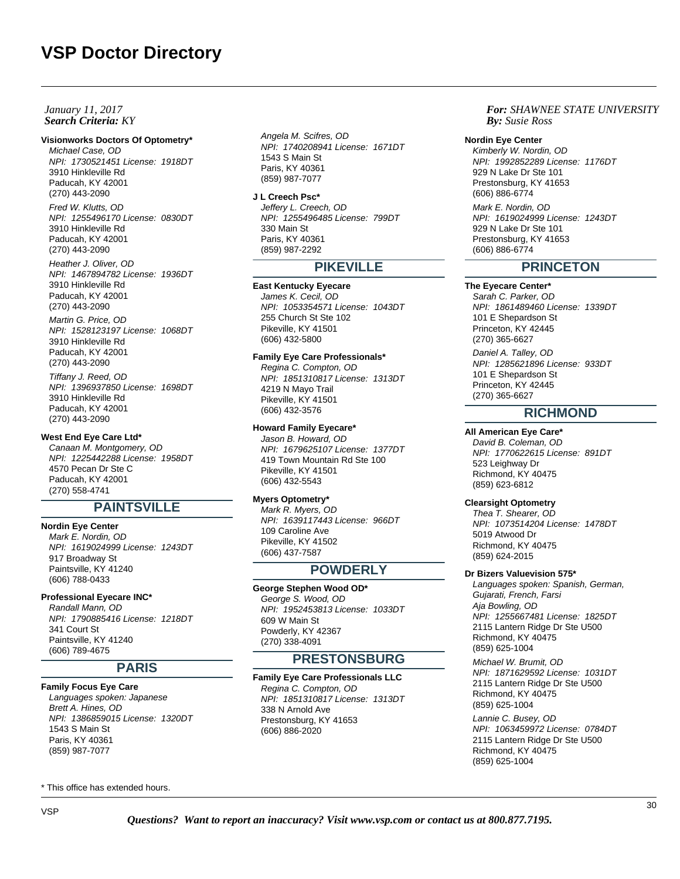# VSP Doctor Directory

*January 11, 2017*
***Search Criteria:** KY*

***For:** SHAWNEE STATE UNIVERSITY*
***By:** Susie Ross*

**Visionworks Doctors Of Optometry***
*Michael Case, OD*
*NPI: 1730521451 License: 1918DT*
3910 Hinkleville Rd
Paducah, KY 42001
(270) 443-2090

*Fred W. Klutts, OD*
*NPI: 1255496170 License: 0830DT*
3910 Hinkleville Rd
Paducah, KY 42001
(270) 443-2090

*Heather J. Oliver, OD*
*NPI: 1467894782 License: 1936DT*
3910 Hinkleville Rd
Paducah, KY 42001
(270) 443-2090

*Martin G. Price, OD*
*NPI: 1528123197 License: 1068DT*
3910 Hinkleville Rd
Paducah, KY 42001
(270) 443-2090

*Tiffany J. Reed, OD*
*NPI: 1396937850 License: 1698DT*
3910 Hinkleville Rd
Paducah, KY 42001
(270) 443-2090

**West End Eye Care Ltd***
*Canaan M. Montgomery, OD*
*NPI: 1225442288 License: 1958DT*
4570 Pecan Dr Ste C
Paducah, KY 42001
(270) 558-4741

## PAINTSVILLE

**Nordin Eye Center**
*Mark E. Nordin, OD*
*NPI: 1619024999 License: 1243DT*
917 Broadway St
Paintsville, KY 41240
(606) 788-0433

**Professional Eyecare INC***
*Randall Mann, OD*
*NPI: 1790885416 License: 1218DT*
341 Court St
Paintsville, KY 41240
(606) 789-4675

## PARIS

**Family Focus Eye Care**
*Languages spoken: Japanese*
*Brett A. Hines, OD*
*NPI: 1386859015 License: 1320DT*
1543 S Main St
Paris, KY 40361
(859) 987-7077

*Angela M. Scifres, OD*
*NPI: 1740208941 License: 1671DT*
1543 S Main St
Paris, KY 40361
(859) 987-7077

**J L Creech Psc***
*Jeffery L. Creech, OD*
*NPI: 1255496485 License: 799DT*
330 Main St
Paris, KY 40361
(859) 987-2292

## PIKEVILLE

**East Kentucky Eyecare**
*James K. Cecil, OD*
*NPI: 1053354571 License: 1043DT*
255 Church St Ste 102
Pikeville, KY 41501
(606) 432-5800

**Family Eye Care Professionals***
*Regina C. Compton, OD*
*NPI: 1851310817 License: 1313DT*
4219 N Mayo Trail
Pikeville, KY 41501
(606) 432-3576

**Howard Family Eyecare***
*Jason B. Howard, OD*
*NPI: 1679625107 License: 1377DT*
419 Town Mountain Rd Ste 100
Pikeville, KY 41501
(606) 432-5543

**Myers Optometry***
*Mark R. Myers, OD*
*NPI: 1639117443 License: 966DT*
109 Caroline Ave
Pikeville, KY 41502
(606) 437-7587

## POWDERLY

**George Stephen Wood OD***
*George S. Wood, OD*
*NPI: 1952453813 License: 1033DT*
609 W Main St
Powderly, KY 42367
(270) 338-4091

## PRESTONSBURG

**Family Eye Care Professionals LLC**
*Regina C. Compton, OD*
*NPI: 1851310817 License: 1313DT*
338 N Arnold Ave
Prestonsburg, KY 41653
(606) 886-2020

**Nordin Eye Center**
*Kimberly W. Nordin, OD*
*NPI: 1992852289 License: 1176DT*
929 N Lake Dr Ste 101
Prestonsburg, KY 41653
(606) 886-6774

*Mark E. Nordin, OD*
*NPI: 1619024999 License: 1243DT*
929 N Lake Dr Ste 101
Prestonsburg, KY 41653
(606) 886-6774

## PRINCETON

**The Eyecare Center***
*Sarah C. Parker, OD*
*NPI: 1861489460 License: 1339DT*
101 E Shepardson St
Princeton, KY 42445
(270) 365-6627

*Daniel A. Talley, OD*
*NPI: 1285621896 License: 933DT*
101 E Shepardson St
Princeton, KY 42445
(270) 365-6627

## RICHMOND

**All American Eye Care***
*David B. Coleman, OD*
*NPI: 1770622615 License: 891DT*
523 Leighway Dr
Richmond, KY 40475
(859) 623-6812

**Clearsight Optometry**
*Thea T. Shearer, OD*
*NPI: 1073514204 License: 1478DT*
5019 Atwood Dr
Richmond, KY 40475
(859) 624-2015

**Dr Bizers Valuevision 575***
*Languages spoken: Spanish, German, Gujarati, French, Farsi*
*Aja Bowling, OD*
*NPI: 1255667481 License: 1825DT*
2115 Lantern Ridge Dr Ste U500
Richmond, KY 40475
(859) 625-1004

*Michael W. Brumit, OD*
*NPI: 1871629592 License: 1031DT*
2115 Lantern Ridge Dr Ste U500
Richmond, KY 40475
(859) 625-1004

*Lannie C. Busey, OD*
*NPI: 1063459972 License: 0784DT*
2115 Lantern Ridge Dr Ste U500
Richmond, KY 40475
(859) 625-1004

\* This office has extended hours.

***Questions? Want to report an inaccuracy? Visit www.vsp.com or contact us at 800.877.7195.***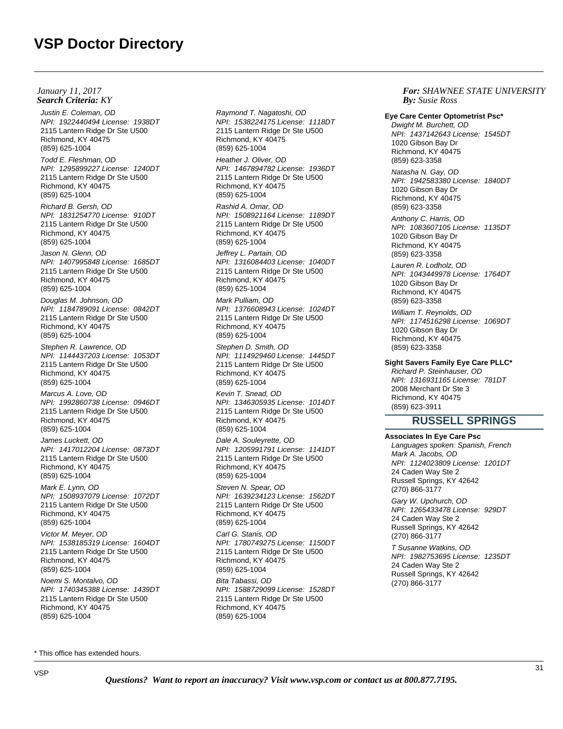# VSP Doctor Directory

*January 11, 2017*
***Search Criteria:*** *KY*

***For:*** *SHAWNEE STATE UNIVERSITY*
***By:*** *Susie Ross*

*Justin E. Coleman, OD*
*NPI: 1922440494 License: 1938DT*
2115 Lantern Ridge Dr Ste U500
Richmond, KY 40475
(859) 625-1004

*Todd E. Fleshman, OD*
*NPI: 1295899227 License: 1240DT*
2115 Lantern Ridge Dr Ste U500
Richmond, KY 40475
(859) 625-1004

*Richard B. Gersh, OD*
*NPI: 1831254770 License: 910DT*
2115 Lantern Ridge Dr Ste U500
Richmond, KY 40475
(859) 625-1004

*Jason N. Glenn, OD*
*NPI: 1407995848 License: 1685DT*
2115 Lantern Ridge Dr Ste U500
Richmond, KY 40475
(859) 625-1004

*Douglas M. Johnson, OD*
*NPI: 1184789091 License: 0842DT*
2115 Lantern Ridge Dr Ste U500
Richmond, KY 40475
(859) 625-1004

*Stephen R. Lawrence, OD*
*NPI: 1144437203 License: 1053DT*
2115 Lantern Ridge Dr Ste U500
Richmond, KY 40475
(859) 625-1004

*Marcus A. Love, OD*
*NPI: 1992860738 License: 0946DT*
2115 Lantern Ridge Dr Ste U500
Richmond, KY 40475
(859) 625-1004

*James Luckett, OD*
*NPI: 1417012204 License: 0873DT*
2115 Lantern Ridge Dr Ste U500
Richmond, KY 40475
(859) 625-1004

*Mark E. Lynn, OD*
*NPI: 1508937079 License: 1072DT*
2115 Lantern Ridge Dr Ste U500
Richmond, KY 40475
(859) 625-1004

*Victor M. Meyer, OD*
*NPI: 1538185319 License: 1604DT*
2115 Lantern Ridge Dr Ste U500
Richmond, KY 40475
(859) 625-1004

*Noemi S. Montalvo, OD*
*NPI: 1740345388 License: 1439DT*
2115 Lantern Ridge Dr Ste U500
Richmond, KY 40475
(859) 625-1004

*Raymond T. Nagatoshi, OD*
*NPI: 1538224175 License: 1118DT*
2115 Lantern Ridge Dr Ste U500
Richmond, KY 40475
(859) 625-1004

*Heather J. Oliver, OD*
*NPI: 1467894782 License: 1936DT*
2115 Lantern Ridge Dr Ste U500
Richmond, KY 40475
(859) 625-1004

*Rashid A. Omar, OD*
*NPI: 1508921164 License: 1189DT*
2115 Lantern Ridge Dr Ste U500
Richmond, KY 40475
(859) 625-1004

*Jeffrey L. Partain, OD*
*NPI: 1316084403 License: 1040DT*
2115 Lantern Ridge Dr Ste U500
Richmond, KY 40475
(859) 625-1004

*Mark Pulliam, OD*
*NPI: 1376608943 License: 1024DT*
2115 Lantern Ridge Dr Ste U500
Richmond, KY 40475
(859) 625-1004

*Stephen D. Smith, OD*
*NPI: 1114929460 License: 1445DT*
2115 Lantern Ridge Dr Ste U500
Richmond, KY 40475
(859) 625-1004

*Kevin T. Snead, OD*
*NPI: 1346305935 License: 1014DT*
2115 Lantern Ridge Dr Ste U500
Richmond, KY 40475
(859) 625-1004

*Dale A. Souleyrette, OD*
*NPI: 1205991791 License: 1141DT*
2115 Lantern Ridge Dr Ste U500
Richmond, KY 40475
(859) 625-1004

*Steven N. Spear, OD*
*NPI: 1639234123 License: 1562DT*
2115 Lantern Ridge Dr Ste U500
Richmond, KY 40475
(859) 625-1004

*Carl G. Stanis, OD*
*NPI: 1780749275 License: 1150DT*
2115 Lantern Ridge Dr Ste U500
Richmond, KY 40475
(859) 625-1004

*Bita Tabassi, OD*
*NPI: 1588729099 License: 1528DT*
2115 Lantern Ridge Dr Ste U500
Richmond, KY 40475
(859) 625-1004

**Eye Care Center Optometrist Psc***

*Dwight M. Burchett, OD*
*NPI: 1437142643 License: 1545DT*
1020 Gibson Bay Dr
Richmond, KY 40475
(859) 623-3358

*Natasha N. Gay, OD*
*NPI: 1942583380 License: 1840DT*
1020 Gibson Bay Dr
Richmond, KY 40475
(859) 623-3358

*Anthony C. Harris, OD*
*NPI: 1083607105 License: 1135DT*
1020 Gibson Bay Dr
Richmond, KY 40475
(859) 623-3358

*Lauren R. Lodholz, OD*
*NPI: 1043449978 License: 1764DT*
1020 Gibson Bay Dr
Richmond, KY 40475
(859) 623-3358

*William T. Reynolds, OD*
*NPI: 1174516298 License: 1069DT*
1020 Gibson Bay Dr
Richmond, KY 40475
(859) 623-3358

**Sight Savers Family Eye Care PLLC***

*Richard P. Steinhauser, OD*
*NPI: 1316931165 License: 781DT*
2008 Merchant Dr Ste 3
Richmond, KY 40475
(859) 623-3911

## RUSSELL SPRINGS

**Associates In Eye Care Psc**

*Languages spoken: Spanish, French*
*Mark A. Jacobs, OD*
*NPI: 1124023809 License: 1201DT*
24 Caden Way Ste 2
Russell Springs, KY 42642
(270) 866-3177

*Gary W. Upchurch, OD*
*NPI: 1265433478 License: 929DT*
24 Caden Way Ste 2
Russell Springs, KY 42642
(270) 866-3177

*T Susanne Watkins, OD*
*NPI: 1982753695 License: 1235DT*
24 Caden Way Ste 2
Russell Springs, KY 42642
(270) 866-3177

\* This office has extended hours.

***Questions? Want to report an inaccuracy? Visit www.vsp.com or contact us at 800.877.7195.***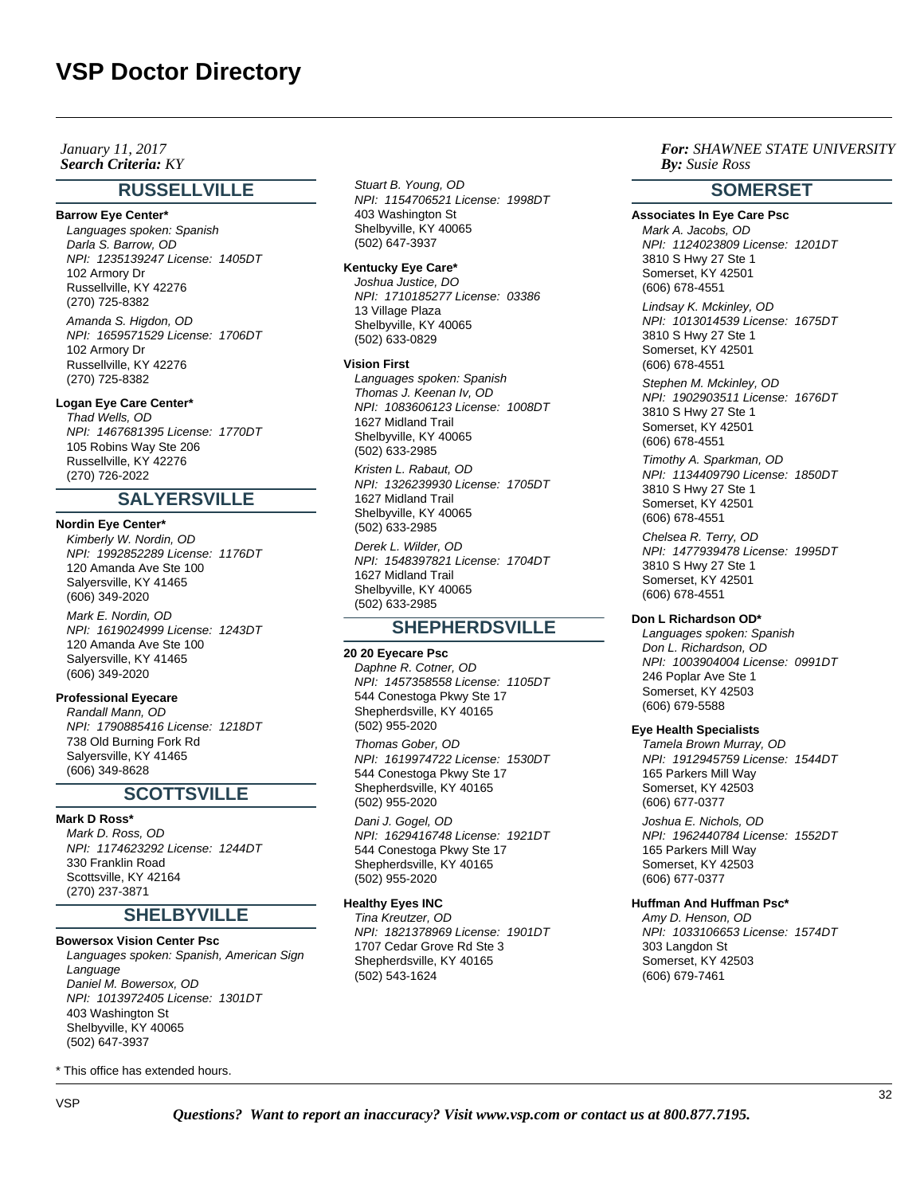# VSP Doctor Directory

*January 11, 2017*
***Search Criteria:*** *KY*

***For:*** *SHAWNEE STATE UNIVERSITY*
***By:*** *Susie Ross*

## RUSSELLVILLE

**Barrow Eye Center***
*Languages spoken: Spanish*
*Darla S. Barrow, OD*
*NPI: 1235139247 License: 1405DT*
102 Armory Dr
Russellville, KY 42276
(270) 725-8382

*Amanda S. Higdon, OD*
*NPI: 1659571529 License: 1706DT*
102 Armory Dr
Russellville, KY 42276
(270) 725-8382

**Logan Eye Care Center***
*Thad Wells, OD*
*NPI: 1467681395 License: 1770DT*
105 Robins Way Ste 206
Russellville, KY 42276
(270) 726-2022

## SALYERSVILLE

**Nordin Eye Center***
*Kimberly W. Nordin, OD*
*NPI: 1992852289 License: 1176DT*
120 Amanda Ave Ste 100
Salyersville, KY 41465
(606) 349-2020

*Mark E. Nordin, OD*
*NPI: 1619024999 License: 1243DT*
120 Amanda Ave Ste 100
Salyersville, KY 41465
(606) 349-2020

**Professional Eyecare**
*Randall Mann, OD*
*NPI: 1790885416 License: 1218DT*
738 Old Burning Fork Rd
Salyersville, KY 41465
(606) 349-8628

## SCOTTSVILLE

**Mark D Ross***
*Mark D. Ross, OD*
*NPI: 1174623292 License: 1244DT*
330 Franklin Road
Scottsville, KY 42164
(270) 237-3871

## SHELBYVILLE

**Bowersox Vision Center Psc**
*Languages spoken: Spanish, American Sign Language*
*Daniel M. Bowersox, OD*
*NPI: 1013972405 License: 1301DT*
403 Washington St
Shelbyville, KY 40065
(502) 647-3937

*Stuart B. Young, OD*
*NPI: 1154706521 License: 1998DT*
403 Washington St
Shelbyville, KY 40065
(502) 647-3937

**Kentucky Eye Care***
*Joshua Justice, DO*
*NPI: 1710185277 License: 03386*
13 Village Plaza
Shelbyville, KY 40065
(502) 633-0829

**Vision First**
*Languages spoken: Spanish*
*Thomas J. Keenan Iv, OD*
*NPI: 1083606123 License: 1008DT*
1627 Midland Trail
Shelbyville, KY 40065
(502) 633-2985

*Kristen L. Rabaut, OD*
*NPI: 1326239930 License: 1705DT*
1627 Midland Trail
Shelbyville, KY 40065
(502) 633-2985

*Derek L. Wilder, OD*
*NPI: 1548397821 License: 1704DT*
1627 Midland Trail
Shelbyville, KY 40065
(502) 633-2985

## SHEPHERDSVILLE

**20 20 Eyecare Psc**
*Daphne R. Cotner, OD*
*NPI: 1457358558 License: 1105DT*
544 Conestoga Pkwy Ste 17
Shepherdsville, KY 40165
(502) 955-2020

*Thomas Gober, OD*
*NPI: 1619974722 License: 1530DT*
544 Conestoga Pkwy Ste 17
Shepherdsville, KY 40165
(502) 955-2020

*Dani J. Gogel, OD*
*NPI: 1629416748 License: 1921DT*
544 Conestoga Pkwy Ste 17
Shepherdsville, KY 40165
(502) 955-2020

**Healthy Eyes INC**
*Tina Kreutzer, OD*
*NPI: 1821378969 License: 1901DT*
1707 Cedar Grove Rd Ste 3
Shepherdsville, KY 40165
(502) 543-1624

## SOMERSET

**Associates In Eye Care Psc**
*Mark A. Jacobs, OD*
*NPI: 1124023809 License: 1201DT*
3810 S Hwy 27 Ste 1
Somerset, KY 42501
(606) 678-4551

*Lindsay K. Mckinley, OD*
*NPI: 1013014539 License: 1675DT*
3810 S Hwy 27 Ste 1
Somerset, KY 42501
(606) 678-4551

*Stephen M. Mckinley, OD*
*NPI: 1902903511 License: 1676DT*
3810 S Hwy 27 Ste 1
Somerset, KY 42501
(606) 678-4551

*Timothy A. Sparkman, OD*
*NPI: 1134409790 License: 1850DT*
3810 S Hwy 27 Ste 1
Somerset, KY 42501
(606) 678-4551

*Chelsea R. Terry, OD*
*NPI: 1477939478 License: 1995DT*
3810 S Hwy 27 Ste 1
Somerset, KY 42501
(606) 678-4551

**Don L Richardson OD***
*Languages spoken: Spanish*
*Don L. Richardson, OD*
*NPI: 1003904004 License: 0991DT*
246 Poplar Ave Ste 1
Somerset, KY 42503
(606) 679-5588

**Eye Health Specialists**
*Tamela Brown Murray, OD*
*NPI: 1912945759 License: 1544DT*
165 Parkers Mill Way
Somerset, KY 42503
(606) 677-0377

*Joshua E. Nichols, OD*
*NPI: 1962440784 License: 1552DT*
165 Parkers Mill Way
Somerset, KY 42503
(606) 677-0377

**Huffman And Huffman Psc***
*Amy D. Henson, OD*
*NPI: 1033106653 License: 1574DT*
303 Langdon St
Somerset, KY 42503
(606) 679-7461

* This office has extended hours.

***Questions? Want to report an inaccuracy? Visit www.vsp.com or contact us at 800.877.7195.***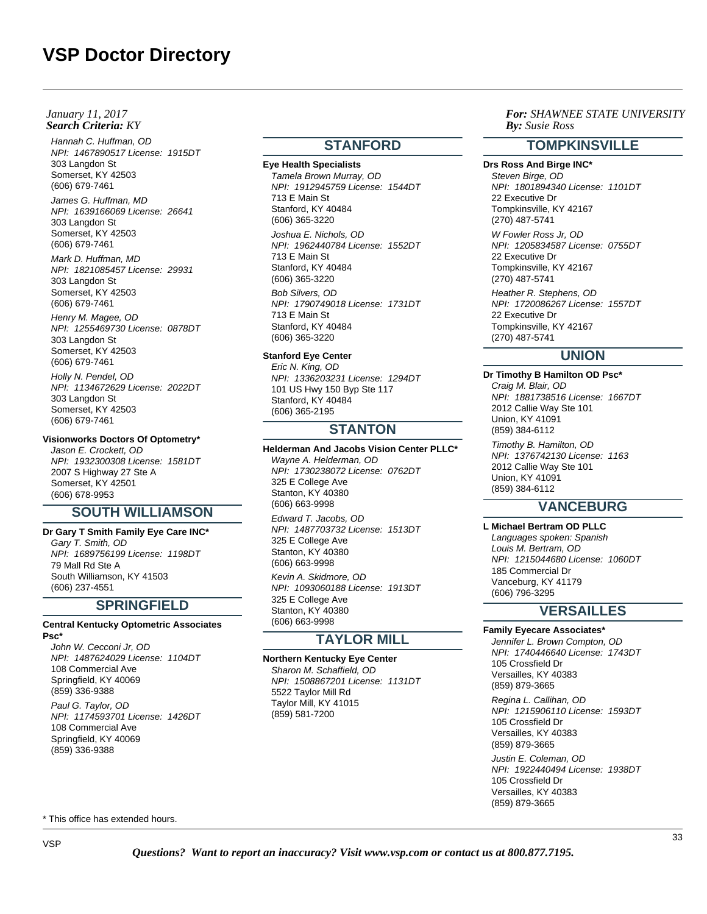# VSP Doctor Directory

*January 11, 2017*
***Search Criteria:** KY*

***For:** SHAWNEE STATE UNIVERSITY*
***By:** Susie Ross*

*Hannah C. Huffman, OD*
*NPI: 1467890517 License: 1915DT*
303 Langdon St
Somerset, KY 42503
(606) 679-7461

*James G. Huffman, MD*
*NPI: 1639166069 License: 26641*
303 Langdon St
Somerset, KY 42503
(606) 679-7461

*Mark D. Huffman, MD*
*NPI: 1821085457 License: 29931*
303 Langdon St
Somerset, KY 42503
(606) 679-7461

*Henry M. Magee, OD*
*NPI: 1255469730 License: 0878DT*
303 Langdon St
Somerset, KY 42503
(606) 679-7461

*Holly N. Pendel, OD*
*NPI: 1134672629 License: 2022DT*
303 Langdon St
Somerset, KY 42503
(606) 679-7461

**Visionworks Doctors Of Optometry***

*Jason E. Crockett, OD*
*NPI: 1932300308 License: 1581DT*
2007 S Highway 27 Ste A
Somerset, KY 42501
(606) 678-9953

## SOUTH WILLIAMSON

**Dr Gary T Smith Family Eye Care INC***

*Gary T. Smith, OD*
*NPI: 1689756199 License: 1198DT*
79 Mall Rd Ste A
South Williamson, KY 41503
(606) 237-4551

## SPRINGFIELD

**Central Kentucky Optometric Associates Psc***

*John W. Cecconi Jr, OD*
*NPI: 1487624029 License: 1104DT*
108 Commercial Ave
Springfield, KY 40069
(859) 336-9388

*Paul G. Taylor, OD*
*NPI: 1174593701 License: 1426DT*
108 Commercial Ave
Springfield, KY 40069
(859) 336-9388

## STANFORD

**Eye Health Specialists**

*Tamela Brown Murray, OD*
*NPI: 1912945759 License: 1544DT*
713 E Main St
Stanford, KY 40484
(606) 365-3220

*Joshua E. Nichols, OD*
*NPI: 1962440784 License: 1552DT*
713 E Main St
Stanford, KY 40484
(606) 365-3220

*Bob Silvers, OD*
*NPI: 1790749018 License: 1731DT*
713 E Main St
Stanford, KY 40484
(606) 365-3220

**Stanford Eye Center**

*Eric N. King, OD*
*NPI: 1336203231 License: 1294DT*
101 US Hwy 150 Byp Ste 117
Stanford, KY 40484
(606) 365-2195

## STANTON

**Helderman And Jacobs Vision Center PLLC***

*Wayne A. Helderman, OD*
*NPI: 1730238072 License: 0762DT*
325 E College Ave
Stanton, KY 40380
(606) 663-9998

*Edward T. Jacobs, OD*
*NPI: 1487703732 License: 1513DT*
325 E College Ave
Stanton, KY 40380
(606) 663-9998

*Kevin A. Skidmore, OD*
*NPI: 1093060188 License: 1913DT*
325 E College Ave
Stanton, KY 40380
(606) 663-9998

## TAYLOR MILL

**Northern Kentucky Eye Center**

*Sharon M. Schaffield, OD*
*NPI: 1508867201 License: 1131DT*
5522 Taylor Mill Rd
Taylor Mill, KY 41015
(859) 581-7200

## TOMPKINSVILLE

**Drs Ross And Birge INC***

*Steven Birge, OD*
*NPI: 1801894340 License: 1101DT*
22 Executive Dr
Tompkinsville, KY 42167
(270) 487-5741

*W Fowler Ross Jr, OD*
*NPI: 1205834587 License: 0755DT*
22 Executive Dr
Tompkinsville, KY 42167
(270) 487-5741

*Heather R. Stephens, OD*
*NPI: 1720086267 License: 1557DT*
22 Executive Dr
Tompkinsville, KY 42167
(270) 487-5741

## UNION

**Dr Timothy B Hamilton OD Psc***

*Craig M. Blair, OD*
*NPI: 1881738516 License: 1667DT*
2012 Callie Way Ste 101
Union, KY 41091
(859) 384-6112

*Timothy B. Hamilton, OD*
*NPI: 1376742130 License: 1163*
2012 Callie Way Ste 101
Union, KY 41091
(859) 384-6112

## VANCEBURG

**L Michael Bertram OD PLLC**

*Languages spoken: Spanish*
*Louis M. Bertram, OD*
*NPI: 1215044680 License: 1060DT*
185 Commercial Dr
Vanceburg, KY 41179
(606) 796-3295

## VERSAILLES

**Family Eyecare Associates***

*Jennifer L. Brown Compton, OD*
*NPI: 1740446640 License: 1743DT*
105 Crossfield Dr
Versailles, KY 40383
(859) 879-3665

*Regina L. Callihan, OD*
*NPI: 1215906110 License: 1593DT*
105 Crossfield Dr
Versailles, KY 40383
(859) 879-3665

*Justin E. Coleman, OD*
*NPI: 1922440494 License: 1938DT*
105 Crossfield Dr
Versailles, KY 40383
(859) 879-3665

\* This office has extended hours.

***Questions? Want to report an inaccuracy? Visit www.vsp.com or contact us at 800.877.7195.***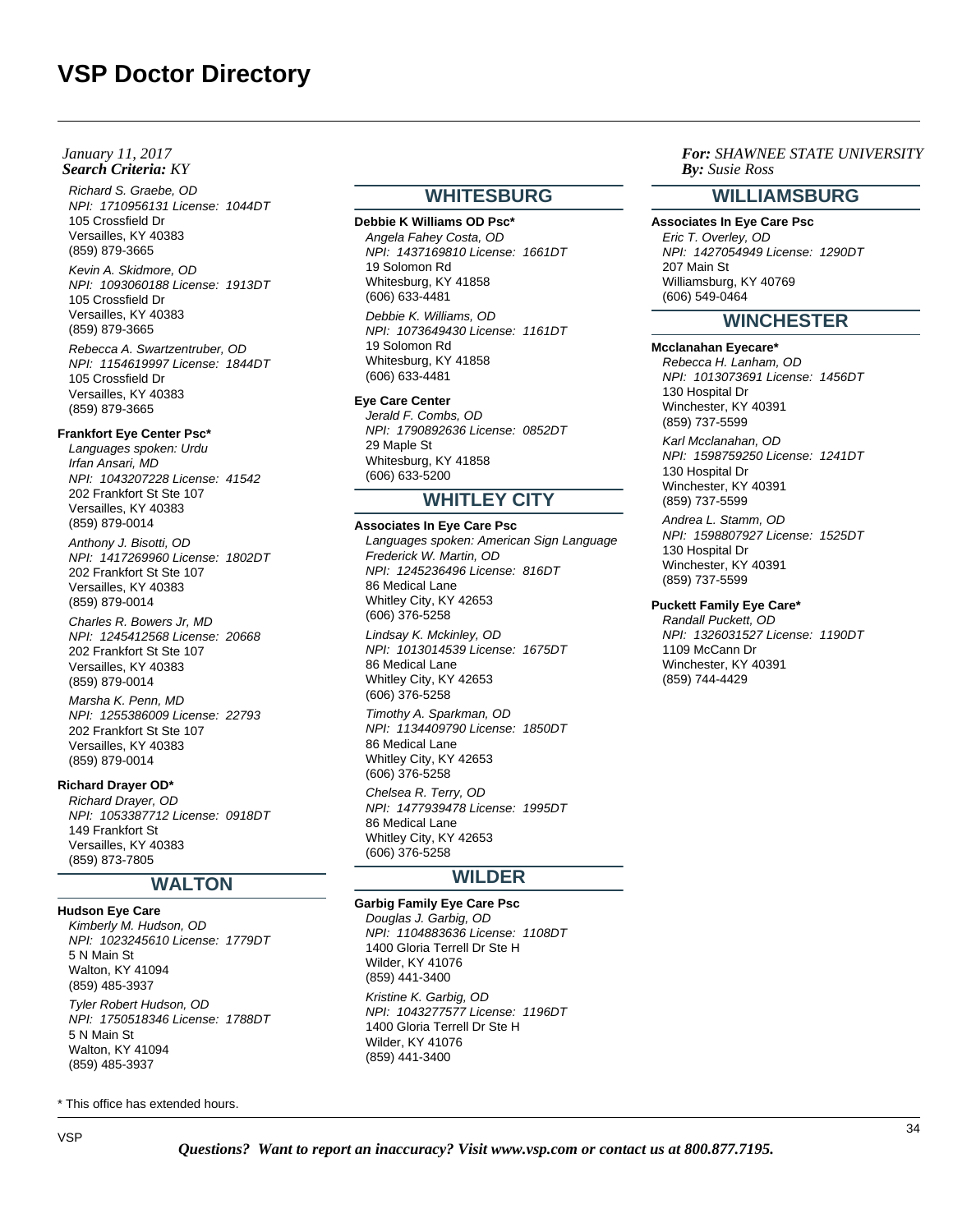# VSP Doctor Directory

*January 11, 2017*
***Search Criteria:*** *KY*

***For:*** *SHAWNEE STATE UNIVERSITY*
***By:*** *Susie Ross*

*Richard S. Graebe, OD*
*NPI: 1710956131 License: 1044DT*
105 Crossfield Dr
Versailles, KY 40383
(859) 879-3665

*Kevin A. Skidmore, OD*
*NPI: 1093060188 License: 1913DT*
105 Crossfield Dr
Versailles, KY 40383
(859) 879-3665

*Rebecca A. Swartzentruber, OD*
*NPI: 1154619997 License: 1844DT*
105 Crossfield Dr
Versailles, KY 40383
(859) 879-3665

**Frankfort Eye Center Psc***

*Languages spoken: Urdu*
*Irfan Ansari, MD*
*NPI: 1043207228 License: 41542*
202 Frankfort St Ste 107
Versailles, KY 40383
(859) 879-0014

*Anthony J. Bisotti, OD*
*NPI: 1417269960 License: 1802DT*
202 Frankfort St Ste 107
Versailles, KY 40383
(859) 879-0014

*Charles R. Bowers Jr, MD*
*NPI: 1245412568 License: 20668*
202 Frankfort St Ste 107
Versailles, KY 40383
(859) 879-0014

*Marsha K. Penn, MD*
*NPI: 1255386009 License: 22793*
202 Frankfort St Ste 107
Versailles, KY 40383
(859) 879-0014

**Richard Drayer OD***

*Richard Drayer, OD*
*NPI: 1053387712 License: 0918DT*
149 Frankfort St
Versailles, KY 40383
(859) 873-7805

## WALTON

**Hudson Eye Care**

*Kimberly M. Hudson, OD*
*NPI: 1023245610 License: 1779DT*
5 N Main St
Walton, KY 41094
(859) 485-3937

*Tyler Robert Hudson, OD*
*NPI: 1750518346 License: 1788DT*
5 N Main St
Walton, KY 41094
(859) 485-3937

## WHITESBURG

**Debbie K Williams OD Psc***

*Angela Fahey Costa, OD*
*NPI: 1437169810 License: 1661DT*
19 Solomon Rd
Whitesburg, KY 41858
(606) 633-4481

*Debbie K. Williams, OD*
*NPI: 1073649430 License: 1161DT*
19 Solomon Rd
Whitesburg, KY 41858
(606) 633-4481

**Eye Care Center**

*Jerald F. Combs, OD*
*NPI: 1790892636 License: 0852DT*
29 Maple St
Whitesburg, KY 41858
(606) 633-5200

## WHITLEY CITY

**Associates In Eye Care Psc**

*Languages spoken: American Sign Language*
*Frederick W. Martin, OD*
*NPI: 1245236496 License: 816DT*
86 Medical Lane
Whitley City, KY 42653
(606) 376-5258

*Lindsay K. Mckinley, OD*
*NPI: 1013014539 License: 1675DT*
86 Medical Lane
Whitley City, KY 42653
(606) 376-5258

*Timothy A. Sparkman, OD*
*NPI: 1134409790 License: 1850DT*
86 Medical Lane
Whitley City, KY 42653
(606) 376-5258

*Chelsea R. Terry, OD*
*NPI: 1477939478 License: 1995DT*
86 Medical Lane
Whitley City, KY 42653
(606) 376-5258

## WILDER

**Garbig Family Eye Care Psc**

*Douglas J. Garbig, OD*
*NPI: 1104883636 License: 1108DT*
1400 Gloria Terrell Dr Ste H
Wilder, KY 41076
(859) 441-3400

*Kristine K. Garbig, OD*
*NPI: 1043277577 License: 1196DT*
1400 Gloria Terrell Dr Ste H
Wilder, KY 41076
(859) 441-3400

## WILLIAMSBURG

**Associates In Eye Care Psc**

*Eric T. Overley, OD*
*NPI: 1427054949 License: 1290DT*
207 Main St
Williamsburg, KY 40769
(606) 549-0464

## WINCHESTER

**Mcclanahan Eyecare***

*Rebecca H. Lanham, OD*
*NPI: 1013073691 License: 1456DT*
130 Hospital Dr
Winchester, KY 40391
(859) 737-5599

*Karl Mcclanahan, OD*
*NPI: 1598759250 License: 1241DT*
130 Hospital Dr
Winchester, KY 40391
(859) 737-5599

*Andrea L. Stamm, OD*
*NPI: 1598807927 License: 1525DT*
130 Hospital Dr
Winchester, KY 40391
(859) 737-5599

**Puckett Family Eye Care***

*Randall Puckett, OD*
*NPI: 1326031527 License: 1190DT*
1109 McCann Dr
Winchester, KY 40391
(859) 744-4429

\* This office has extended hours.

***Questions? Want to report an inaccuracy? Visit www.vsp.com or contact us at 800.877.7195.***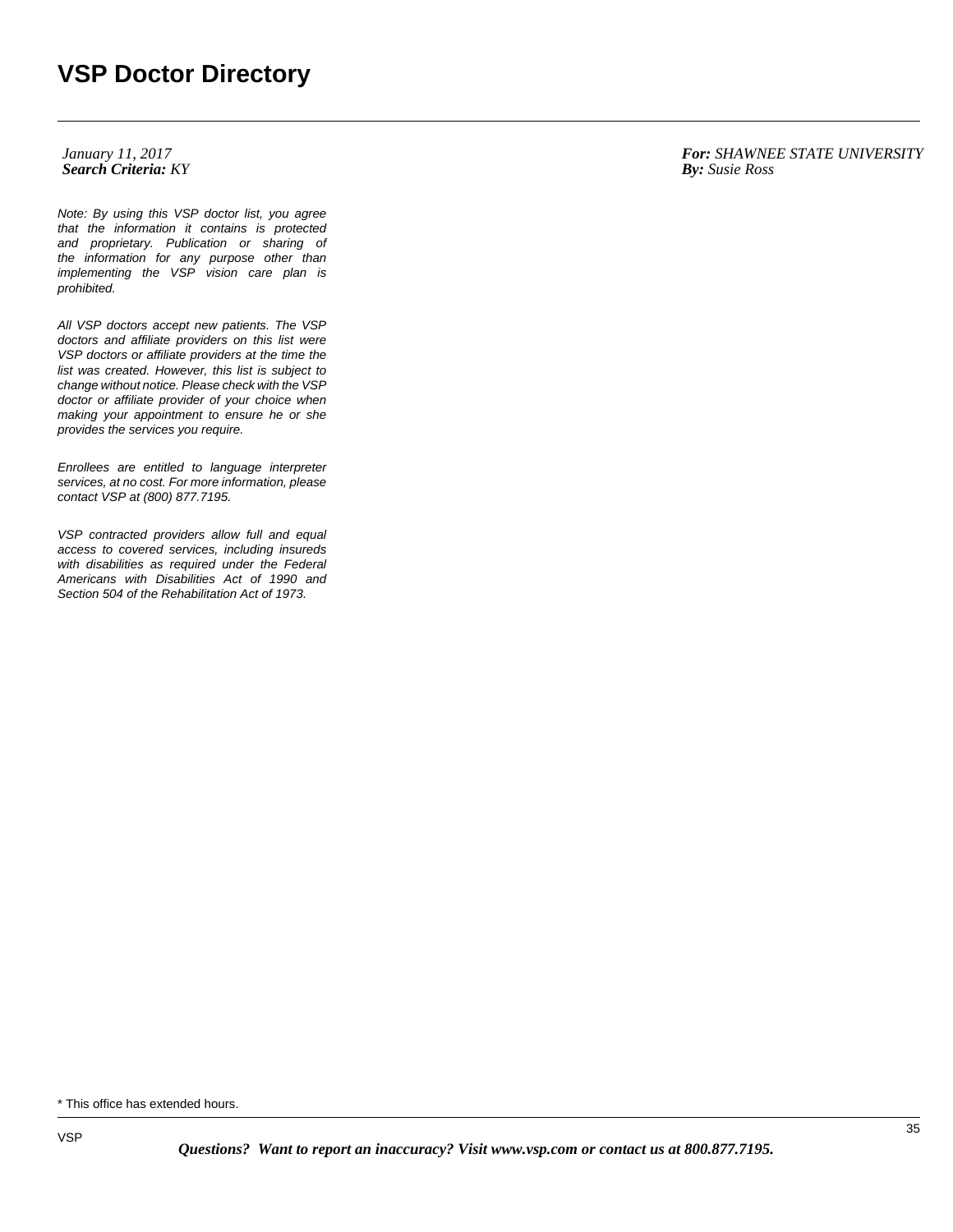# VSP Doctor Directory

*January 11, 2017*
***Search Criteria:** KY*

***For:** SHAWNEE STATE UNIVERSITY*
***By:** Susie Ross*

*Note: By using this VSP doctor list, you agree that the information it contains is protected and proprietary. Publication or sharing of the information for any purpose other than implementing the VSP vision care plan is prohibited.*

*All VSP doctors accept new patients. The VSP doctors and affiliate providers on this list were VSP doctors or affiliate providers at the time the list was created. However, this list is subject to change without notice. Please check with the VSP doctor or affiliate provider of your choice when making your appointment to ensure he or she provides the services you require.*

*Enrollees are entitled to language interpreter services, at no cost. For more information, please contact VSP at (800) 877.7195.*

*VSP contracted providers allow full and equal access to covered services, including insureds with disabilities as required under the Federal Americans with Disabilities Act of 1990 and Section 504 of the Rehabilitation Act of 1973.*

* This office has extended hours.

VSP

***Questions? Want to report an inaccuracy? Visit www.vsp.com or contact us at 800.877.7195.***